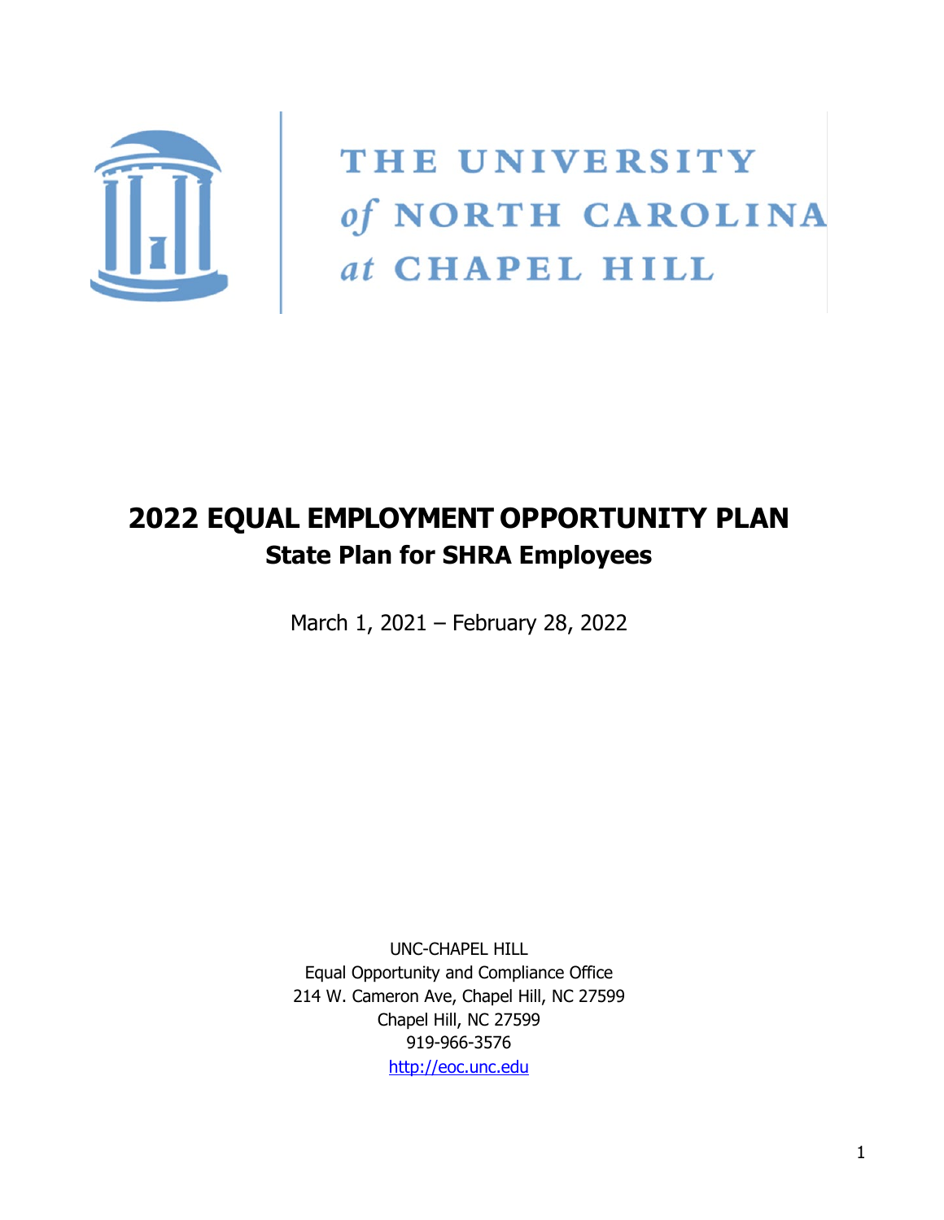THE UNIVERSITY *of* NORTH CAROLINA *at* CHAPEL HILL

# 2022 EQUAL EMPLOYMENT OPPORTUNITY PLAN

## State Plan for SHRA Employees

March 1, 2021 – February 28, 2022

UNC-CHAPEL HILL
Equal Opportunity and Compliance Office
214 W. Cameron Ave, Chapel Hill, NC 27599
Chapel Hill, NC 27599
919-966-3576
http://eoc.unc.edu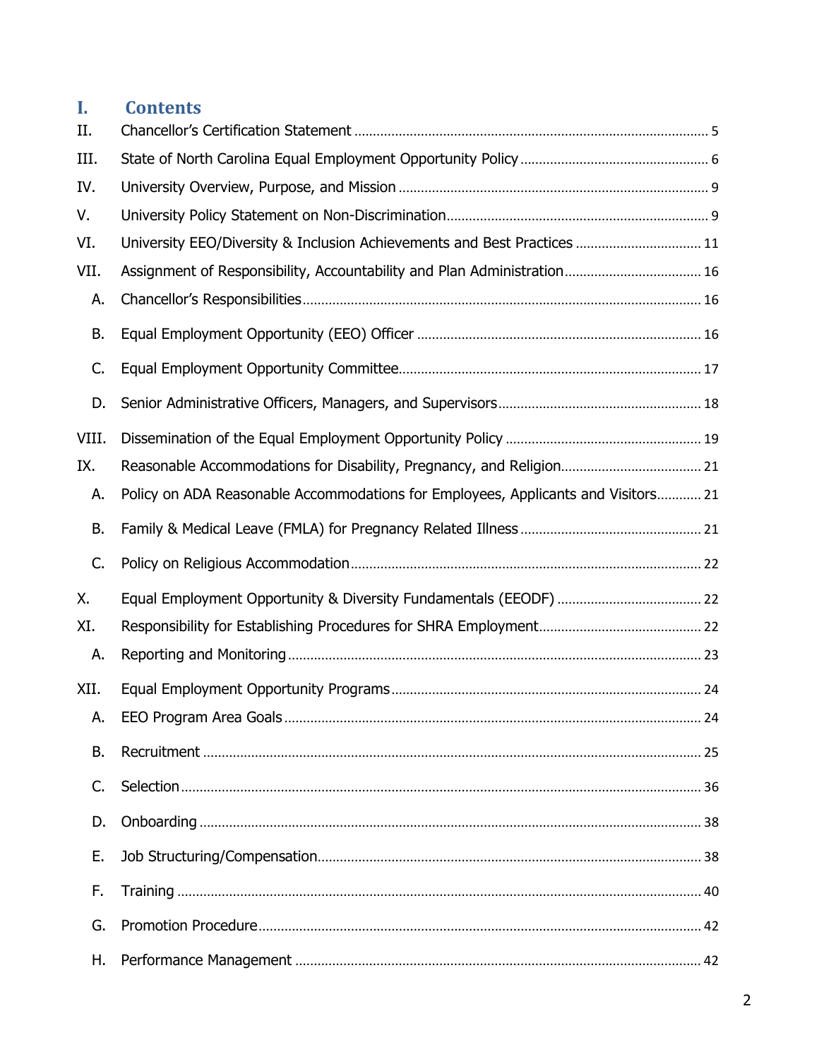# I. Contents

II. Chancellor's Certification Statement ... 5

III. State of North Carolina Equal Employment Opportunity Policy ... 6

IV. University Overview, Purpose, and Mission ... 9

V. University Policy Statement on Non-Discrimination ... 9

VI. University EEO/Diversity & Inclusion Achievements and Best Practices ... 11

VII. Assignment of Responsibility, Accountability and Plan Administration ... 16

- A. Chancellor's Responsibilities ... 16
- B. Equal Employment Opportunity (EEO) Officer ... 16
- C. Equal Employment Opportunity Committee ... 17
- D. Senior Administrative Officers, Managers, and Supervisors ... 18

VIII. Dissemination of the Equal Employment Opportunity Policy ... 19

IX. Reasonable Accommodations for Disability, Pregnancy, and Religion ... 21

- A. Policy on ADA Reasonable Accommodations for Employees, Applicants and Visitors ... 21
- B. Family & Medical Leave (FMLA) for Pregnancy Related Illness ... 21
- C. Policy on Religious Accommodation ... 22

X. Equal Employment Opportunity & Diversity Fundamentals (EEODF) ... 22

XI. Responsibility for Establishing Procedures for SHRA Employment ... 22

- A. Reporting and Monitoring ... 23

XII. Equal Employment Opportunity Programs ... 24

- A. EEO Program Area Goals ... 24
- B. Recruitment ... 25
- C. Selection ... 36
- D. Onboarding ... 38
- E. Job Structuring/Compensation ... 38
- F. Training ... 40
- G. Promotion Procedure ... 42
- H. Performance Management ... 42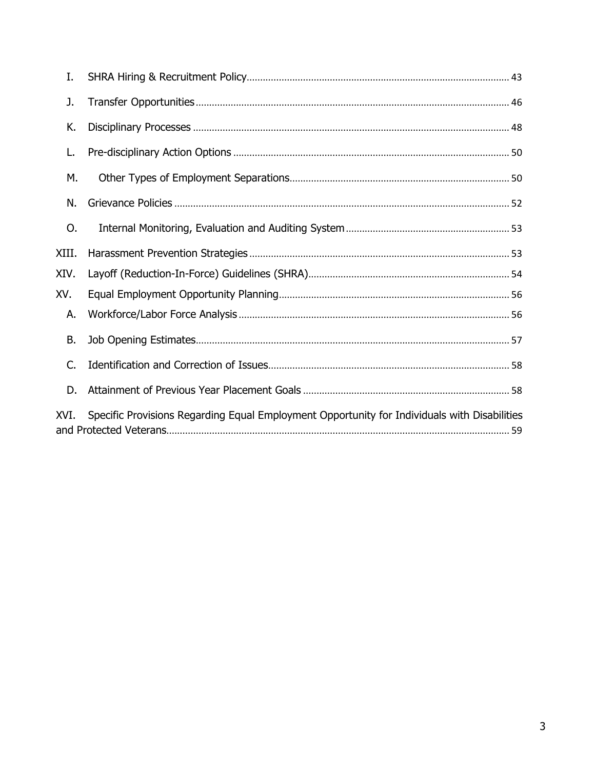I. SHRA Hiring & Recruitment Policy ..... 43

J. Transfer Opportunities ..... 46

K. Disciplinary Processes ..... 48

L. Pre-disciplinary Action Options ..... 50

M. Other Types of Employment Separations ..... 50

N. Grievance Policies ..... 52

O. Internal Monitoring, Evaluation and Auditing System ..... 53

XIII. Harassment Prevention Strategies ..... 53

XIV. Layoff (Reduction-In-Force) Guidelines (SHRA) ..... 54

XV. Equal Employment Opportunity Planning ..... 56

A. Workforce/Labor Force Analysis ..... 56

B. Job Opening Estimates ..... 57

C. Identification and Correction of Issues ..... 58

D. Attainment of Previous Year Placement Goals ..... 58

XVI. Specific Provisions Regarding Equal Employment Opportunity for Individuals with Disabilities and Protected Veterans ..... 59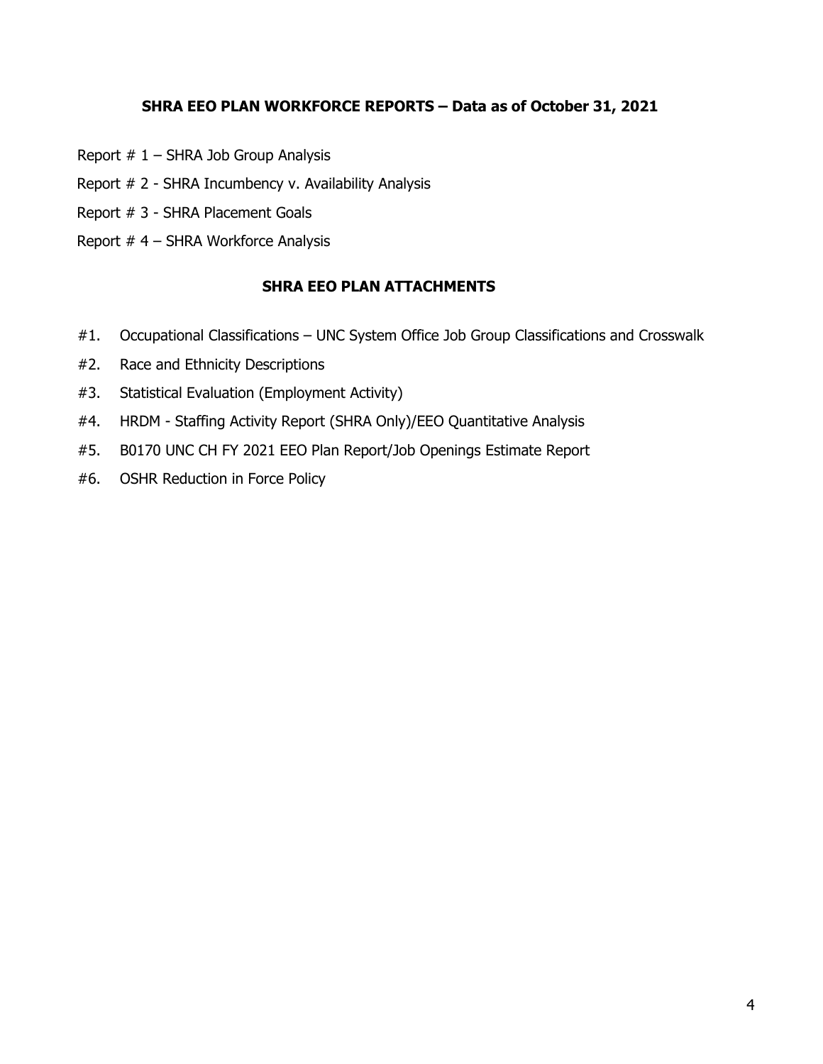## SHRA EEO PLAN WORKFORCE REPORTS – Data as of October 31, 2021

Report # 1 – SHRA Job Group Analysis

Report # 2 - SHRA Incumbency v. Availability Analysis

Report # 3 - SHRA Placement Goals

Report # 4 – SHRA Workforce Analysis

## SHRA EEO PLAN ATTACHMENTS

#1. Occupational Classifications – UNC System Office Job Group Classifications and Crosswalk

#2. Race and Ethnicity Descriptions

#3. Statistical Evaluation (Employment Activity)

#4. HRDM - Staffing Activity Report (SHRA Only)/EEO Quantitative Analysis

#5. B0170 UNC CH FY 2021 EEO Plan Report/Job Openings Estimate Report

#6. OSHR Reduction in Force Policy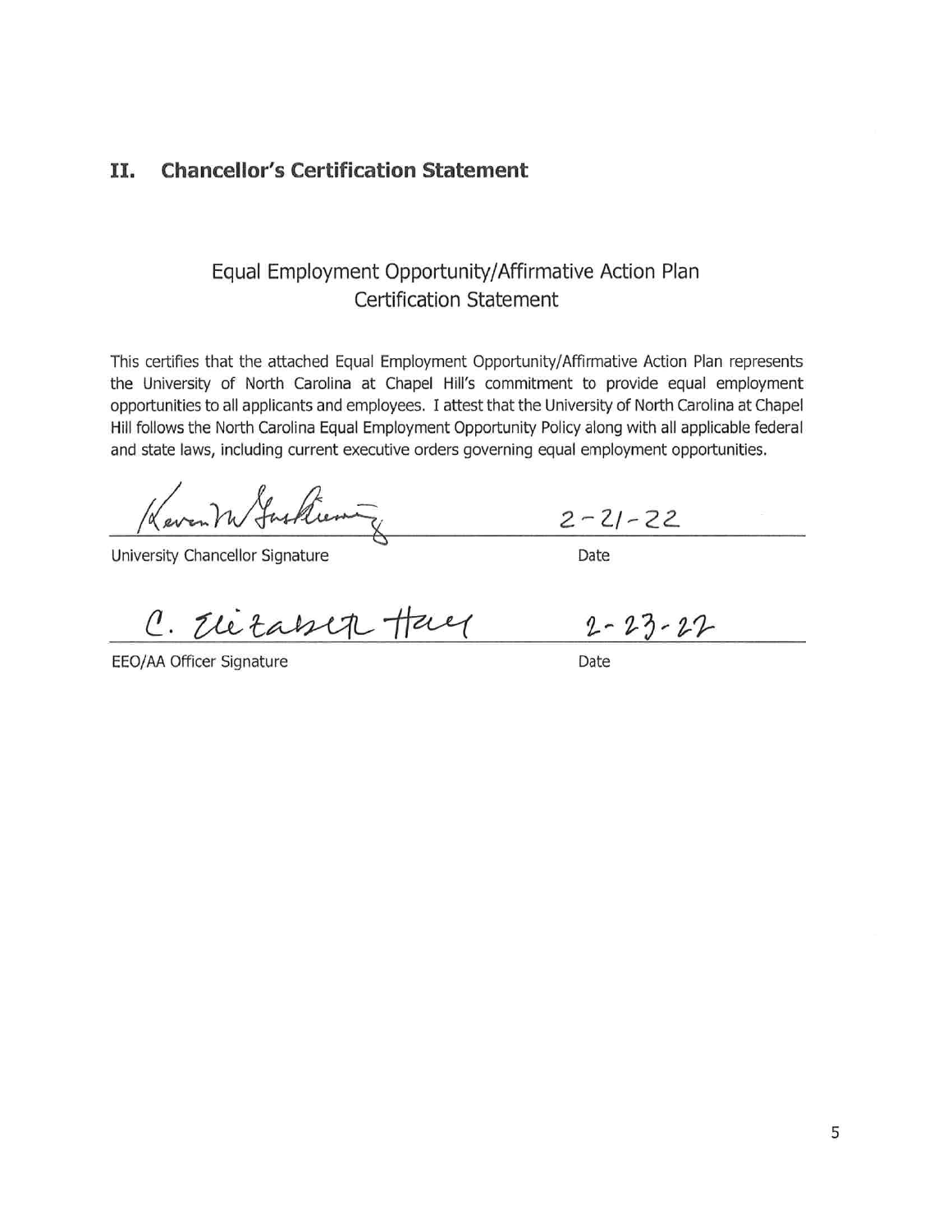## II. Chancellor's Certification Statement

### Equal Employment Opportunity/Affirmative Action Plan Certification Statement

This certifies that the attached Equal Employment Opportunity/Affirmative Action Plan represents the University of North Carolina at Chapel Hill's commitment to provide equal employment opportunities to all applicants and employees. I attest that the University of North Carolina at Chapel Hill follows the North Carolina Equal Employment Opportunity Policy along with all applicable federal and state laws, including current executive orders governing equal employment opportunities.

Kevin M Guskiewicz — 2-21-22

University Chancellor Signature — Date

C. Elizabeth Hall — 2-23-22

EEO/AA Officer Signature — Date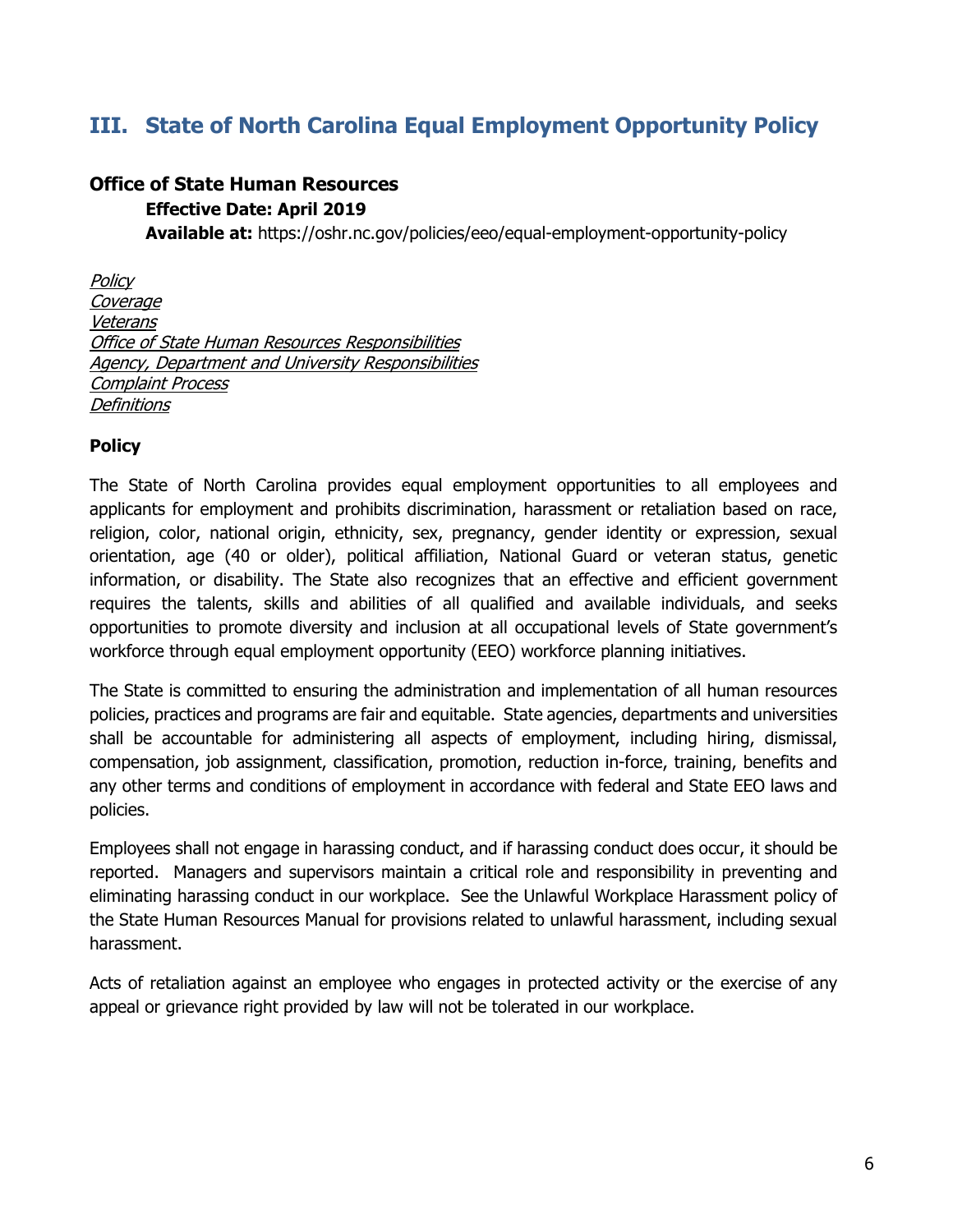## III. State of North Carolina Equal Employment Opportunity Policy

### Office of State Human Resources

**Effective Date: April 2019**

**Available at:** https://oshr.nc.gov/policies/eeo/equal-employment-opportunity-policy

*Policy*
*Coverage*
*Veterans*
*Office of State Human Resources Responsibilities*
*Agency, Department and University Responsibilities*
*Complaint Process*
*Definitions*

### Policy

The State of North Carolina provides equal employment opportunities to all employees and applicants for employment and prohibits discrimination, harassment or retaliation based on race, religion, color, national origin, ethnicity, sex, pregnancy, gender identity or expression, sexual orientation, age (40 or older), political affiliation, National Guard or veteran status, genetic information, or disability. The State also recognizes that an effective and efficient government requires the talents, skills and abilities of all qualified and available individuals, and seeks opportunities to promote diversity and inclusion at all occupational levels of State government's workforce through equal employment opportunity (EEO) workforce planning initiatives.

The State is committed to ensuring the administration and implementation of all human resources policies, practices and programs are fair and equitable. State agencies, departments and universities shall be accountable for administering all aspects of employment, including hiring, dismissal, compensation, job assignment, classification, promotion, reduction in-force, training, benefits and any other terms and conditions of employment in accordance with federal and State EEO laws and policies.

Employees shall not engage in harassing conduct, and if harassing conduct does occur, it should be reported. Managers and supervisors maintain a critical role and responsibility in preventing and eliminating harassing conduct in our workplace. See the Unlawful Workplace Harassment policy of the State Human Resources Manual for provisions related to unlawful harassment, including sexual harassment.

Acts of retaliation against an employee who engages in protected activity or the exercise of any appeal or grievance right provided by law will not be tolerated in our workplace.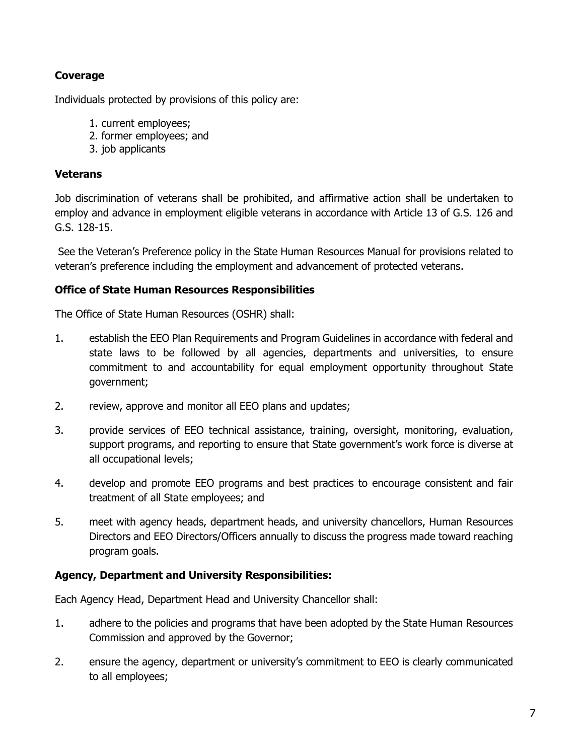**Coverage**

Individuals protected by provisions of this policy are:

1. current employees;
2. former employees; and
3. job applicants

**Veterans**

Job discrimination of veterans shall be prohibited, and affirmative action shall be undertaken to employ and advance in employment eligible veterans in accordance with Article 13 of G.S. 126 and G.S. 128-15.

See the Veteran's Preference policy in the State Human Resources Manual for provisions related to veteran's preference including the employment and advancement of protected veterans.

**Office of State Human Resources Responsibilities**

The Office of State Human Resources (OSHR) shall:

1. establish the EEO Plan Requirements and Program Guidelines in accordance with federal and state laws to be followed by all agencies, departments and universities, to ensure commitment to and accountability for equal employment opportunity throughout State government;
2. review, approve and monitor all EEO plans and updates;
3. provide services of EEO technical assistance, training, oversight, monitoring, evaluation, support programs, and reporting to ensure that State government's work force is diverse at all occupational levels;
4. develop and promote EEO programs and best practices to encourage consistent and fair treatment of all State employees; and
5. meet with agency heads, department heads, and university chancellors, Human Resources Directors and EEO Directors/Officers annually to discuss the progress made toward reaching program goals.

**Agency, Department and University Responsibilities:**

Each Agency Head, Department Head and University Chancellor shall:

1. adhere to the policies and programs that have been adopted by the State Human Resources Commission and approved by the Governor;
2. ensure the agency, department or university's commitment to EEO is clearly communicated to all employees;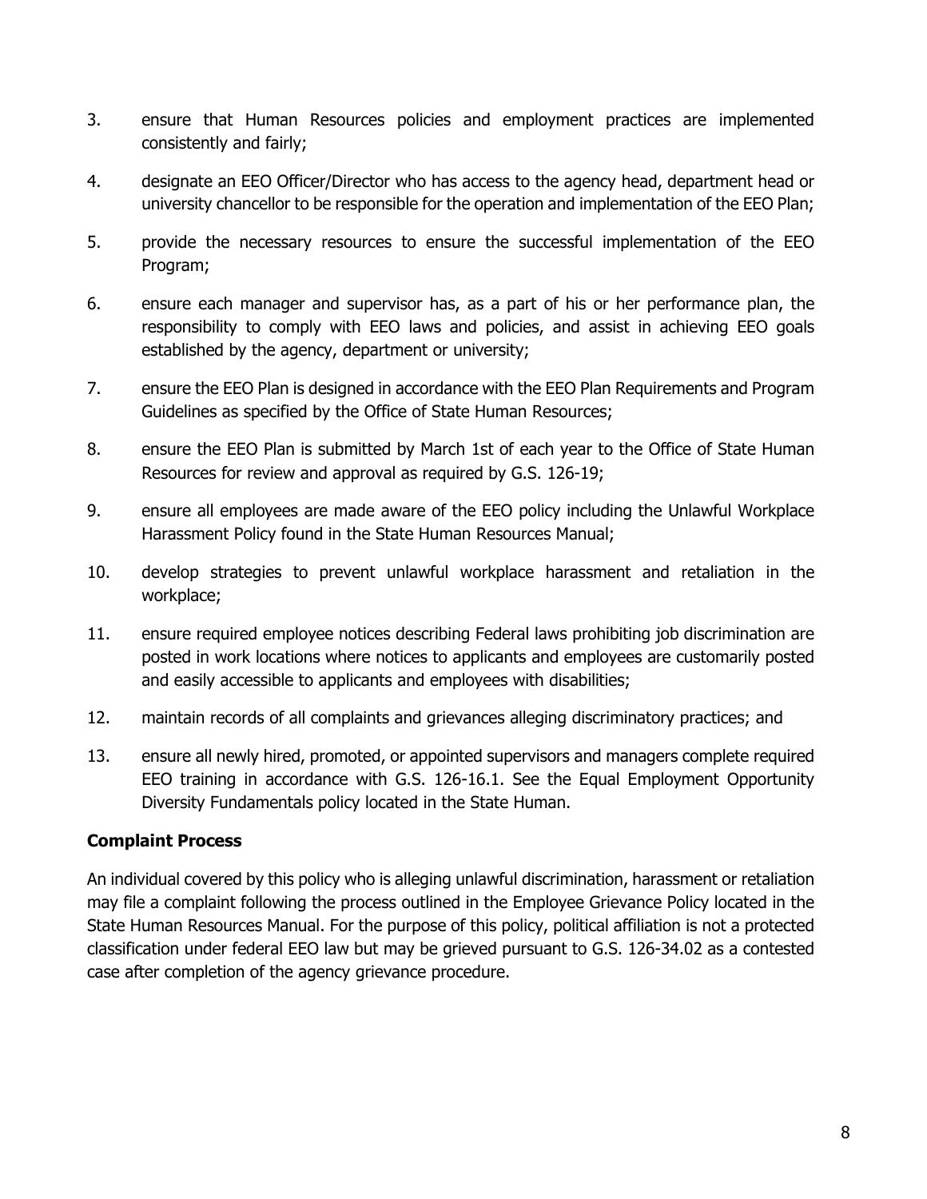3. ensure that Human Resources policies and employment practices are implemented consistently and fairly;
4. designate an EEO Officer/Director who has access to the agency head, department head or university chancellor to be responsible for the operation and implementation of the EEO Plan;
5. provide the necessary resources to ensure the successful implementation of the EEO Program;
6. ensure each manager and supervisor has, as a part of his or her performance plan, the responsibility to comply with EEO laws and policies, and assist in achieving EEO goals established by the agency, department or university;
7. ensure the EEO Plan is designed in accordance with the EEO Plan Requirements and Program Guidelines as specified by the Office of State Human Resources;
8. ensure the EEO Plan is submitted by March 1st of each year to the Office of State Human Resources for review and approval as required by G.S. 126-19;
9. ensure all employees are made aware of the EEO policy including the Unlawful Workplace Harassment Policy found in the State Human Resources Manual;
10. develop strategies to prevent unlawful workplace harassment and retaliation in the workplace;
11. ensure required employee notices describing Federal laws prohibiting job discrimination are posted in work locations where notices to applicants and employees are customarily posted and easily accessible to applicants and employees with disabilities;
12. maintain records of all complaints and grievances alleging discriminatory practices; and
13. ensure all newly hired, promoted, or appointed supervisors and managers complete required EEO training in accordance with G.S. 126-16.1. See the Equal Employment Opportunity Diversity Fundamentals policy located in the State Human.

**Complaint Process**

An individual covered by this policy who is alleging unlawful discrimination, harassment or retaliation may file a complaint following the process outlined in the Employee Grievance Policy located in the State Human Resources Manual. For the purpose of this policy, political affiliation is not a protected classification under federal EEO law but may be grieved pursuant to G.S. 126-34.02 as a contested case after completion of the agency grievance procedure.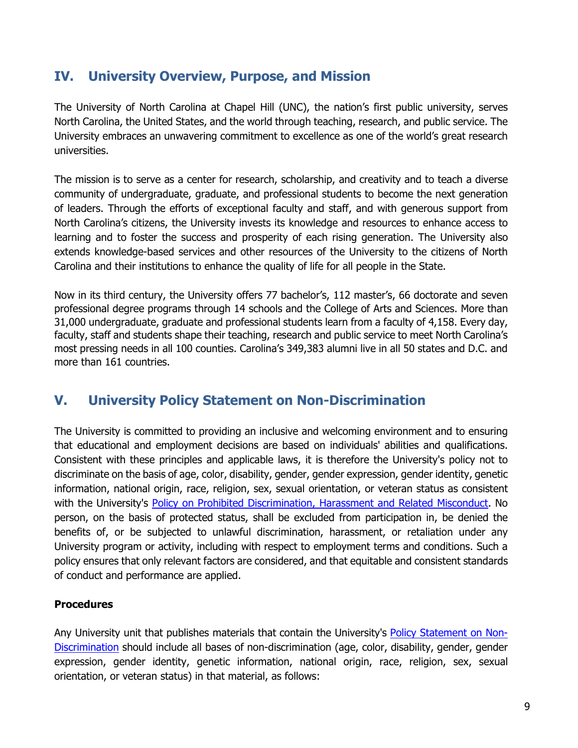## IV. University Overview, Purpose, and Mission

The University of North Carolina at Chapel Hill (UNC), the nation's first public university, serves North Carolina, the United States, and the world through teaching, research, and public service. The University embraces an unwavering commitment to excellence as one of the world's great research universities.

The mission is to serve as a center for research, scholarship, and creativity and to teach a diverse community of undergraduate, graduate, and professional students to become the next generation of leaders. Through the efforts of exceptional faculty and staff, and with generous support from North Carolina's citizens, the University invests its knowledge and resources to enhance access to learning and to foster the success and prosperity of each rising generation. The University also extends knowledge-based services and other resources of the University to the citizens of North Carolina and their institutions to enhance the quality of life for all people in the State.

Now in its third century, the University offers 77 bachelor's, 112 master's, 66 doctorate and seven professional degree programs through 14 schools and the College of Arts and Sciences. More than 31,000 undergraduate, graduate and professional students learn from a faculty of 4,158. Every day, faculty, staff and students shape their teaching, research and public service to meet North Carolina's most pressing needs in all 100 counties. Carolina's 349,383 alumni live in all 50 states and D.C. and more than 161 countries.

## V. University Policy Statement on Non-Discrimination

The University is committed to providing an inclusive and welcoming environment and to ensuring that educational and employment decisions are based on individuals' abilities and qualifications. Consistent with these principles and applicable laws, it is therefore the University's policy not to discriminate on the basis of age, color, disability, gender, gender expression, gender identity, genetic information, national origin, race, religion, sex, sexual orientation, or veteran status as consistent with the University's Policy on Prohibited Discrimination, Harassment and Related Misconduct. No person, on the basis of protected status, shall be excluded from participation in, be denied the benefits of, or be subjected to unlawful discrimination, harassment, or retaliation under any University program or activity, including with respect to employment terms and conditions. Such a policy ensures that only relevant factors are considered, and that equitable and consistent standards of conduct and performance are applied.

**Procedures**

Any University unit that publishes materials that contain the University's Policy Statement on Non-Discrimination should include all bases of non-discrimination (age, color, disability, gender, gender expression, gender identity, genetic information, national origin, race, religion, sex, sexual orientation, or veteran status) in that material, as follows: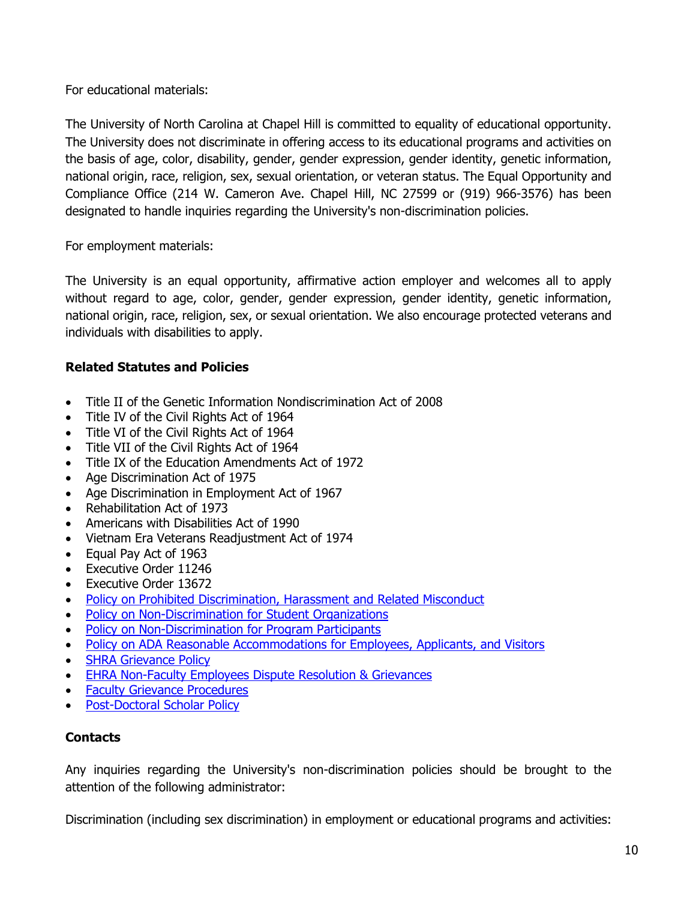For educational materials:

The University of North Carolina at Chapel Hill is committed to equality of educational opportunity. The University does not discriminate in offering access to its educational programs and activities on the basis of age, color, disability, gender, gender expression, gender identity, genetic information, national origin, race, religion, sex, sexual orientation, or veteran status. The Equal Opportunity and Compliance Office (214 W. Cameron Ave. Chapel Hill, NC 27599 or (919) 966-3576) has been designated to handle inquiries regarding the University's non-discrimination policies.

For employment materials:

The University is an equal opportunity, affirmative action employer and welcomes all to apply without regard to age, color, gender, gender expression, gender identity, genetic information, national origin, race, religion, sex, or sexual orientation. We also encourage protected veterans and individuals with disabilities to apply.

**Related Statutes and Policies**

- Title II of the Genetic Information Nondiscrimination Act of 2008
- Title IV of the Civil Rights Act of 1964
- Title VI of the Civil Rights Act of 1964
- Title VII of the Civil Rights Act of 1964
- Title IX of the Education Amendments Act of 1972
- Age Discrimination Act of 1975
- Age Discrimination in Employment Act of 1967
- Rehabilitation Act of 1973
- Americans with Disabilities Act of 1990
- Vietnam Era Veterans Readjustment Act of 1974
- Equal Pay Act of 1963
- Executive Order 11246
- Executive Order 13672
- Policy on Prohibited Discrimination, Harassment and Related Misconduct
- Policy on Non-Discrimination for Student Organizations
- Policy on Non-Discrimination for Program Participants
- Policy on ADA Reasonable Accommodations for Employees, Applicants, and Visitors
- SHRA Grievance Policy
- EHRA Non-Faculty Employees Dispute Resolution & Grievances
- Faculty Grievance Procedures
- Post-Doctoral Scholar Policy

**Contacts**

Any inquiries regarding the University's non-discrimination policies should be brought to the attention of the following administrator:

Discrimination (including sex discrimination) in employment or educational programs and activities: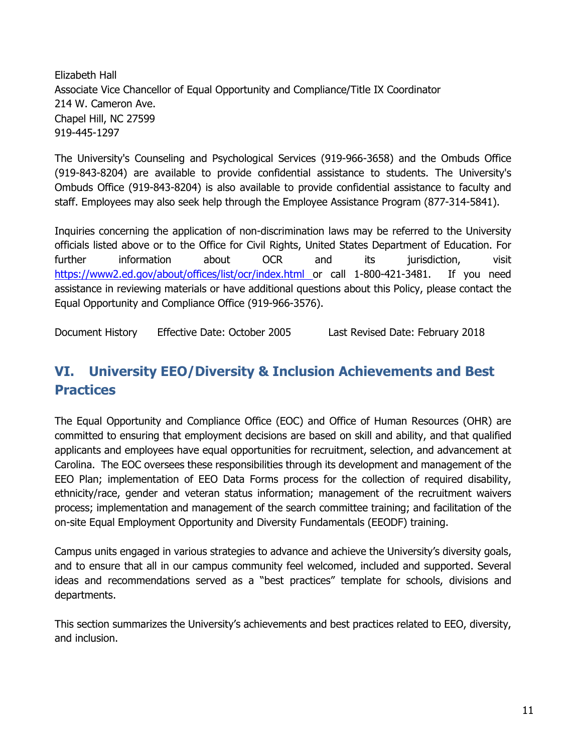Elizabeth Hall
Associate Vice Chancellor of Equal Opportunity and Compliance/Title IX Coordinator
214 W. Cameron Ave.
Chapel Hill, NC 27599
919-445-1297

The University's Counseling and Psychological Services (919-966-3658) and the Ombuds Office (919-843-8204) are available to provide confidential assistance to students. The University's Ombuds Office (919-843-8204) is also available to provide confidential assistance to faculty and staff. Employees may also seek help through the Employee Assistance Program (877-314-5841).

Inquiries concerning the application of non-discrimination laws may be referred to the University officials listed above or to the Office for Civil Rights, United States Department of Education. For further information about OCR and its jurisdiction, visit https://www2.ed.gov/about/offices/list/ocr/index.html or call 1-800-421-3481. If you need assistance in reviewing materials or have additional questions about this Policy, please contact the Equal Opportunity and Compliance Office (919-966-3576).

Document History Effective Date: October 2005 Last Revised Date: February 2018

## VI. University EEO/Diversity & Inclusion Achievements and Best Practices

The Equal Opportunity and Compliance Office (EOC) and Office of Human Resources (OHR) are committed to ensuring that employment decisions are based on skill and ability, and that qualified applicants and employees have equal opportunities for recruitment, selection, and advancement at Carolina. The EOC oversees these responsibilities through its development and management of the EEO Plan; implementation of EEO Data Forms process for the collection of required disability, ethnicity/race, gender and veteran status information; management of the recruitment waivers process; implementation and management of the search committee training; and facilitation of the on-site Equal Employment Opportunity and Diversity Fundamentals (EEODF) training.

Campus units engaged in various strategies to advance and achieve the University's diversity goals, and to ensure that all in our campus community feel welcomed, included and supported. Several ideas and recommendations served as a "best practices" template for schools, divisions and departments.

This section summarizes the University's achievements and best practices related to EEO, diversity, and inclusion.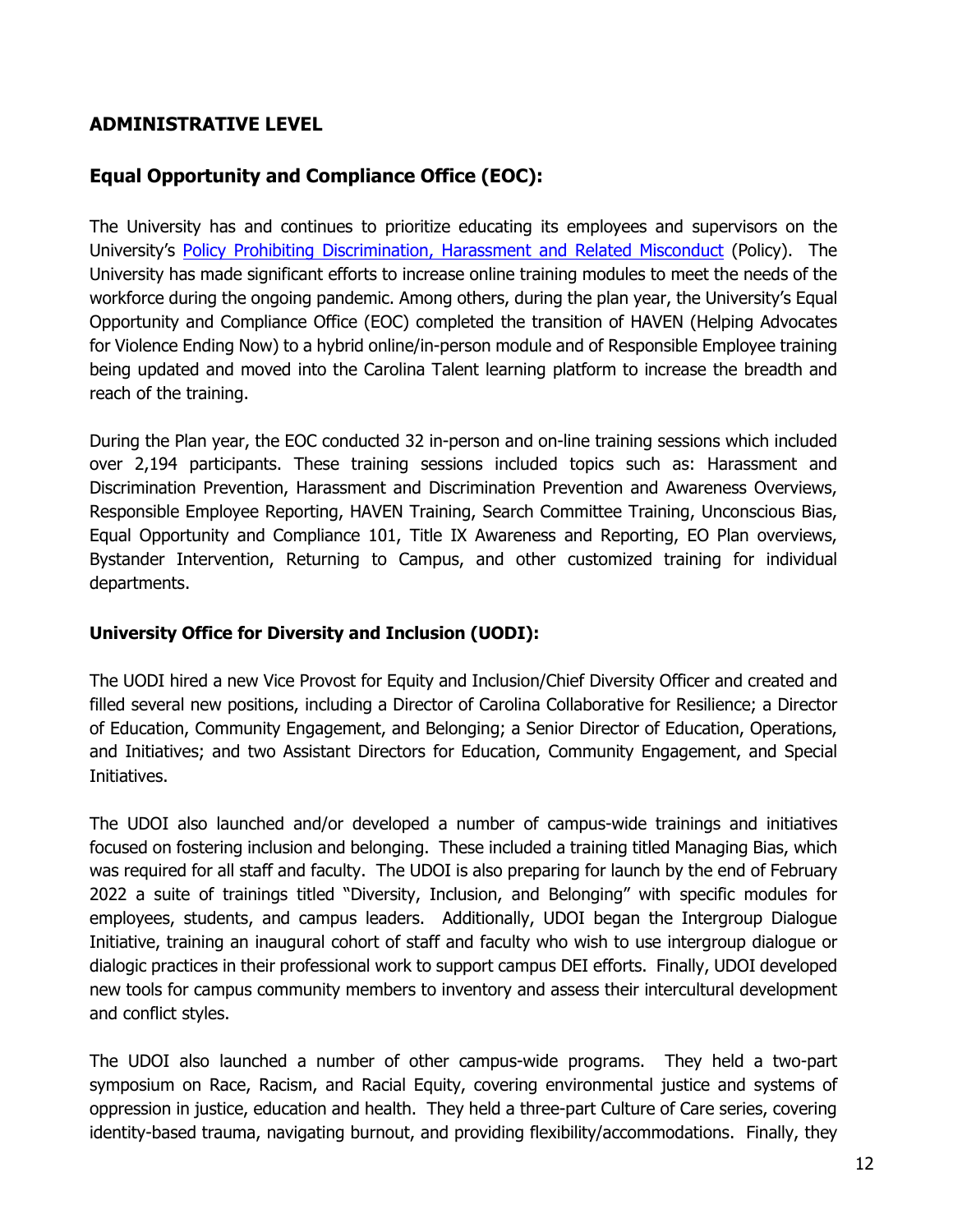## ADMINISTRATIVE LEVEL

### Equal Opportunity and Compliance Office (EOC):

The University has and continues to prioritize educating its employees and supervisors on the University's Policy Prohibiting Discrimination, Harassment and Related Misconduct (Policy). The University has made significant efforts to increase online training modules to meet the needs of the workforce during the ongoing pandemic. Among others, during the plan year, the University's Equal Opportunity and Compliance Office (EOC) completed the transition of HAVEN (Helping Advocates for Violence Ending Now) to a hybrid online/in-person module and of Responsible Employee training being updated and moved into the Carolina Talent learning platform to increase the breadth and reach of the training.

During the Plan year, the EOC conducted 32 in-person and on-line training sessions which included over 2,194 participants. These training sessions included topics such as: Harassment and Discrimination Prevention, Harassment and Discrimination Prevention and Awareness Overviews, Responsible Employee Reporting, HAVEN Training, Search Committee Training, Unconscious Bias, Equal Opportunity and Compliance 101, Title IX Awareness and Reporting, EO Plan overviews, Bystander Intervention, Returning to Campus, and other customized training for individual departments.

**University Office for Diversity and Inclusion (UODI):**

The UODI hired a new Vice Provost for Equity and Inclusion/Chief Diversity Officer and created and filled several new positions, including a Director of Carolina Collaborative for Resilience; a Director of Education, Community Engagement, and Belonging; a Senior Director of Education, Operations, and Initiatives; and two Assistant Directors for Education, Community Engagement, and Special Initiatives.

The UDOI also launched and/or developed a number of campus-wide trainings and initiatives focused on fostering inclusion and belonging. These included a training titled Managing Bias, which was required for all staff and faculty. The UDOI is also preparing for launch by the end of February 2022 a suite of trainings titled "Diversity, Inclusion, and Belonging" with specific modules for employees, students, and campus leaders. Additionally, UDOI began the Intergroup Dialogue Initiative, training an inaugural cohort of staff and faculty who wish to use intergroup dialogue or dialogic practices in their professional work to support campus DEI efforts. Finally, UDOI developed new tools for campus community members to inventory and assess their intercultural development and conflict styles.

The UDOI also launched a number of other campus-wide programs. They held a two-part symposium on Race, Racism, and Racial Equity, covering environmental justice and systems of oppression in justice, education and health. They held a three-part Culture of Care series, covering identity-based trauma, navigating burnout, and providing flexibility/accommodations. Finally, they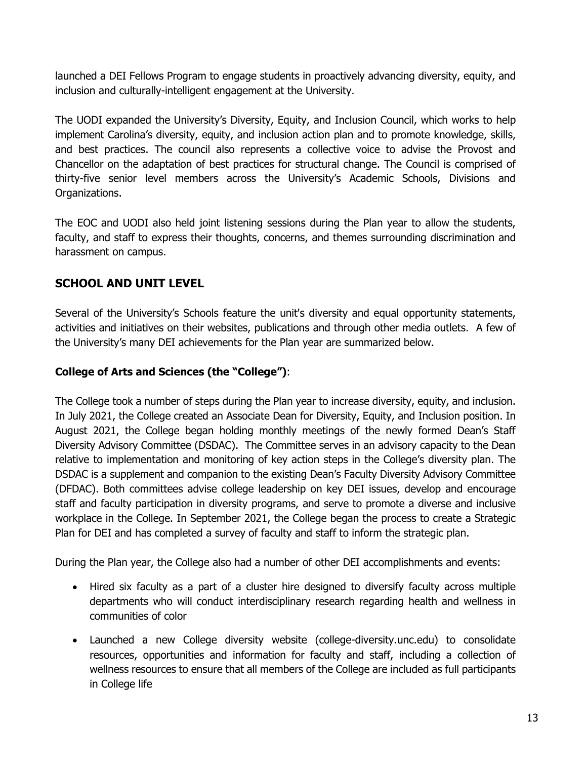launched a DEI Fellows Program to engage students in proactively advancing diversity, equity, and inclusion and culturally-intelligent engagement at the University.

The UODI expanded the University's Diversity, Equity, and Inclusion Council, which works to help implement Carolina's diversity, equity, and inclusion action plan and to promote knowledge, skills, and best practices. The council also represents a collective voice to advise the Provost and Chancellor on the adaptation of best practices for structural change. The Council is comprised of thirty-five senior level members across the University's Academic Schools, Divisions and Organizations.

The EOC and UODI also held joint listening sessions during the Plan year to allow the students, faculty, and staff to express their thoughts, concerns, and themes surrounding discrimination and harassment on campus.

## SCHOOL AND UNIT LEVEL

Several of the University's Schools feature the unit's diversity and equal opportunity statements, activities and initiatives on their websites, publications and through other media outlets. A few of the University's many DEI achievements for the Plan year are summarized below.

### College of Arts and Sciences (the "College"):

The College took a number of steps during the Plan year to increase diversity, equity, and inclusion. In July 2021, the College created an Associate Dean for Diversity, Equity, and Inclusion position. In August 2021, the College began holding monthly meetings of the newly formed Dean's Staff Diversity Advisory Committee (DSDAC). The Committee serves in an advisory capacity to the Dean relative to implementation and monitoring of key action steps in the College's diversity plan. The DSDAC is a supplement and companion to the existing Dean's Faculty Diversity Advisory Committee (DFDAC). Both committees advise college leadership on key DEI issues, develop and encourage staff and faculty participation in diversity programs, and serve to promote a diverse and inclusive workplace in the College. In September 2021, the College began the process to create a Strategic Plan for DEI and has completed a survey of faculty and staff to inform the strategic plan.

During the Plan year, the College also had a number of other DEI accomplishments and events:

- Hired six faculty as a part of a cluster hire designed to diversify faculty across multiple departments who will conduct interdisciplinary research regarding health and wellness in communities of color
- Launched a new College diversity website (college-diversity.unc.edu) to consolidate resources, opportunities and information for faculty and staff, including a collection of wellness resources to ensure that all members of the College are included as full participants in College life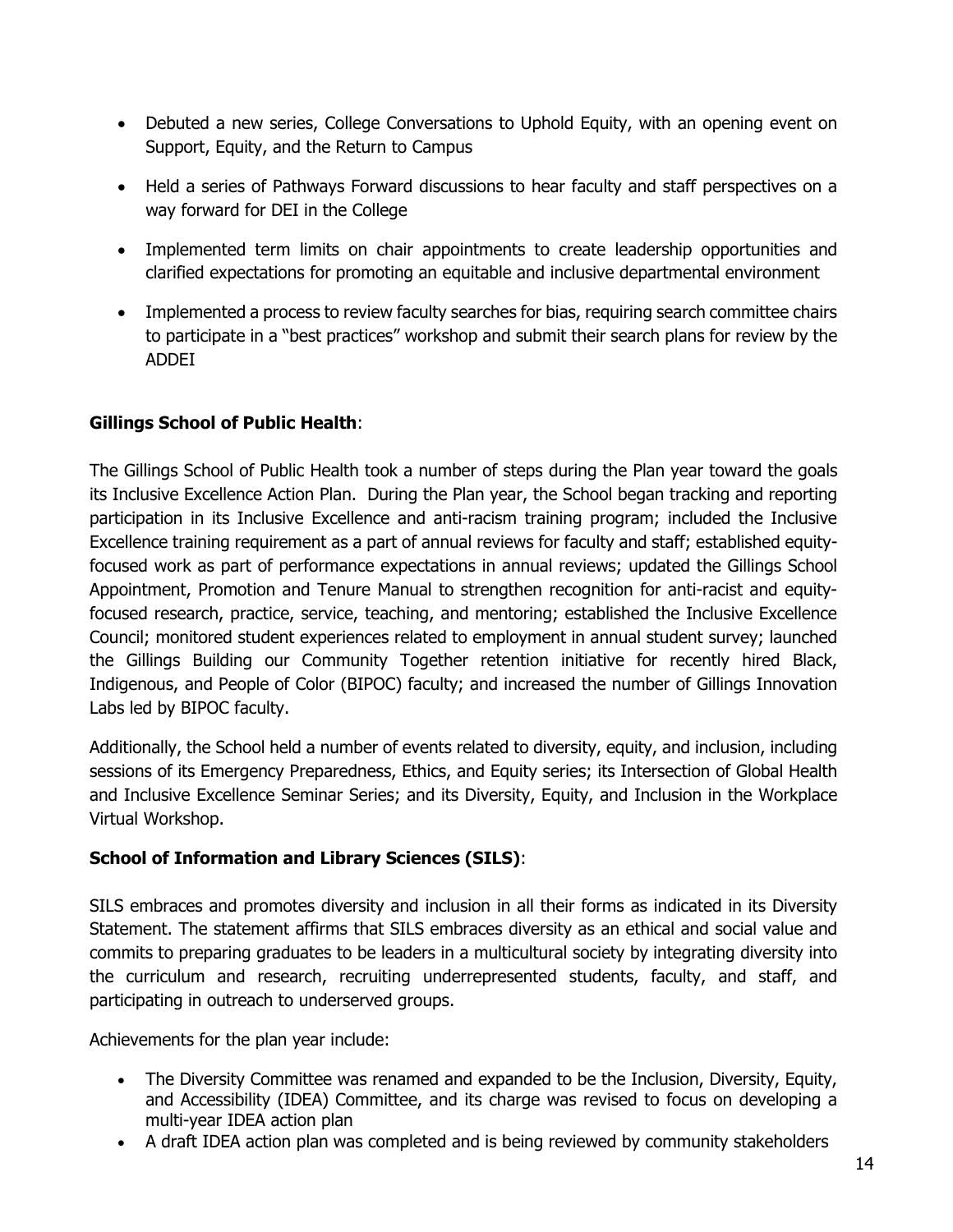- Debuted a new series, College Conversations to Uphold Equity, with an opening event on Support, Equity, and the Return to Campus
- Held a series of Pathways Forward discussions to hear faculty and staff perspectives on a way forward for DEI in the College
- Implemented term limits on chair appointments to create leadership opportunities and clarified expectations for promoting an equitable and inclusive departmental environment
- Implemented a process to review faculty searches for bias, requiring search committee chairs to participate in a "best practices" workshop and submit their search plans for review by the ADDEI

**Gillings School of Public Health**:

The Gillings School of Public Health took a number of steps during the Plan year toward the goals its Inclusive Excellence Action Plan. During the Plan year, the School began tracking and reporting participation in its Inclusive Excellence and anti-racism training program; included the Inclusive Excellence training requirement as a part of annual reviews for faculty and staff; established equity-focused work as part of performance expectations in annual reviews; updated the Gillings School Appointment, Promotion and Tenure Manual to strengthen recognition for anti-racist and equity-focused research, practice, service, teaching, and mentoring; established the Inclusive Excellence Council; monitored student experiences related to employment in annual student survey; launched the Gillings Building our Community Together retention initiative for recently hired Black, Indigenous, and People of Color (BIPOC) faculty; and increased the number of Gillings Innovation Labs led by BIPOC faculty.

Additionally, the School held a number of events related to diversity, equity, and inclusion, including sessions of its Emergency Preparedness, Ethics, and Equity series; its Intersection of Global Health and Inclusive Excellence Seminar Series; and its Diversity, Equity, and Inclusion in the Workplace Virtual Workshop.

**School of Information and Library Sciences (SILS)**:

SILS embraces and promotes diversity and inclusion in all their forms as indicated in its Diversity Statement. The statement affirms that SILS embraces diversity as an ethical and social value and commits to preparing graduates to be leaders in a multicultural society by integrating diversity into the curriculum and research, recruiting underrepresented students, faculty, and staff, and participating in outreach to underserved groups.

Achievements for the plan year include:

- The Diversity Committee was renamed and expanded to be the Inclusion, Diversity, Equity, and Accessibility (IDEA) Committee, and its charge was revised to focus on developing a multi-year IDEA action plan
- A draft IDEA action plan was completed and is being reviewed by community stakeholders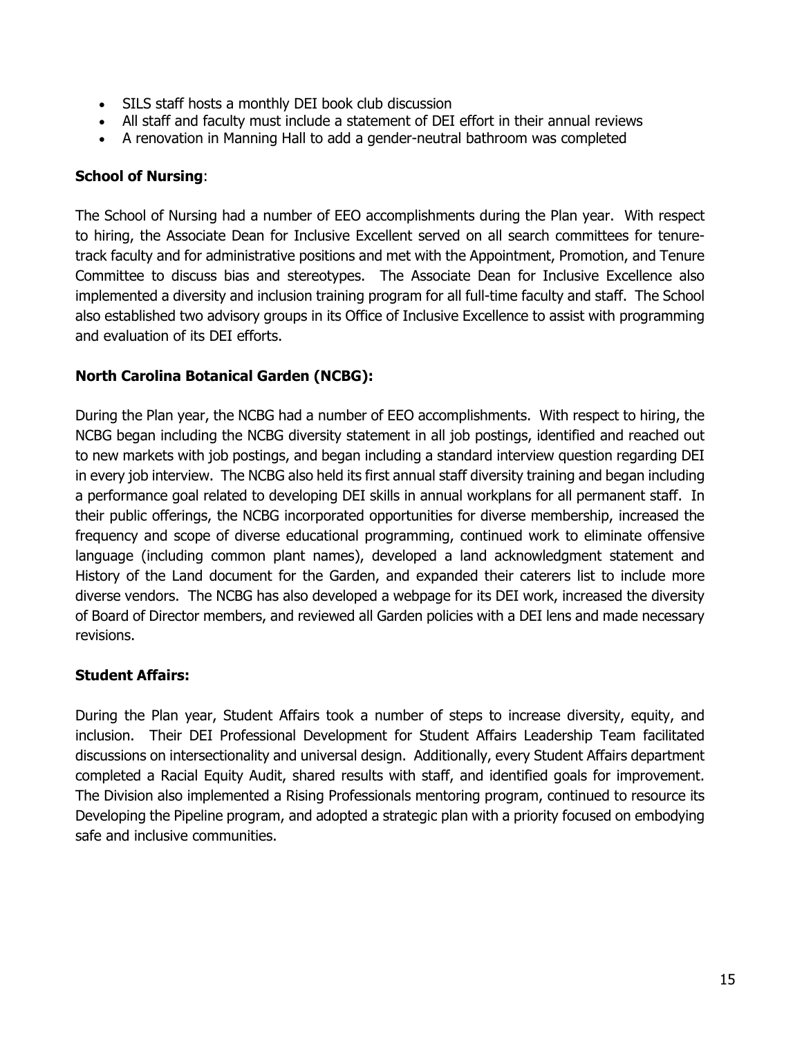- SILS staff hosts a monthly DEI book club discussion
- All staff and faculty must include a statement of DEI effort in their annual reviews
- A renovation in Manning Hall to add a gender-neutral bathroom was completed

**School of Nursing**:

The School of Nursing had a number of EEO accomplishments during the Plan year. With respect to hiring, the Associate Dean for Inclusive Excellent served on all search committees for tenure-track faculty and for administrative positions and met with the Appointment, Promotion, and Tenure Committee to discuss bias and stereotypes. The Associate Dean for Inclusive Excellence also implemented a diversity and inclusion training program for all full-time faculty and staff. The School also established two advisory groups in its Office of Inclusive Excellence to assist with programming and evaluation of its DEI efforts.

**North Carolina Botanical Garden (NCBG):**

During the Plan year, the NCBG had a number of EEO accomplishments. With respect to hiring, the NCBG began including the NCBG diversity statement in all job postings, identified and reached out to new markets with job postings, and began including a standard interview question regarding DEI in every job interview. The NCBG also held its first annual staff diversity training and began including a performance goal related to developing DEI skills in annual workplans for all permanent staff. In their public offerings, the NCBG incorporated opportunities for diverse membership, increased the frequency and scope of diverse educational programming, continued work to eliminate offensive language (including common plant names), developed a land acknowledgment statement and History of the Land document for the Garden, and expanded their caterers list to include more diverse vendors. The NCBG has also developed a webpage for its DEI work, increased the diversity of Board of Director members, and reviewed all Garden policies with a DEI lens and made necessary revisions.

**Student Affairs:**

During the Plan year, Student Affairs took a number of steps to increase diversity, equity, and inclusion. Their DEI Professional Development for Student Affairs Leadership Team facilitated discussions on intersectionality and universal design. Additionally, every Student Affairs department completed a Racial Equity Audit, shared results with staff, and identified goals for improvement. The Division also implemented a Rising Professionals mentoring program, continued to resource its Developing the Pipeline program, and adopted a strategic plan with a priority focused on embodying safe and inclusive communities.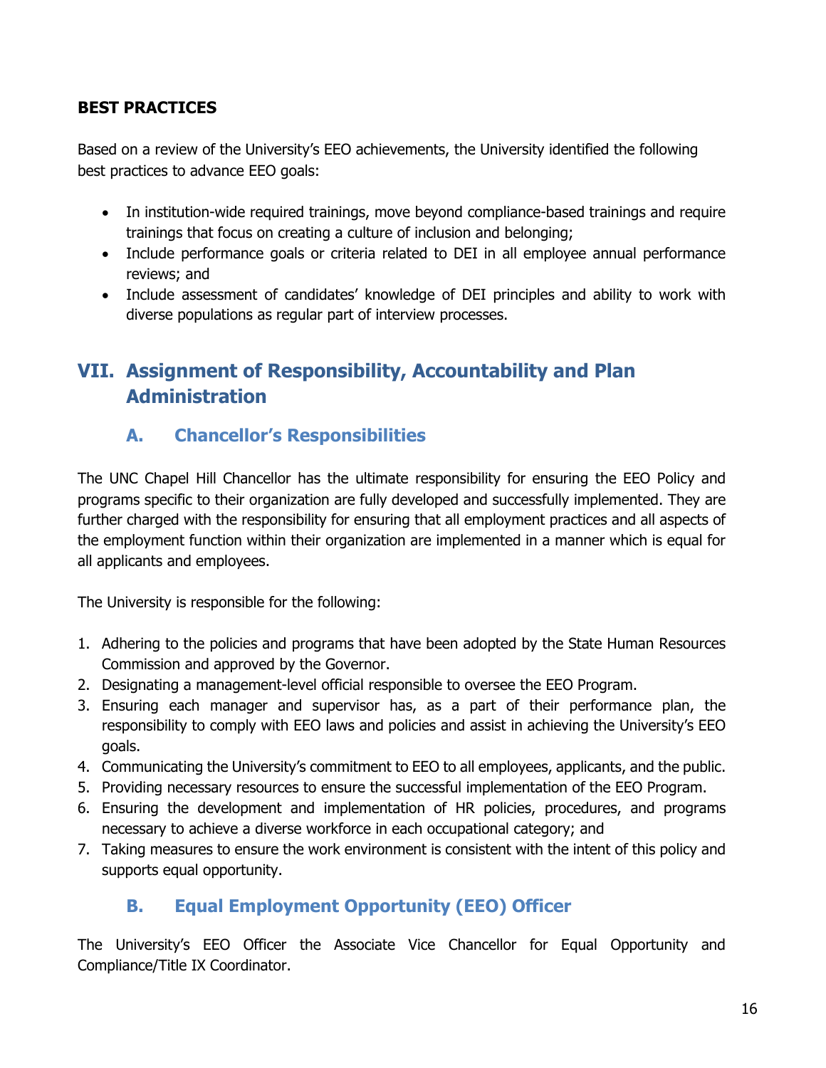**BEST PRACTICES**

Based on a review of the University's EEO achievements, the University identified the following best practices to advance EEO goals:

- In institution-wide required trainings, move beyond compliance-based trainings and require trainings that focus on creating a culture of inclusion and belonging;
- Include performance goals or criteria related to DEI in all employee annual performance reviews; and
- Include assessment of candidates' knowledge of DEI principles and ability to work with diverse populations as regular part of interview processes.

## VII. Assignment of Responsibility, Accountability and Plan Administration

### A. Chancellor's Responsibilities

The UNC Chapel Hill Chancellor has the ultimate responsibility for ensuring the EEO Policy and programs specific to their organization are fully developed and successfully implemented. They are further charged with the responsibility for ensuring that all employment practices and all aspects of the employment function within their organization are implemented in a manner which is equal for all applicants and employees.

The University is responsible for the following:

1. Adhering to the policies and programs that have been adopted by the State Human Resources Commission and approved by the Governor.
2. Designating a management-level official responsible to oversee the EEO Program.
3. Ensuring each manager and supervisor has, as a part of their performance plan, the responsibility to comply with EEO laws and policies and assist in achieving the University's EEO goals.
4. Communicating the University's commitment to EEO to all employees, applicants, and the public.
5. Providing necessary resources to ensure the successful implementation of the EEO Program.
6. Ensuring the development and implementation of HR policies, procedures, and programs necessary to achieve a diverse workforce in each occupational category; and
7. Taking measures to ensure the work environment is consistent with the intent of this policy and supports equal opportunity.

### B. Equal Employment Opportunity (EEO) Officer

The University's EEO Officer the Associate Vice Chancellor for Equal Opportunity and Compliance/Title IX Coordinator.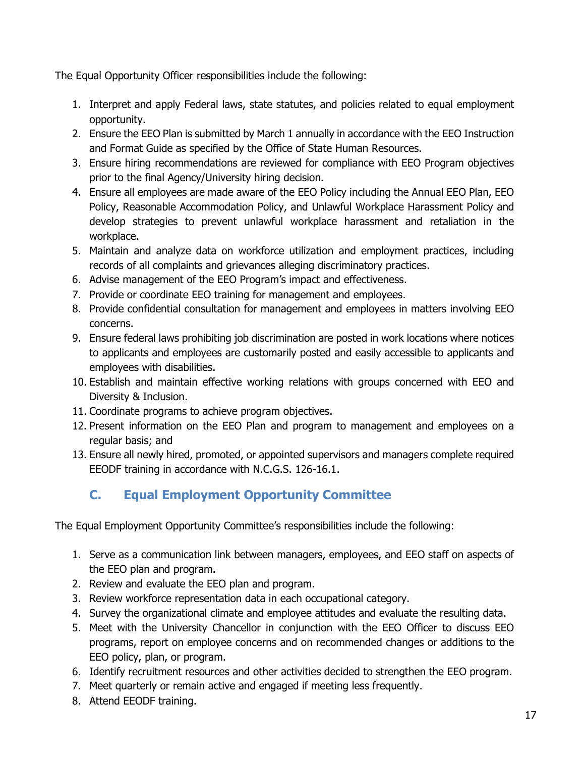The Equal Opportunity Officer responsibilities include the following:

1. Interpret and apply Federal laws, state statutes, and policies related to equal employment opportunity.
2. Ensure the EEO Plan is submitted by March 1 annually in accordance with the EEO Instruction and Format Guide as specified by the Office of State Human Resources.
3. Ensure hiring recommendations are reviewed for compliance with EEO Program objectives prior to the final Agency/University hiring decision.
4. Ensure all employees are made aware of the EEO Policy including the Annual EEO Plan, EEO Policy, Reasonable Accommodation Policy, and Unlawful Workplace Harassment Policy and develop strategies to prevent unlawful workplace harassment and retaliation in the workplace.
5. Maintain and analyze data on workforce utilization and employment practices, including records of all complaints and grievances alleging discriminatory practices.
6. Advise management of the EEO Program's impact and effectiveness.
7. Provide or coordinate EEO training for management and employees.
8. Provide confidential consultation for management and employees in matters involving EEO concerns.
9. Ensure federal laws prohibiting job discrimination are posted in work locations where notices to applicants and employees are customarily posted and easily accessible to applicants and employees with disabilities.
10. Establish and maintain effective working relations with groups concerned with EEO and Diversity & Inclusion.
11. Coordinate programs to achieve program objectives.
12. Present information on the EEO Plan and program to management and employees on a regular basis; and
13. Ensure all newly hired, promoted, or appointed supervisors and managers complete required EEODF training in accordance with N.C.G.S. 126-16.1.

## C. Equal Employment Opportunity Committee

The Equal Employment Opportunity Committee's responsibilities include the following:

1. Serve as a communication link between managers, employees, and EEO staff on aspects of the EEO plan and program.
2. Review and evaluate the EEO plan and program.
3. Review workforce representation data in each occupational category.
4. Survey the organizational climate and employee attitudes and evaluate the resulting data.
5. Meet with the University Chancellor in conjunction with the EEO Officer to discuss EEO programs, report on employee concerns and on recommended changes or additions to the EEO policy, plan, or program.
6. Identify recruitment resources and other activities decided to strengthen the EEO program.
7. Meet quarterly or remain active and engaged if meeting less frequently.
8. Attend EEODF training.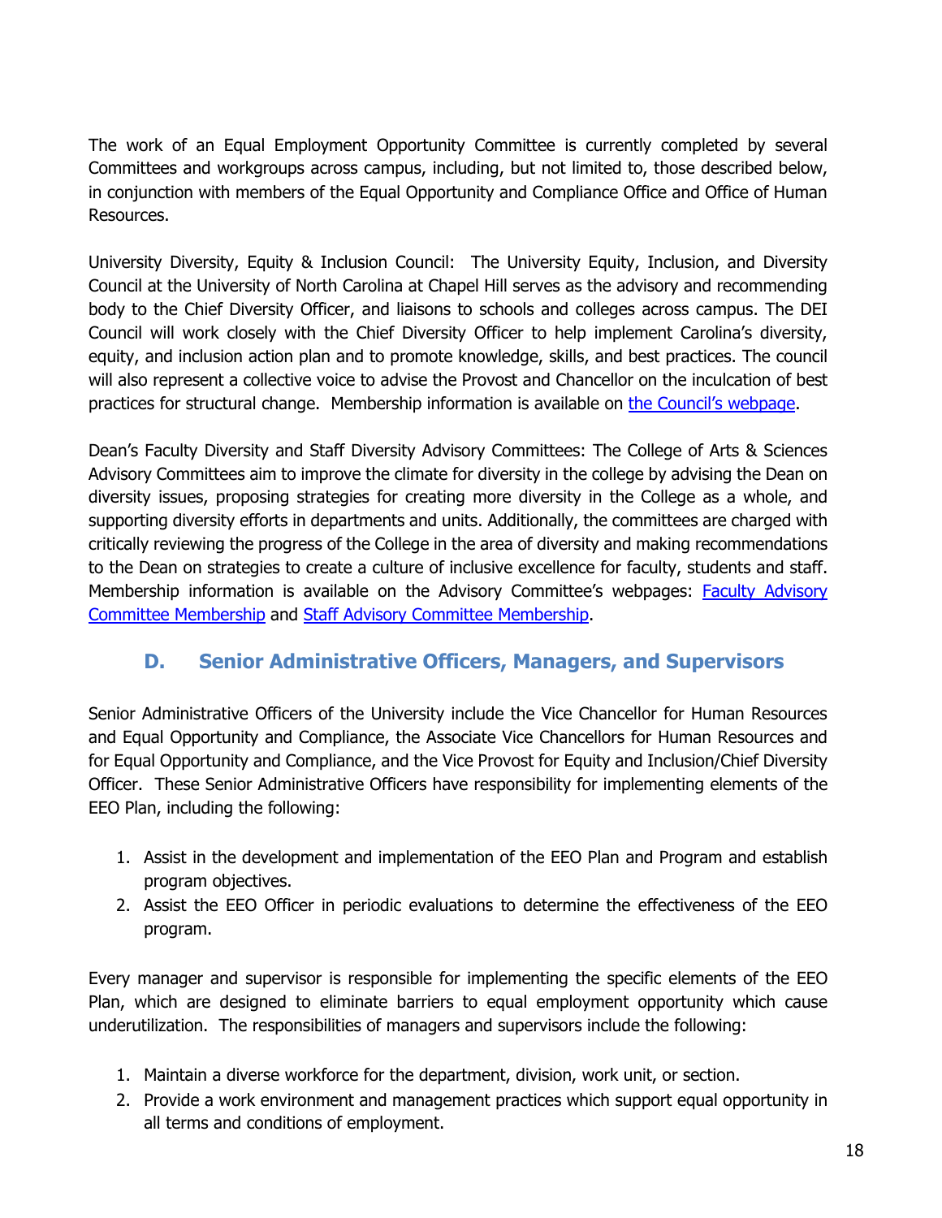The work of an Equal Employment Opportunity Committee is currently completed by several Committees and workgroups across campus, including, but not limited to, those described below, in conjunction with members of the Equal Opportunity and Compliance Office and Office of Human Resources.

University Diversity, Equity & Inclusion Council: The University Equity, Inclusion, and Diversity Council at the University of North Carolina at Chapel Hill serves as the advisory and recommending body to the Chief Diversity Officer, and liaisons to schools and colleges across campus. The DEI Council will work closely with the Chief Diversity Officer to help implement Carolina's diversity, equity, and inclusion action plan and to promote knowledge, skills, and best practices. The council will also represent a collective voice to advise the Provost and Chancellor on the inculcation of best practices for structural change. Membership information is available on the Council's webpage.

Dean's Faculty Diversity and Staff Diversity Advisory Committees: The College of Arts & Sciences Advisory Committees aim to improve the climate for diversity in the college by advising the Dean on diversity issues, proposing strategies for creating more diversity in the College as a whole, and supporting diversity efforts in departments and units. Additionally, the committees are charged with critically reviewing the progress of the College in the area of diversity and making recommendations to the Dean on strategies to create a culture of inclusive excellence for faculty, students and staff. Membership information is available on the Advisory Committee's webpages: Faculty Advisory Committee Membership and Staff Advisory Committee Membership.

## D. Senior Administrative Officers, Managers, and Supervisors

Senior Administrative Officers of the University include the Vice Chancellor for Human Resources and Equal Opportunity and Compliance, the Associate Vice Chancellors for Human Resources and for Equal Opportunity and Compliance, and the Vice Provost for Equity and Inclusion/Chief Diversity Officer. These Senior Administrative Officers have responsibility for implementing elements of the EEO Plan, including the following:

1. Assist in the development and implementation of the EEO Plan and Program and establish program objectives.
2. Assist the EEO Officer in periodic evaluations to determine the effectiveness of the EEO program.

Every manager and supervisor is responsible for implementing the specific elements of the EEO Plan, which are designed to eliminate barriers to equal employment opportunity which cause underutilization. The responsibilities of managers and supervisors include the following:

1. Maintain a diverse workforce for the department, division, work unit, or section.
2. Provide a work environment and management practices which support equal opportunity in all terms and conditions of employment.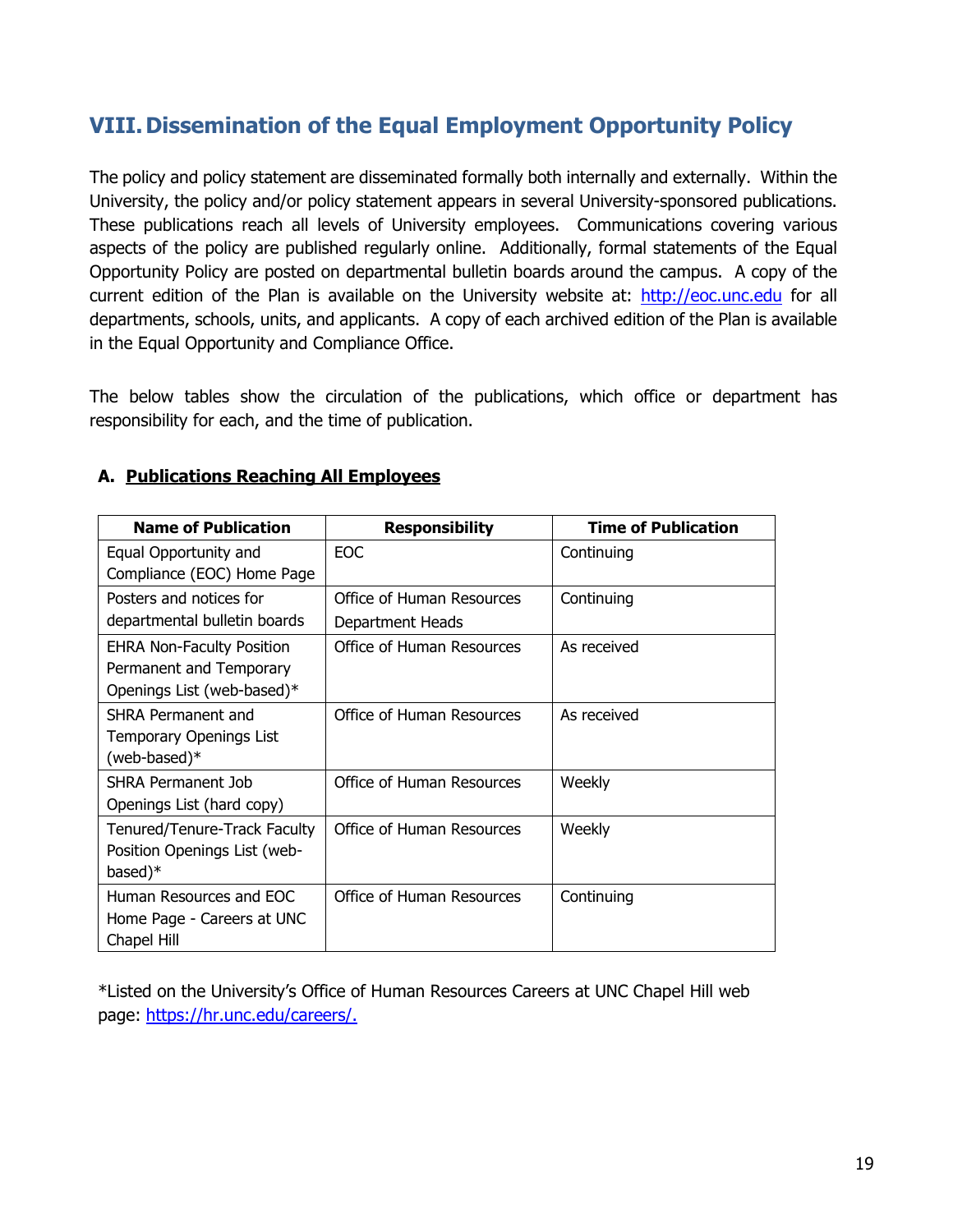## VIII. Dissemination of the Equal Employment Opportunity Policy

The policy and policy statement are disseminated formally both internally and externally. Within the University, the policy and/or policy statement appears in several University-sponsored publications. These publications reach all levels of University employees. Communications covering various aspects of the policy are published regularly online. Additionally, formal statements of the Equal Opportunity Policy are posted on departmental bulletin boards around the campus. A copy of the current edition of the Plan is available on the University website at: http://eoc.unc.edu for all departments, schools, units, and applicants. A copy of each archived edition of the Plan is available in the Equal Opportunity and Compliance Office.

The below tables show the circulation of the publications, which office or department has responsibility for each, and the time of publication.

### A. Publications Reaching All Employees

| Name of Publication | Responsibility | Time of Publication |
|---|---|---|
| Equal Opportunity and Compliance (EOC) Home Page | EOC | Continuing |
| Posters and notices for departmental bulletin boards | Office of Human Resources Department Heads | Continuing |
| EHRA Non-Faculty Position Permanent and Temporary Openings List (web-based)* | Office of Human Resources | As received |
| SHRA Permanent and Temporary Openings List (web-based)* | Office of Human Resources | As received |
| SHRA Permanent Job Openings List (hard copy) | Office of Human Resources | Weekly |
| Tenured/Tenure-Track Faculty Position Openings List (web-based)* | Office of Human Resources | Weekly |
| Human Resources and EOC Home Page - Careers at UNC Chapel Hill | Office of Human Resources | Continuing |

*Listed on the University's Office of Human Resources Careers at UNC Chapel Hill web page: https://hr.unc.edu/careers/.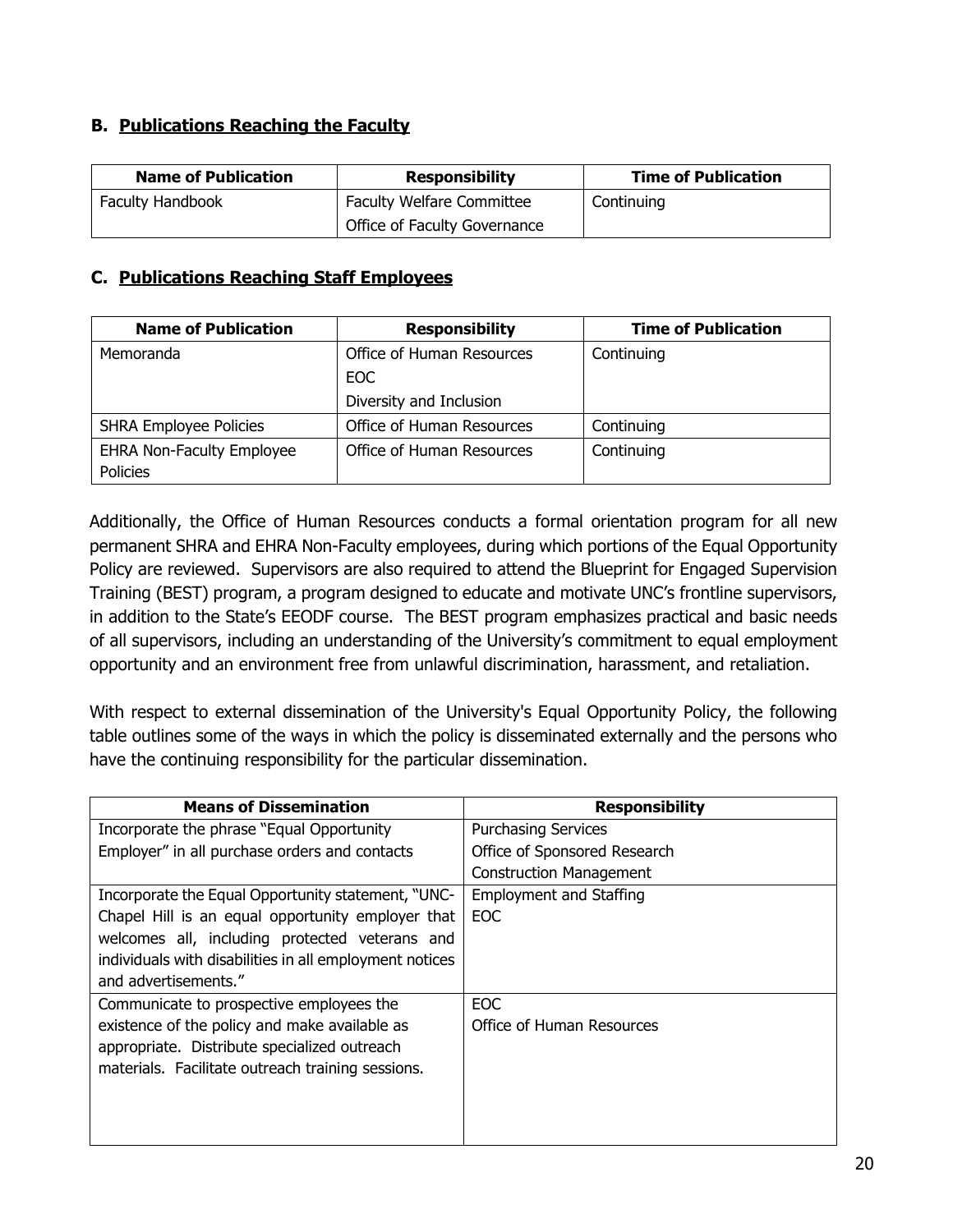### B. Publications Reaching the Faculty

| Name of Publication | Responsibility | Time of Publication |
| --- | --- | --- |
| Faculty Handbook | Faculty Welfare Committee<br>Office of Faculty Governance | Continuing |

### C. Publications Reaching Staff Employees

| Name of Publication | Responsibility | Time of Publication |
| --- | --- | --- |
| Memoranda | Office of Human Resources<br>EOC<br>Diversity and Inclusion | Continuing |
| SHRA Employee Policies | Office of Human Resources | Continuing |
| EHRA Non-Faculty Employee Policies | Office of Human Resources | Continuing |

Additionally, the Office of Human Resources conducts a formal orientation program for all new permanent SHRA and EHRA Non-Faculty employees, during which portions of the Equal Opportunity Policy are reviewed. Supervisors are also required to attend the Blueprint for Engaged Supervision Training (BEST) program, a program designed to educate and motivate UNC's frontline supervisors, in addition to the State's EEODF course. The BEST program emphasizes practical and basic needs of all supervisors, including an understanding of the University's commitment to equal employment opportunity and an environment free from unlawful discrimination, harassment, and retaliation.

With respect to external dissemination of the University's Equal Opportunity Policy, the following table outlines some of the ways in which the policy is disseminated externally and the persons who have the continuing responsibility for the particular dissemination.

| Means of Dissemination | Responsibility |
| --- | --- |
| Incorporate the phrase "Equal Opportunity Employer" in all purchase orders and contacts | Purchasing Services<br>Office of Sponsored Research<br>Construction Management |
| Incorporate the Equal Opportunity statement, "UNC-Chapel Hill is an equal opportunity employer that welcomes all, including protected veterans and individuals with disabilities in all employment notices and advertisements." | Employment and Staffing<br>EOC |
| Communicate to prospective employees the existence of the policy and make available as appropriate. Distribute specialized outreach materials. Facilitate outreach training sessions. | EOC<br>Office of Human Resources |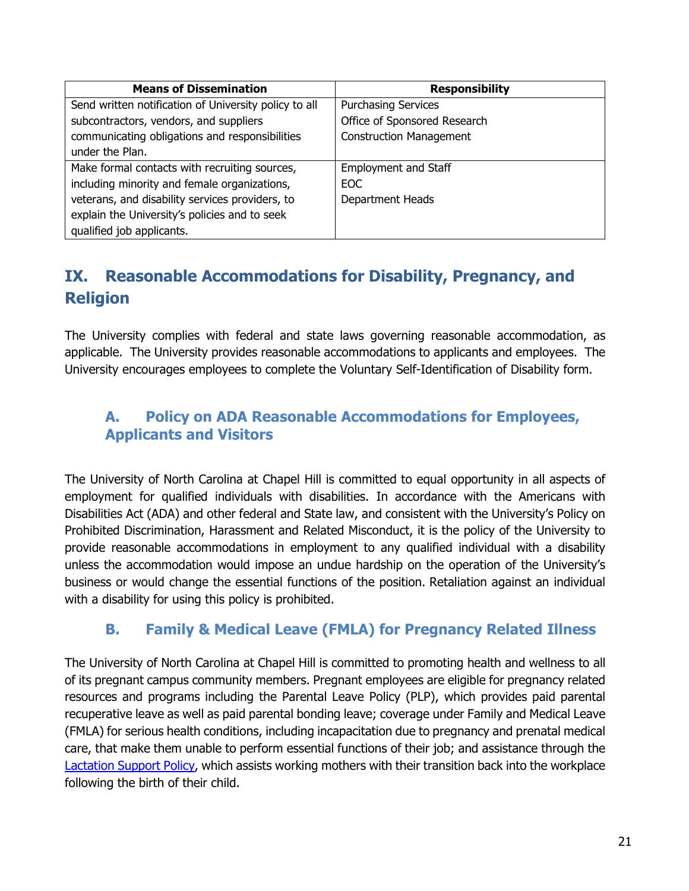| Means of Dissemination | Responsibility |
| --- | --- |
| Send written notification of University policy to all subcontractors, vendors, and suppliers communicating obligations and responsibilities under the Plan. | Purchasing Services<br>Office of Sponsored Research<br>Construction Management |
| Make formal contacts with recruiting sources, including minority and female organizations, veterans, and disability services providers, to explain the University's policies and to seek qualified job applicants. | Employment and Staff<br>EOC<br>Department Heads |

## IX. Reasonable Accommodations for Disability, Pregnancy, and Religion

The University complies with federal and state laws governing reasonable accommodation, as applicable. The University provides reasonable accommodations to applicants and employees. The University encourages employees to complete the Voluntary Self-Identification of Disability form.

### A. Policy on ADA Reasonable Accommodations for Employees, Applicants and Visitors

The University of North Carolina at Chapel Hill is committed to equal opportunity in all aspects of employment for qualified individuals with disabilities. In accordance with the Americans with Disabilities Act (ADA) and other federal and State law, and consistent with the University's Policy on Prohibited Discrimination, Harassment and Related Misconduct, it is the policy of the University to provide reasonable accommodations in employment to any qualified individual with a disability unless the accommodation would impose an undue hardship on the operation of the University's business or would change the essential functions of the position. Retaliation against an individual with a disability for using this policy is prohibited.

### B. Family & Medical Leave (FMLA) for Pregnancy Related Illness

The University of North Carolina at Chapel Hill is committed to promoting health and wellness to all of its pregnant campus community members. Pregnant employees are eligible for pregnancy related resources and programs including the Parental Leave Policy (PLP), which provides paid parental recuperative leave as well as paid parental bonding leave; coverage under Family and Medical Leave (FMLA) for serious health conditions, including incapacitation due to pregnancy and prenatal medical care, that make them unable to perform essential functions of their job; and assistance through the Lactation Support Policy, which assists working mothers with their transition back into the workplace following the birth of their child.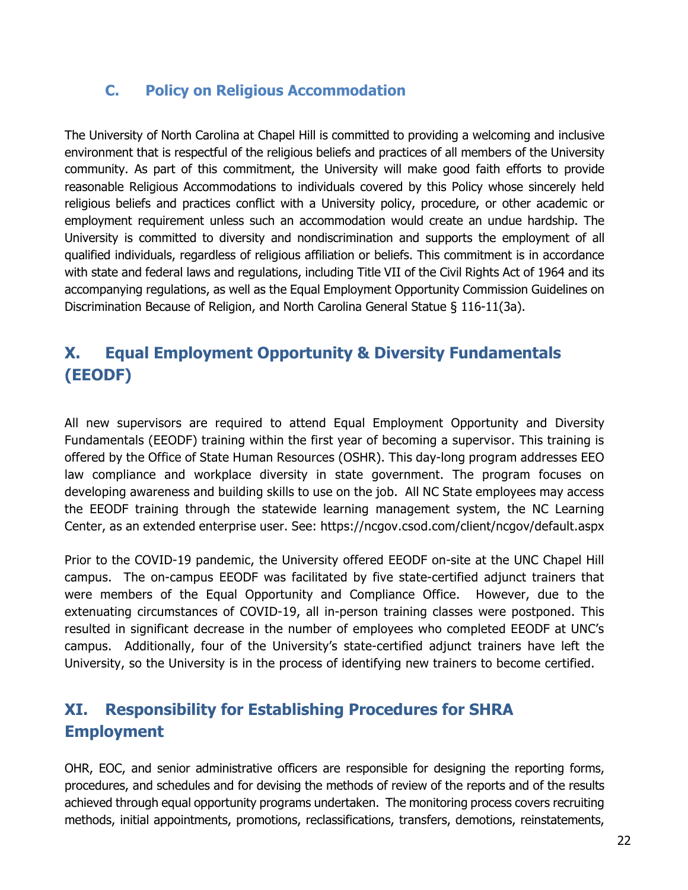### C. Policy on Religious Accommodation

The University of North Carolina at Chapel Hill is committed to providing a welcoming and inclusive environment that is respectful of the religious beliefs and practices of all members of the University community. As part of this commitment, the University will make good faith efforts to provide reasonable Religious Accommodations to individuals covered by this Policy whose sincerely held religious beliefs and practices conflict with a University policy, procedure, or other academic or employment requirement unless such an accommodation would create an undue hardship. The University is committed to diversity and nondiscrimination and supports the employment of all qualified individuals, regardless of religious affiliation or beliefs. This commitment is in accordance with state and federal laws and regulations, including Title VII of the Civil Rights Act of 1964 and its accompanying regulations, as well as the Equal Employment Opportunity Commission Guidelines on Discrimination Because of Religion, and North Carolina General Statue § 116-11(3a).

## X. Equal Employment Opportunity & Diversity Fundamentals (EEODF)

All new supervisors are required to attend Equal Employment Opportunity and Diversity Fundamentals (EEODF) training within the first year of becoming a supervisor. This training is offered by the Office of State Human Resources (OSHR). This day-long program addresses EEO law compliance and workplace diversity in state government. The program focuses on developing awareness and building skills to use on the job. All NC State employees may access the EEODF training through the statewide learning management system, the NC Learning Center, as an extended enterprise user. See: https://ncgov.csod.com/client/ncgov/default.aspx

Prior to the COVID-19 pandemic, the University offered EEODF on-site at the UNC Chapel Hill campus. The on-campus EEODF was facilitated by five state-certified adjunct trainers that were members of the Equal Opportunity and Compliance Office. However, due to the extenuating circumstances of COVID-19, all in-person training classes were postponed. This resulted in significant decrease in the number of employees who completed EEODF at UNC's campus. Additionally, four of the University's state-certified adjunct trainers have left the University, so the University is in the process of identifying new trainers to become certified.

## XI. Responsibility for Establishing Procedures for SHRA Employment

OHR, EOC, and senior administrative officers are responsible for designing the reporting forms, procedures, and schedules and for devising the methods of review of the reports and of the results achieved through equal opportunity programs undertaken. The monitoring process covers recruiting methods, initial appointments, promotions, reclassifications, transfers, demotions, reinstatements,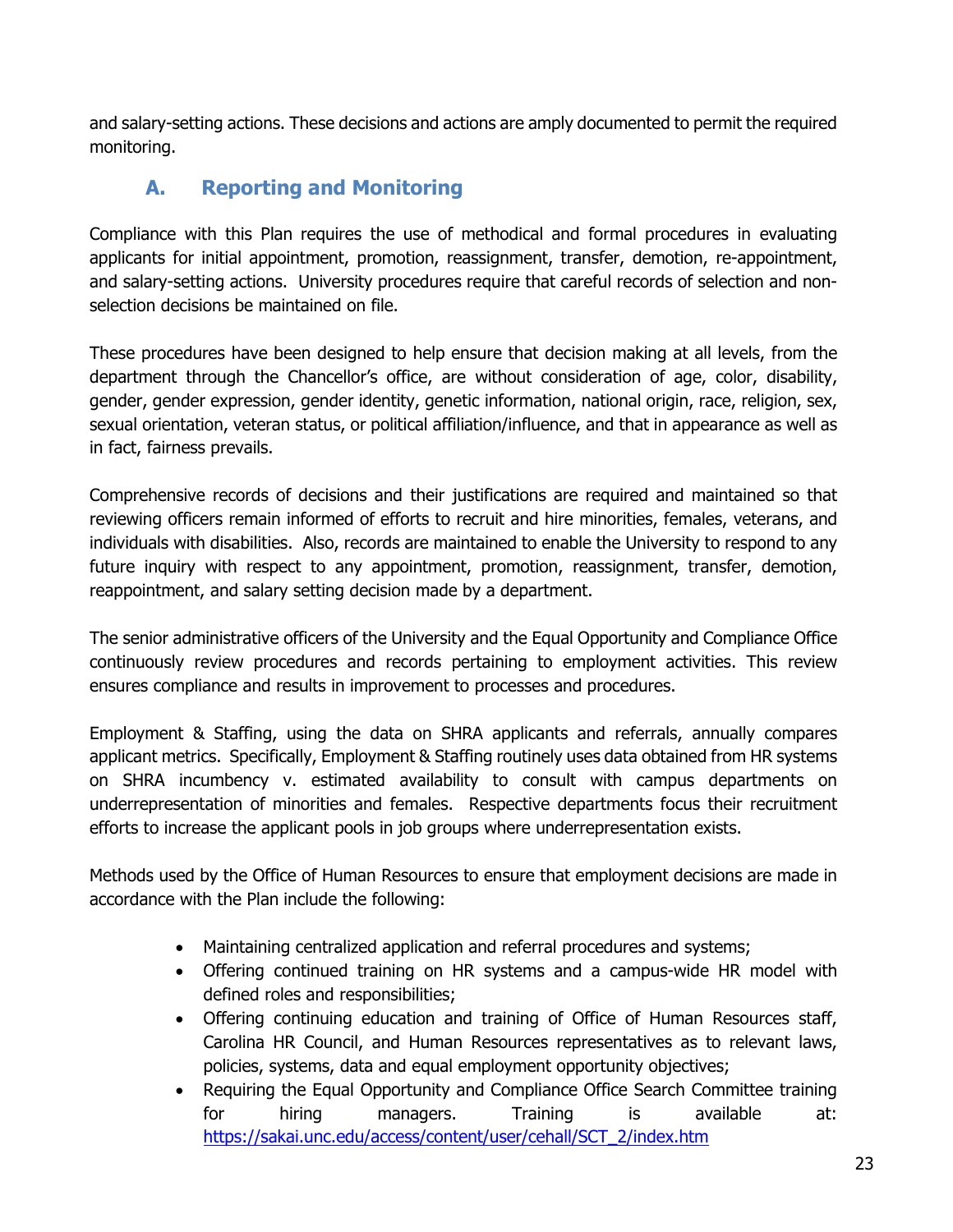and salary-setting actions. These decisions and actions are amply documented to permit the required monitoring.

## A. Reporting and Monitoring

Compliance with this Plan requires the use of methodical and formal procedures in evaluating applicants for initial appointment, promotion, reassignment, transfer, demotion, re-appointment, and salary-setting actions. University procedures require that careful records of selection and non-selection decisions be maintained on file.

These procedures have been designed to help ensure that decision making at all levels, from the department through the Chancellor's office, are without consideration of age, color, disability, gender, gender expression, gender identity, genetic information, national origin, race, religion, sex, sexual orientation, veteran status, or political affiliation/influence, and that in appearance as well as in fact, fairness prevails.

Comprehensive records of decisions and their justifications are required and maintained so that reviewing officers remain informed of efforts to recruit and hire minorities, females, veterans, and individuals with disabilities. Also, records are maintained to enable the University to respond to any future inquiry with respect to any appointment, promotion, reassignment, transfer, demotion, reappointment, and salary setting decision made by a department.

The senior administrative officers of the University and the Equal Opportunity and Compliance Office continuously review procedures and records pertaining to employment activities. This review ensures compliance and results in improvement to processes and procedures.

Employment & Staffing, using the data on SHRA applicants and referrals, annually compares applicant metrics. Specifically, Employment & Staffing routinely uses data obtained from HR systems on SHRA incumbency v. estimated availability to consult with campus departments on underrepresentation of minorities and females. Respective departments focus their recruitment efforts to increase the applicant pools in job groups where underrepresentation exists.

Methods used by the Office of Human Resources to ensure that employment decisions are made in accordance with the Plan include the following:

- Maintaining centralized application and referral procedures and systems;
- Offering continued training on HR systems and a campus-wide HR model with defined roles and responsibilities;
- Offering continuing education and training of Office of Human Resources staff, Carolina HR Council, and Human Resources representatives as to relevant laws, policies, systems, data and equal employment opportunity objectives;
- Requiring the Equal Opportunity and Compliance Office Search Committee training for hiring managers. Training is available at: https://sakai.unc.edu/access/content/user/cehall/SCT_2/index.htm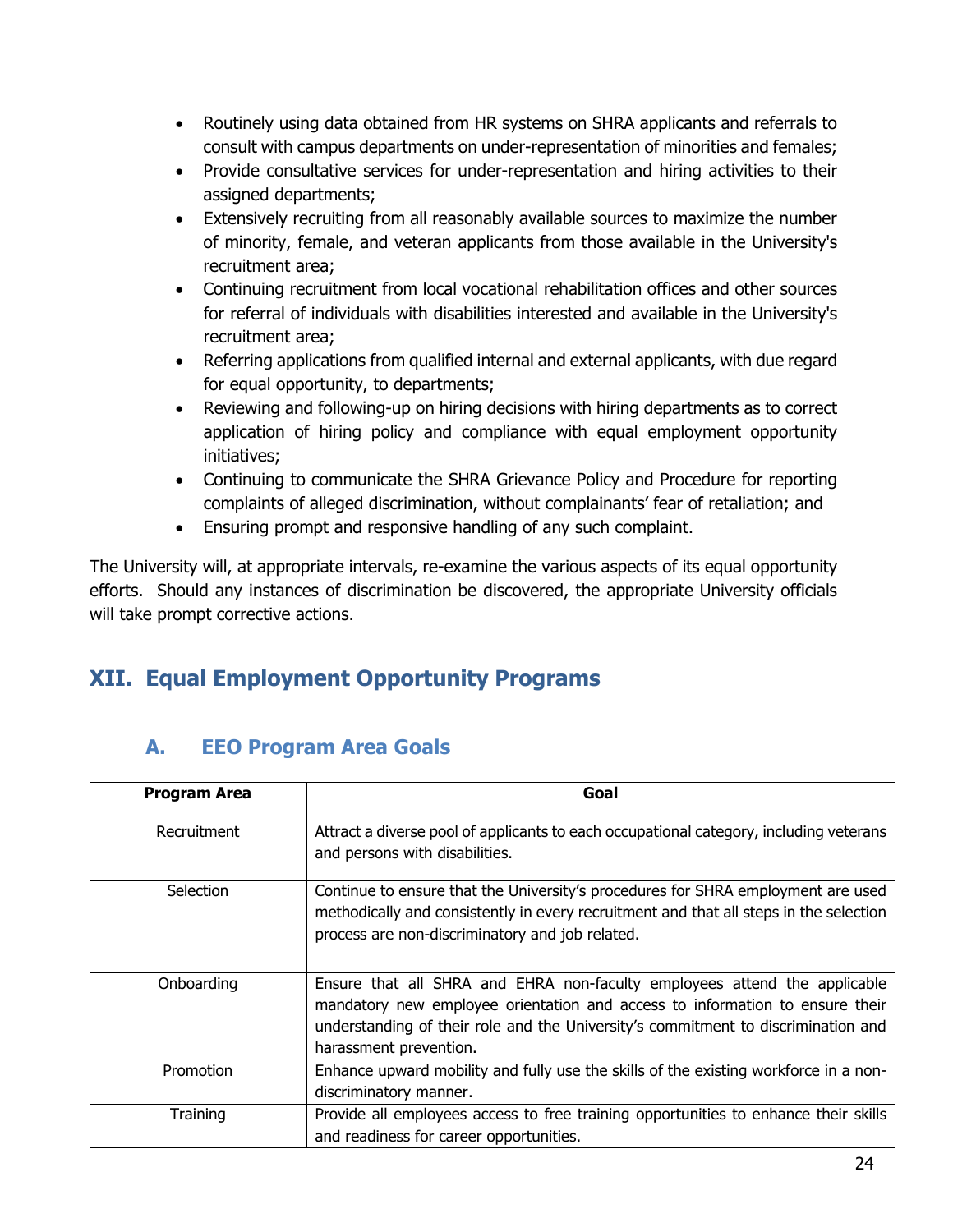- Routinely using data obtained from HR systems on SHRA applicants and referrals to consult with campus departments on under-representation of minorities and females;
- Provide consultative services for under-representation and hiring activities to their assigned departments;
- Extensively recruiting from all reasonably available sources to maximize the number of minority, female, and veteran applicants from those available in the University's recruitment area;
- Continuing recruitment from local vocational rehabilitation offices and other sources for referral of individuals with disabilities interested and available in the University's recruitment area;
- Referring applications from qualified internal and external applicants, with due regard for equal opportunity, to departments;
- Reviewing and following-up on hiring decisions with hiring departments as to correct application of hiring policy and compliance with equal employment opportunity initiatives;
- Continuing to communicate the SHRA Grievance Policy and Procedure for reporting complaints of alleged discrimination, without complainants' fear of retaliation; and
- Ensuring prompt and responsive handling of any such complaint.

The University will, at appropriate intervals, re-examine the various aspects of its equal opportunity efforts. Should any instances of discrimination be discovered, the appropriate University officials will take prompt corrective actions.

# XII. Equal Employment Opportunity Programs

## A. EEO Program Area Goals

| Program Area | Goal |
|---|---|
| Recruitment | Attract a diverse pool of applicants to each occupational category, including veterans and persons with disabilities. |
| Selection | Continue to ensure that the University's procedures for SHRA employment are used methodically and consistently in every recruitment and that all steps in the selection process are non-discriminatory and job related. |
| Onboarding | Ensure that all SHRA and EHRA non-faculty employees attend the applicable mandatory new employee orientation and access to information to ensure their understanding of their role and the University's commitment to discrimination and harassment prevention. |
| Promotion | Enhance upward mobility and fully use the skills of the existing workforce in a non-discriminatory manner. |
| Training | Provide all employees access to free training opportunities to enhance their skills and readiness for career opportunities. |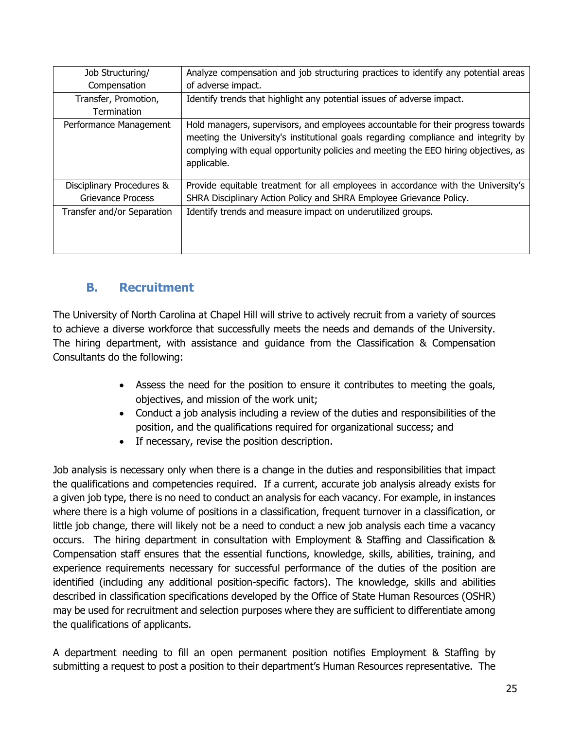| Job Structuring/ Compensation | Analyze compensation and job structuring practices to identify any potential areas of adverse impact. |
|---|---|
| Transfer, Promotion, Termination | Identify trends that highlight any potential issues of adverse impact. |
| Performance Management | Hold managers, supervisors, and employees accountable for their progress towards meeting the University's institutional goals regarding compliance and integrity by complying with equal opportunity policies and meeting the EEO hiring objectives, as applicable. |
| Disciplinary Procedures & Grievance Process | Provide equitable treatment for all employees in accordance with the University's SHRA Disciplinary Action Policy and SHRA Employee Grievance Policy. |
| Transfer and/or Separation | Identify trends and measure impact on underutilized groups. |

## B. Recruitment

The University of North Carolina at Chapel Hill will strive to actively recruit from a variety of sources to achieve a diverse workforce that successfully meets the needs and demands of the University. The hiring department, with assistance and guidance from the Classification & Compensation Consultants do the following:

- Assess the need for the position to ensure it contributes to meeting the goals, objectives, and mission of the work unit;
- Conduct a job analysis including a review of the duties and responsibilities of the position, and the qualifications required for organizational success; and
- If necessary, revise the position description.

Job analysis is necessary only when there is a change in the duties and responsibilities that impact the qualifications and competencies required. If a current, accurate job analysis already exists for a given job type, there is no need to conduct an analysis for each vacancy. For example, in instances where there is a high volume of positions in a classification, frequent turnover in a classification, or little job change, there will likely not be a need to conduct a new job analysis each time a vacancy occurs. The hiring department in consultation with Employment & Staffing and Classification & Compensation staff ensures that the essential functions, knowledge, skills, abilities, training, and experience requirements necessary for successful performance of the duties of the position are identified (including any additional position-specific factors). The knowledge, skills and abilities described in classification specifications developed by the Office of State Human Resources (OSHR) may be used for recruitment and selection purposes where they are sufficient to differentiate among the qualifications of applicants.

A department needing to fill an open permanent position notifies Employment & Staffing by submitting a request to post a position to their department's Human Resources representative. The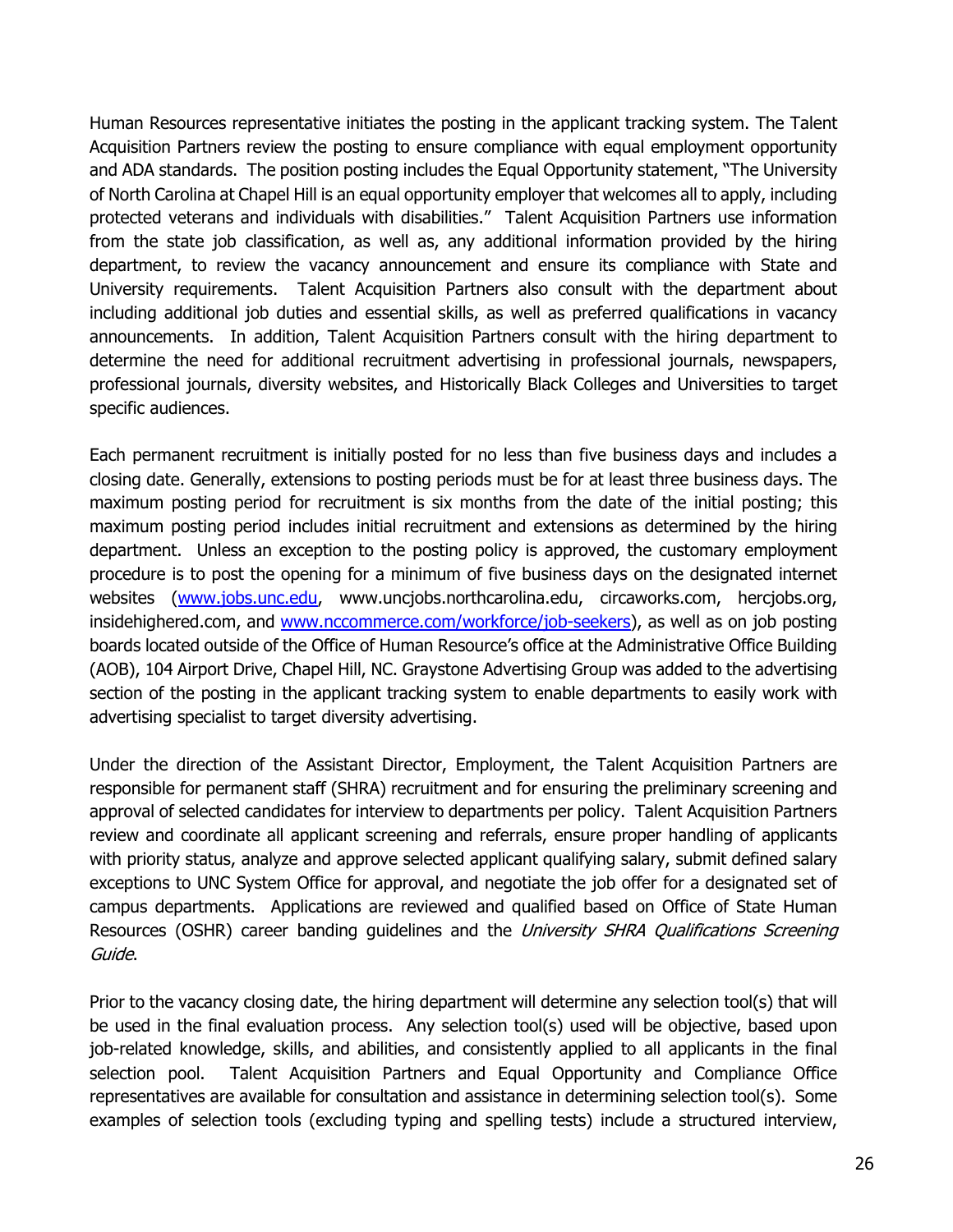Human Resources representative initiates the posting in the applicant tracking system. The Talent Acquisition Partners review the posting to ensure compliance with equal employment opportunity and ADA standards. The position posting includes the Equal Opportunity statement, "The University of North Carolina at Chapel Hill is an equal opportunity employer that welcomes all to apply, including protected veterans and individuals with disabilities." Talent Acquisition Partners use information from the state job classification, as well as, any additional information provided by the hiring department, to review the vacancy announcement and ensure its compliance with State and University requirements. Talent Acquisition Partners also consult with the department about including additional job duties and essential skills, as well as preferred qualifications in vacancy announcements. In addition, Talent Acquisition Partners consult with the hiring department to determine the need for additional recruitment advertising in professional journals, newspapers, professional journals, diversity websites, and Historically Black Colleges and Universities to target specific audiences.

Each permanent recruitment is initially posted for no less than five business days and includes a closing date. Generally, extensions to posting periods must be for at least three business days. The maximum posting period for recruitment is six months from the date of the initial posting; this maximum posting period includes initial recruitment and extensions as determined by the hiring department. Unless an exception to the posting policy is approved, the customary employment procedure is to post the opening for a minimum of five business days on the designated internet websites (www.jobs.unc.edu, www.uncjobs.northcarolina.edu, circaworks.com, hercjobs.org, insidehighered.com, and www.nccommerce.com/workforce/job-seekers), as well as on job posting boards located outside of the Office of Human Resource's office at the Administrative Office Building (AOB), 104 Airport Drive, Chapel Hill, NC. Graystone Advertising Group was added to the advertising section of the posting in the applicant tracking system to enable departments to easily work with advertising specialist to target diversity advertising.

Under the direction of the Assistant Director, Employment, the Talent Acquisition Partners are responsible for permanent staff (SHRA) recruitment and for ensuring the preliminary screening and approval of selected candidates for interview to departments per policy. Talent Acquisition Partners review and coordinate all applicant screening and referrals, ensure proper handling of applicants with priority status, analyze and approve selected applicant qualifying salary, submit defined salary exceptions to UNC System Office for approval, and negotiate the job offer for a designated set of campus departments. Applications are reviewed and qualified based on Office of State Human Resources (OSHR) career banding guidelines and the *University SHRA Qualifications Screening Guide*.

Prior to the vacancy closing date, the hiring department will determine any selection tool(s) that will be used in the final evaluation process. Any selection tool(s) used will be objective, based upon job-related knowledge, skills, and abilities, and consistently applied to all applicants in the final selection pool. Talent Acquisition Partners and Equal Opportunity and Compliance Office representatives are available for consultation and assistance in determining selection tool(s). Some examples of selection tools (excluding typing and spelling tests) include a structured interview,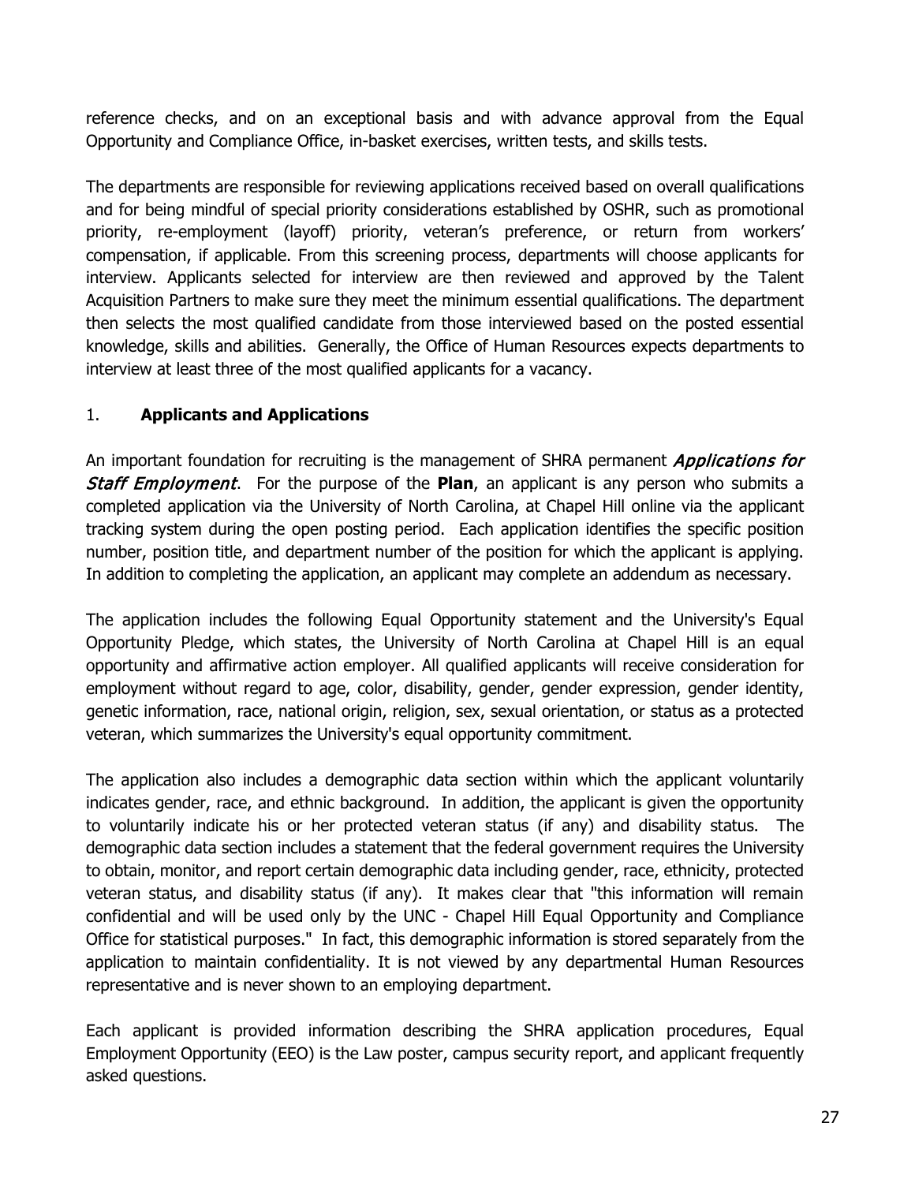reference checks, and on an exceptional basis and with advance approval from the Equal Opportunity and Compliance Office, in-basket exercises, written tests, and skills tests.

The departments are responsible for reviewing applications received based on overall qualifications and for being mindful of special priority considerations established by OSHR, such as promotional priority, re-employment (layoff) priority, veteran's preference, or return from workers' compensation, if applicable. From this screening process, departments will choose applicants for interview. Applicants selected for interview are then reviewed and approved by the Talent Acquisition Partners to make sure they meet the minimum essential qualifications. The department then selects the most qualified candidate from those interviewed based on the posted essential knowledge, skills and abilities. Generally, the Office of Human Resources expects departments to interview at least three of the most qualified applicants for a vacancy.

## 1. **Applicants and Applications**

An important foundation for recruiting is the management of SHRA permanent *Applications for Staff Employment*. For the purpose of the **Plan**, an applicant is any person who submits a completed application via the University of North Carolina, at Chapel Hill online via the applicant tracking system during the open posting period. Each application identifies the specific position number, position title, and department number of the position for which the applicant is applying. In addition to completing the application, an applicant may complete an addendum as necessary.

The application includes the following Equal Opportunity statement and the University's Equal Opportunity Pledge, which states, the University of North Carolina at Chapel Hill is an equal opportunity and affirmative action employer. All qualified applicants will receive consideration for employment without regard to age, color, disability, gender, gender expression, gender identity, genetic information, race, national origin, religion, sex, sexual orientation, or status as a protected veteran, which summarizes the University's equal opportunity commitment.

The application also includes a demographic data section within which the applicant voluntarily indicates gender, race, and ethnic background. In addition, the applicant is given the opportunity to voluntarily indicate his or her protected veteran status (if any) and disability status. The demographic data section includes a statement that the federal government requires the University to obtain, monitor, and report certain demographic data including gender, race, ethnicity, protected veteran status, and disability status (if any). It makes clear that "this information will remain confidential and will be used only by the UNC - Chapel Hill Equal Opportunity and Compliance Office for statistical purposes." In fact, this demographic information is stored separately from the application to maintain confidentiality. It is not viewed by any departmental Human Resources representative and is never shown to an employing department.

Each applicant is provided information describing the SHRA application procedures, Equal Employment Opportunity (EEO) is the Law poster, campus security report, and applicant frequently asked questions.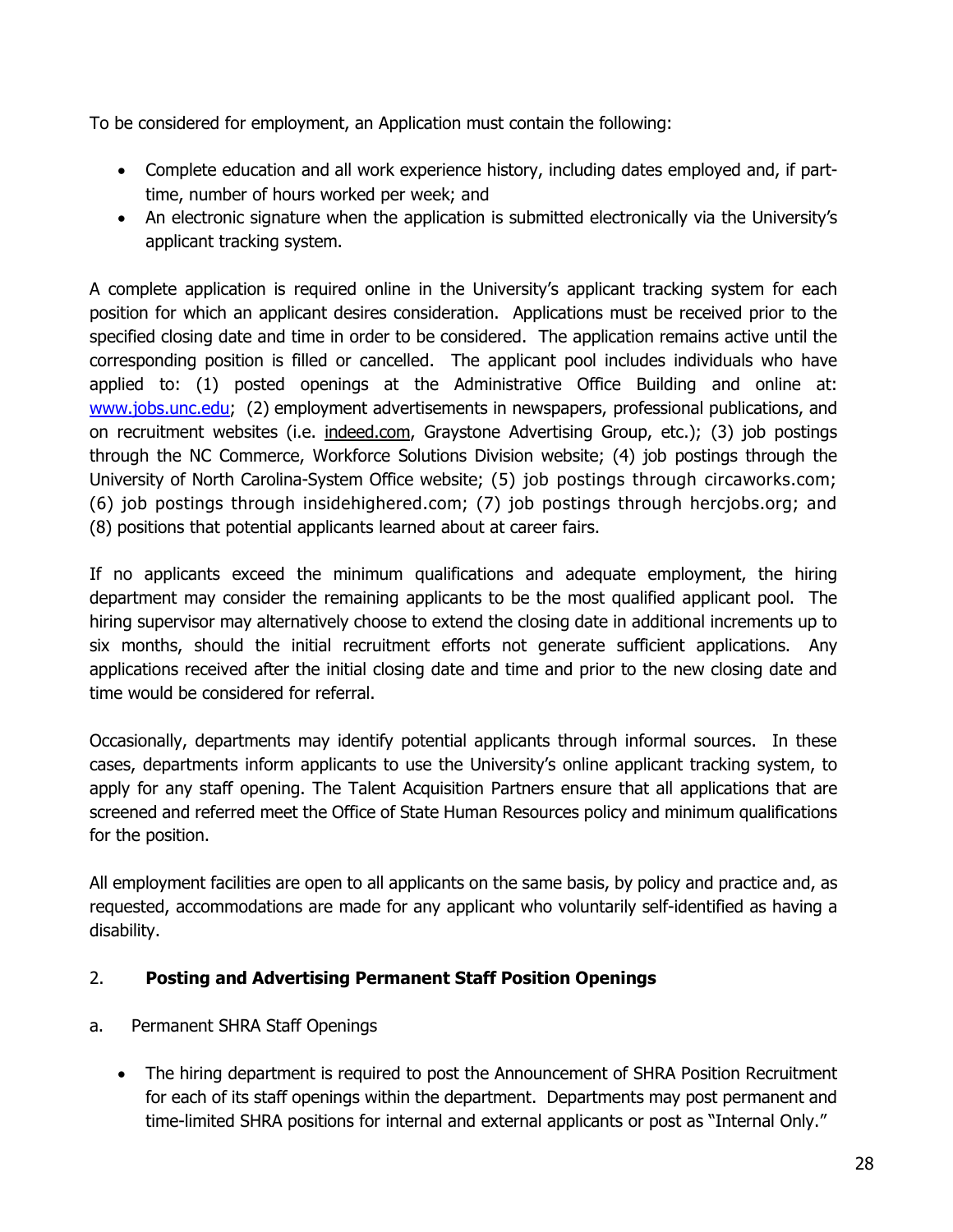To be considered for employment, an Application must contain the following:

- Complete education and all work experience history, including dates employed and, if part-time, number of hours worked per week; and
- An electronic signature when the application is submitted electronically via the University's applicant tracking system.

A complete application is required online in the University's applicant tracking system for each position for which an applicant desires consideration. Applications must be received prior to the specified closing date and time in order to be considered. The application remains active until the corresponding position is filled or cancelled. The applicant pool includes individuals who have applied to: (1) posted openings at the Administrative Office Building and online at: www.jobs.unc.edu; (2) employment advertisements in newspapers, professional publications, and on recruitment websites (i.e. indeed.com, Graystone Advertising Group, etc.); (3) job postings through the NC Commerce, Workforce Solutions Division website; (4) job postings through the University of North Carolina-System Office website; (5) job postings through circaworks.com; (6) job postings through insidehighered.com; (7) job postings through hercjobs.org; and (8) positions that potential applicants learned about at career fairs.

If no applicants exceed the minimum qualifications and adequate employment, the hiring department may consider the remaining applicants to be the most qualified applicant pool. The hiring supervisor may alternatively choose to extend the closing date in additional increments up to six months, should the initial recruitment efforts not generate sufficient applications. Any applications received after the initial closing date and time and prior to the new closing date and time would be considered for referral.

Occasionally, departments may identify potential applicants through informal sources. In these cases, departments inform applicants to use the University's online applicant tracking system, to apply for any staff opening. The Talent Acquisition Partners ensure that all applications that are screened and referred meet the Office of State Human Resources policy and minimum qualifications for the position.

All employment facilities are open to all applicants on the same basis, by policy and practice and, as requested, accommodations are made for any applicant who voluntarily self-identified as having a disability.

## 2. **Posting and Advertising Permanent Staff Position Openings**

a. Permanent SHRA Staff Openings

- The hiring department is required to post the Announcement of SHRA Position Recruitment for each of its staff openings within the department. Departments may post permanent and time-limited SHRA positions for internal and external applicants or post as "Internal Only."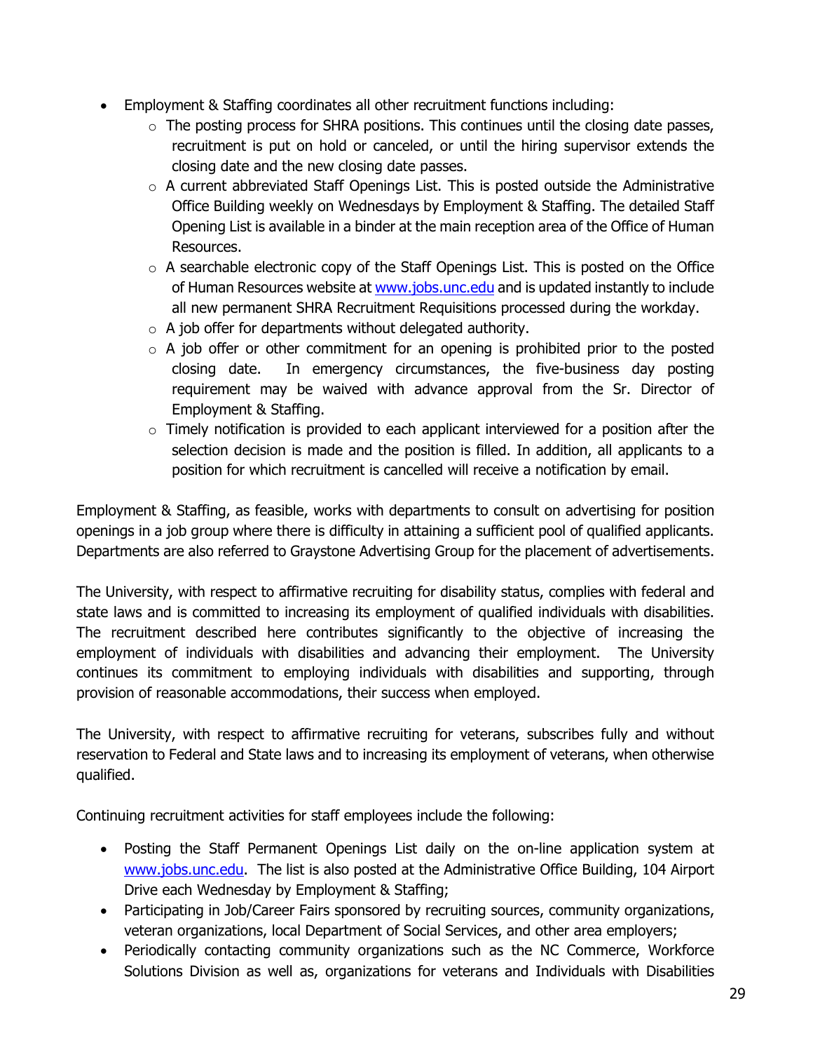- Employment & Staffing coordinates all other recruitment functions including:
  - The posting process for SHRA positions. This continues until the closing date passes, recruitment is put on hold or canceled, or until the hiring supervisor extends the closing date and the new closing date passes.
  - A current abbreviated Staff Openings List. This is posted outside the Administrative Office Building weekly on Wednesdays by Employment & Staffing. The detailed Staff Opening List is available in a binder at the main reception area of the Office of Human Resources.
  - A searchable electronic copy of the Staff Openings List. This is posted on the Office of Human Resources website at [www.jobs.unc.edu](http://www.jobs.unc.edu) and is updated instantly to include all new permanent SHRA Recruitment Requisitions processed during the workday.
  - A job offer for departments without delegated authority.
  - A job offer or other commitment for an opening is prohibited prior to the posted closing date. In emergency circumstances, the five-business day posting requirement may be waived with advance approval from the Sr. Director of Employment & Staffing.
  - Timely notification is provided to each applicant interviewed for a position after the selection decision is made and the position is filled. In addition, all applicants to a position for which recruitment is cancelled will receive a notification by email.

Employment & Staffing, as feasible, works with departments to consult on advertising for position openings in a job group where there is difficulty in attaining a sufficient pool of qualified applicants. Departments are also referred to Graystone Advertising Group for the placement of advertisements.

The University, with respect to affirmative recruiting for disability status, complies with federal and state laws and is committed to increasing its employment of qualified individuals with disabilities. The recruitment described here contributes significantly to the objective of increasing the employment of individuals with disabilities and advancing their employment. The University continues its commitment to employing individuals with disabilities and supporting, through provision of reasonable accommodations, their success when employed.

The University, with respect to affirmative recruiting for veterans, subscribes fully and without reservation to Federal and State laws and to increasing its employment of veterans, when otherwise qualified.

Continuing recruitment activities for staff employees include the following:

- Posting the Staff Permanent Openings List daily on the on-line application system at [www.jobs.unc.edu](http://www.jobs.unc.edu). The list is also posted at the Administrative Office Building, 104 Airport Drive each Wednesday by Employment & Staffing;
- Participating in Job/Career Fairs sponsored by recruiting sources, community organizations, veteran organizations, local Department of Social Services, and other area employers;
- Periodically contacting community organizations such as the NC Commerce, Workforce Solutions Division as well as, organizations for veterans and Individuals with Disabilities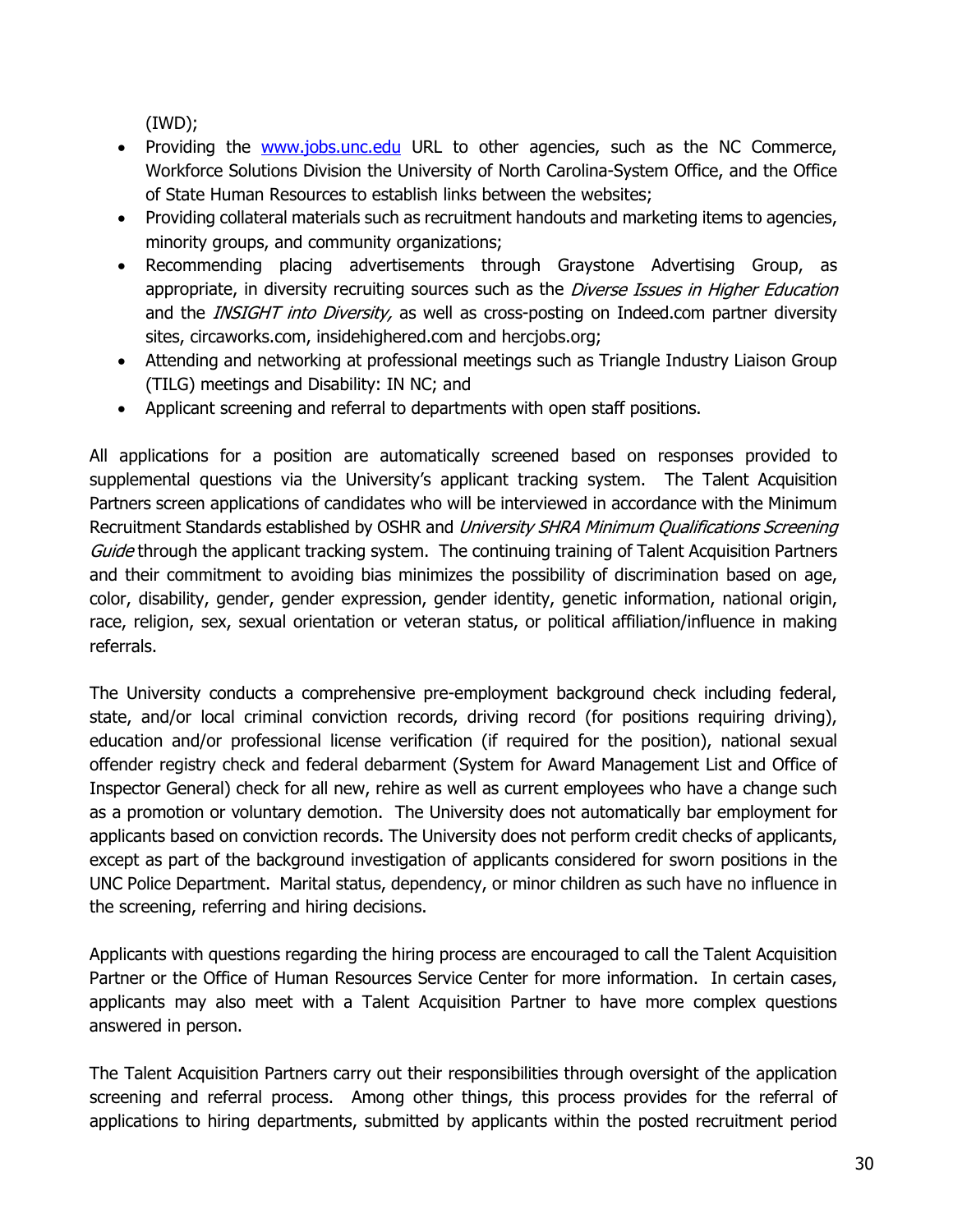(IWD);

- Providing the [www.jobs.unc.edu](http://www.jobs.unc.edu) URL to other agencies, such as the NC Commerce, Workforce Solutions Division the University of North Carolina-System Office, and the Office of State Human Resources to establish links between the websites;
- Providing collateral materials such as recruitment handouts and marketing items to agencies, minority groups, and community organizations;
- Recommending placing advertisements through Graystone Advertising Group, as appropriate, in diversity recruiting sources such as the *Diverse Issues in Higher Education* and the *INSIGHT into Diversity,* as well as cross-posting on Indeed.com partner diversity sites, circaworks.com, insidehighered.com and hercjobs.org;
- Attending and networking at professional meetings such as Triangle Industry Liaison Group (TILG) meetings and Disability: IN NC; and
- Applicant screening and referral to departments with open staff positions.

All applications for a position are automatically screened based on responses provided to supplemental questions via the University's applicant tracking system. The Talent Acquisition Partners screen applications of candidates who will be interviewed in accordance with the Minimum Recruitment Standards established by OSHR and *University SHRA Minimum Qualifications Screening Guide* through the applicant tracking system. The continuing training of Talent Acquisition Partners and their commitment to avoiding bias minimizes the possibility of discrimination based on age, color, disability, gender, gender expression, gender identity, genetic information, national origin, race, religion, sex, sexual orientation or veteran status, or political affiliation/influence in making referrals.

The University conducts a comprehensive pre-employment background check including federal, state, and/or local criminal conviction records, driving record (for positions requiring driving), education and/or professional license verification (if required for the position), national sexual offender registry check and federal debarment (System for Award Management List and Office of Inspector General) check for all new, rehire as well as current employees who have a change such as a promotion or voluntary demotion. The University does not automatically bar employment for applicants based on conviction records. The University does not perform credit checks of applicants, except as part of the background investigation of applicants considered for sworn positions in the UNC Police Department. Marital status, dependency, or minor children as such have no influence in the screening, referring and hiring decisions.

Applicants with questions regarding the hiring process are encouraged to call the Talent Acquisition Partner or the Office of Human Resources Service Center for more information. In certain cases, applicants may also meet with a Talent Acquisition Partner to have more complex questions answered in person.

The Talent Acquisition Partners carry out their responsibilities through oversight of the application screening and referral process. Among other things, this process provides for the referral of applications to hiring departments, submitted by applicants within the posted recruitment period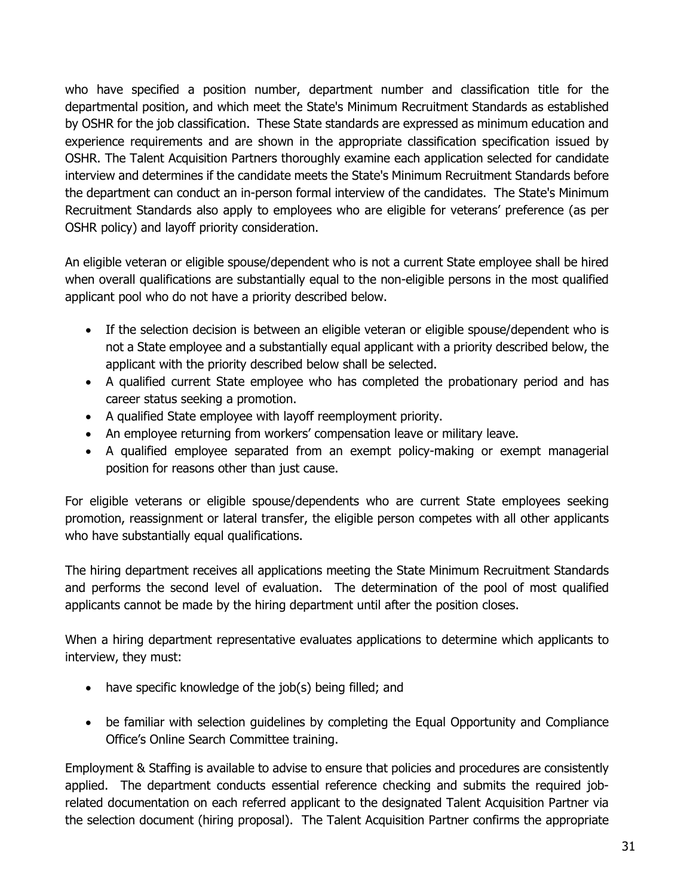who have specified a position number, department number and classification title for the departmental position, and which meet the State's Minimum Recruitment Standards as established by OSHR for the job classification. These State standards are expressed as minimum education and experience requirements and are shown in the appropriate classification specification issued by OSHR. The Talent Acquisition Partners thoroughly examine each application selected for candidate interview and determines if the candidate meets the State's Minimum Recruitment Standards before the department can conduct an in-person formal interview of the candidates. The State's Minimum Recruitment Standards also apply to employees who are eligible for veterans' preference (as per OSHR policy) and layoff priority consideration.

An eligible veteran or eligible spouse/dependent who is not a current State employee shall be hired when overall qualifications are substantially equal to the non-eligible persons in the most qualified applicant pool who do not have a priority described below.

- If the selection decision is between an eligible veteran or eligible spouse/dependent who is not a State employee and a substantially equal applicant with a priority described below, the applicant with the priority described below shall be selected.
- A qualified current State employee who has completed the probationary period and has career status seeking a promotion.
- A qualified State employee with layoff reemployment priority.
- An employee returning from workers' compensation leave or military leave.
- A qualified employee separated from an exempt policy-making or exempt managerial position for reasons other than just cause.

For eligible veterans or eligible spouse/dependents who are current State employees seeking promotion, reassignment or lateral transfer, the eligible person competes with all other applicants who have substantially equal qualifications.

The hiring department receives all applications meeting the State Minimum Recruitment Standards and performs the second level of evaluation. The determination of the pool of most qualified applicants cannot be made by the hiring department until after the position closes.

When a hiring department representative evaluates applications to determine which applicants to interview, they must:

- have specific knowledge of the job(s) being filled; and
- be familiar with selection guidelines by completing the Equal Opportunity and Compliance Office's Online Search Committee training.

Employment & Staffing is available to advise to ensure that policies and procedures are consistently applied. The department conducts essential reference checking and submits the required job-related documentation on each referred applicant to the designated Talent Acquisition Partner via the selection document (hiring proposal). The Talent Acquisition Partner confirms the appropriate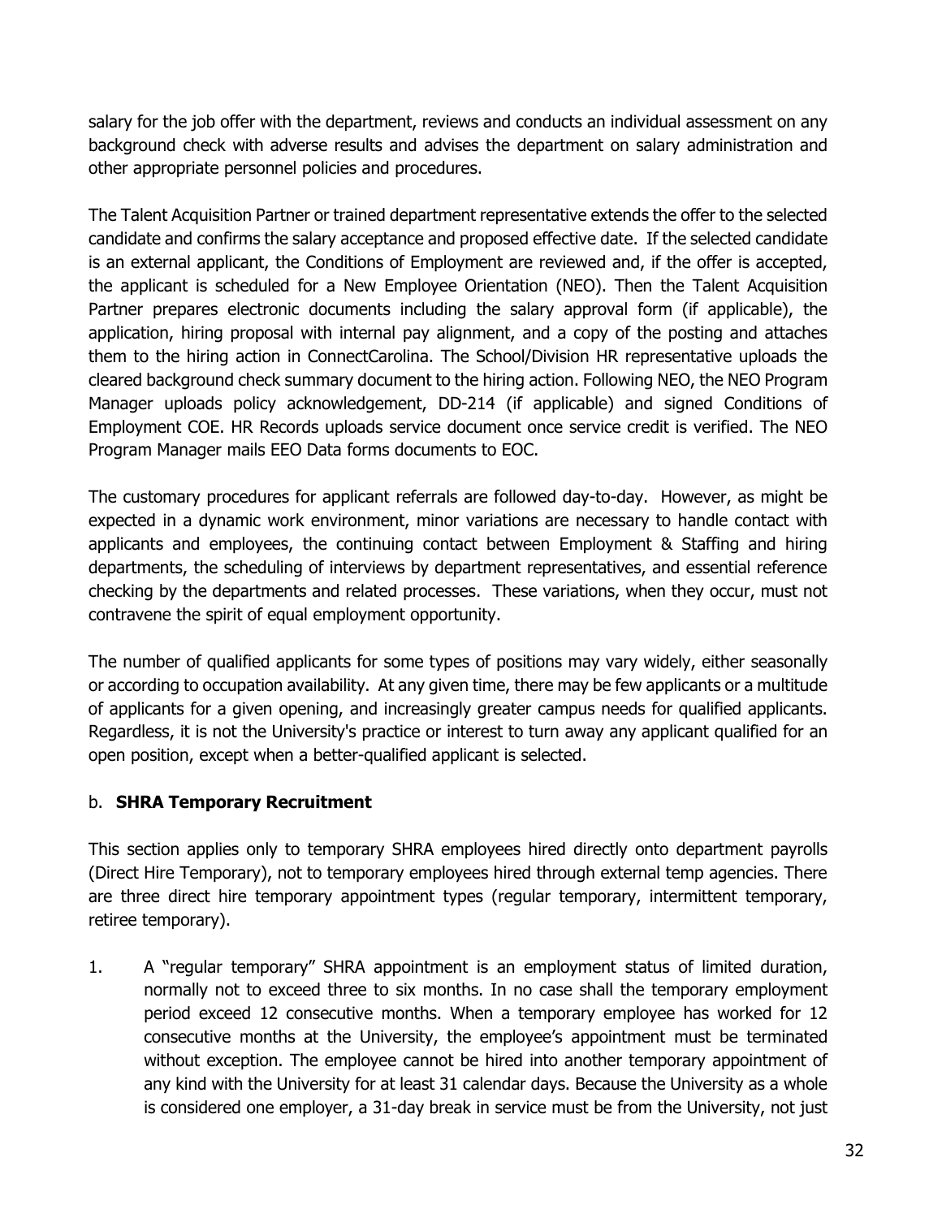salary for the job offer with the department, reviews and conducts an individual assessment on any background check with adverse results and advises the department on salary administration and other appropriate personnel policies and procedures.

The Talent Acquisition Partner or trained department representative extends the offer to the selected candidate and confirms the salary acceptance and proposed effective date. If the selected candidate is an external applicant, the Conditions of Employment are reviewed and, if the offer is accepted, the applicant is scheduled for a New Employee Orientation (NEO). Then the Talent Acquisition Partner prepares electronic documents including the salary approval form (if applicable), the application, hiring proposal with internal pay alignment, and a copy of the posting and attaches them to the hiring action in ConnectCarolina. The School/Division HR representative uploads the cleared background check summary document to the hiring action. Following NEO, the NEO Program Manager uploads policy acknowledgement, DD-214 (if applicable) and signed Conditions of Employment COE. HR Records uploads service document once service credit is verified. The NEO Program Manager mails EEO Data forms documents to EOC.

The customary procedures for applicant referrals are followed day-to-day. However, as might be expected in a dynamic work environment, minor variations are necessary to handle contact with applicants and employees, the continuing contact between Employment & Staffing and hiring departments, the scheduling of interviews by department representatives, and essential reference checking by the departments and related processes. These variations, when they occur, must not contravene the spirit of equal employment opportunity.

The number of qualified applicants for some types of positions may vary widely, either seasonally or according to occupation availability. At any given time, there may be few applicants or a multitude of applicants for a given opening, and increasingly greater campus needs for qualified applicants. Regardless, it is not the University's practice or interest to turn away any applicant qualified for an open position, except when a better-qualified applicant is selected.

b. **SHRA Temporary Recruitment**

This section applies only to temporary SHRA employees hired directly onto department payrolls (Direct Hire Temporary), not to temporary employees hired through external temp agencies. There are three direct hire temporary appointment types (regular temporary, intermittent temporary, retiree temporary).

1. A "regular temporary" SHRA appointment is an employment status of limited duration, normally not to exceed three to six months. In no case shall the temporary employment period exceed 12 consecutive months. When a temporary employee has worked for 12 consecutive months at the University, the employee's appointment must be terminated without exception. The employee cannot be hired into another temporary appointment of any kind with the University for at least 31 calendar days. Because the University as a whole is considered one employer, a 31-day break in service must be from the University, not just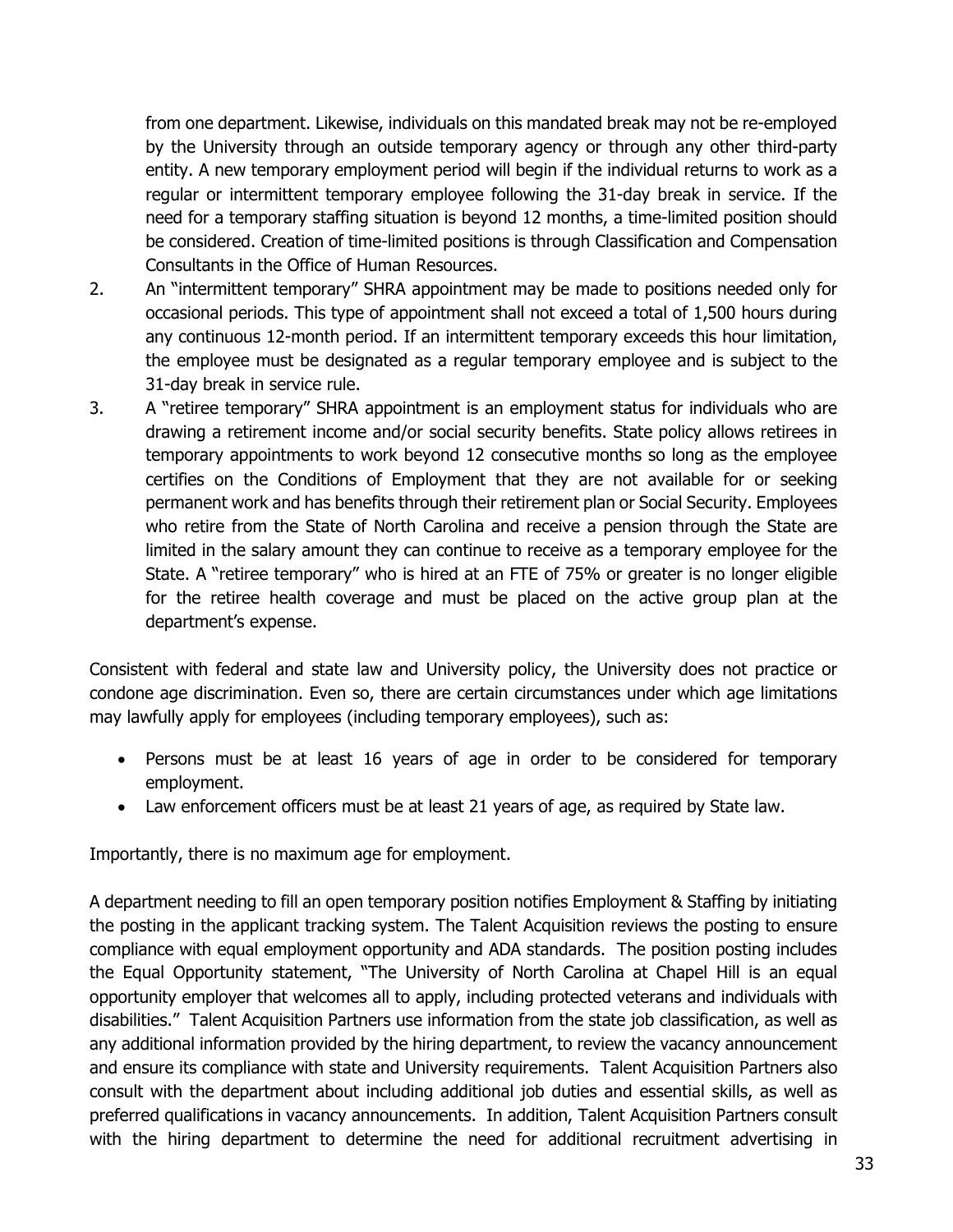from one department. Likewise, individuals on this mandated break may not be re-employed by the University through an outside temporary agency or through any other third-party entity. A new temporary employment period will begin if the individual returns to work as a regular or intermittent temporary employee following the 31-day break in service. If the need for a temporary staffing situation is beyond 12 months, a time-limited position should be considered. Creation of time-limited positions is through Classification and Compensation Consultants in the Office of Human Resources.

2. An "intermittent temporary" SHRA appointment may be made to positions needed only for occasional periods. This type of appointment shall not exceed a total of 1,500 hours during any continuous 12-month period. If an intermittent temporary exceeds this hour limitation, the employee must be designated as a regular temporary employee and is subject to the 31-day break in service rule.
3. A "retiree temporary" SHRA appointment is an employment status for individuals who are drawing a retirement income and/or social security benefits. State policy allows retirees in temporary appointments to work beyond 12 consecutive months so long as the employee certifies on the Conditions of Employment that they are not available for or seeking permanent work and has benefits through their retirement plan or Social Security. Employees who retire from the State of North Carolina and receive a pension through the State are limited in the salary amount they can continue to receive as a temporary employee for the State. A "retiree temporary" who is hired at an FTE of 75% or greater is no longer eligible for the retiree health coverage and must be placed on the active group plan at the department's expense.

Consistent with federal and state law and University policy, the University does not practice or condone age discrimination. Even so, there are certain circumstances under which age limitations may lawfully apply for employees (including temporary employees), such as:

- Persons must be at least 16 years of age in order to be considered for temporary employment.
- Law enforcement officers must be at least 21 years of age, as required by State law.

Importantly, there is no maximum age for employment.

A department needing to fill an open temporary position notifies Employment & Staffing by initiating the posting in the applicant tracking system. The Talent Acquisition reviews the posting to ensure compliance with equal employment opportunity and ADA standards. The position posting includes the Equal Opportunity statement, "The University of North Carolina at Chapel Hill is an equal opportunity employer that welcomes all to apply, including protected veterans and individuals with disabilities." Talent Acquisition Partners use information from the state job classification, as well as any additional information provided by the hiring department, to review the vacancy announcement and ensure its compliance with state and University requirements. Talent Acquisition Partners also consult with the department about including additional job duties and essential skills, as well as preferred qualifications in vacancy announcements. In addition, Talent Acquisition Partners consult with the hiring department to determine the need for additional recruitment advertising in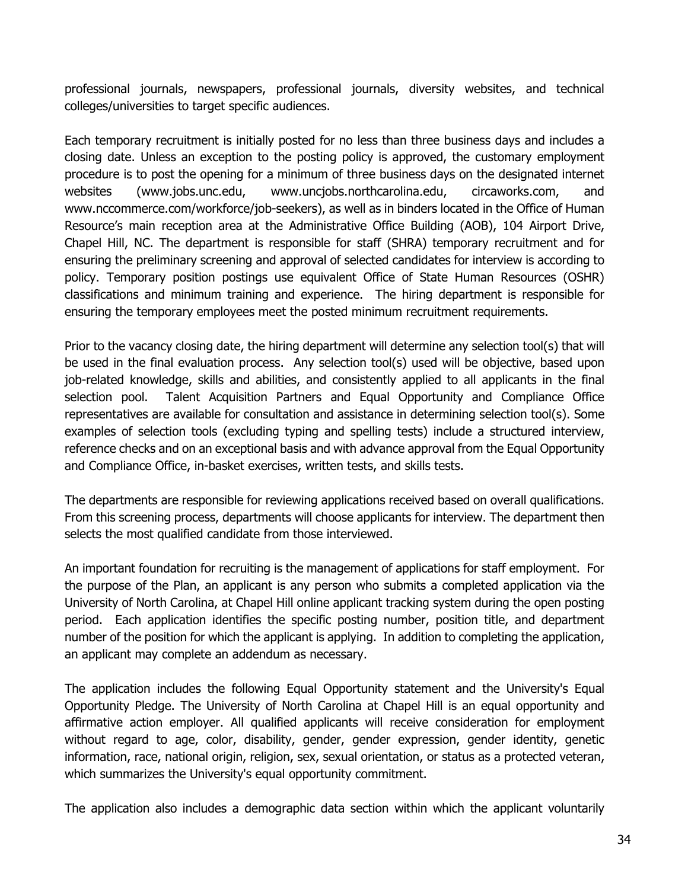professional journals, newspapers, professional journals, diversity websites, and technical colleges/universities to target specific audiences.

Each temporary recruitment is initially posted for no less than three business days and includes a closing date. Unless an exception to the posting policy is approved, the customary employment procedure is to post the opening for a minimum of three business days on the designated internet websites (www.jobs.unc.edu, www.uncjobs.northcarolina.edu, circaworks.com, and www.nccommerce.com/workforce/job-seekers), as well as in binders located in the Office of Human Resource's main reception area at the Administrative Office Building (AOB), 104 Airport Drive, Chapel Hill, NC. The department is responsible for staff (SHRA) temporary recruitment and for ensuring the preliminary screening and approval of selected candidates for interview is according to policy. Temporary position postings use equivalent Office of State Human Resources (OSHR) classifications and minimum training and experience. The hiring department is responsible for ensuring the temporary employees meet the posted minimum recruitment requirements.

Prior to the vacancy closing date, the hiring department will determine any selection tool(s) that will be used in the final evaluation process. Any selection tool(s) used will be objective, based upon job-related knowledge, skills and abilities, and consistently applied to all applicants in the final selection pool. Talent Acquisition Partners and Equal Opportunity and Compliance Office representatives are available for consultation and assistance in determining selection tool(s). Some examples of selection tools (excluding typing and spelling tests) include a structured interview, reference checks and on an exceptional basis and with advance approval from the Equal Opportunity and Compliance Office, in-basket exercises, written tests, and skills tests.

The departments are responsible for reviewing applications received based on overall qualifications. From this screening process, departments will choose applicants for interview. The department then selects the most qualified candidate from those interviewed.

An important foundation for recruiting is the management of applications for staff employment. For the purpose of the Plan, an applicant is any person who submits a completed application via the University of North Carolina, at Chapel Hill online applicant tracking system during the open posting period. Each application identifies the specific posting number, position title, and department number of the position for which the applicant is applying. In addition to completing the application, an applicant may complete an addendum as necessary.

The application includes the following Equal Opportunity statement and the University's Equal Opportunity Pledge. The University of North Carolina at Chapel Hill is an equal opportunity and affirmative action employer. All qualified applicants will receive consideration for employment without regard to age, color, disability, gender, gender expression, gender identity, genetic information, race, national origin, religion, sex, sexual orientation, or status as a protected veteran, which summarizes the University's equal opportunity commitment.

The application also includes a demographic data section within which the applicant voluntarily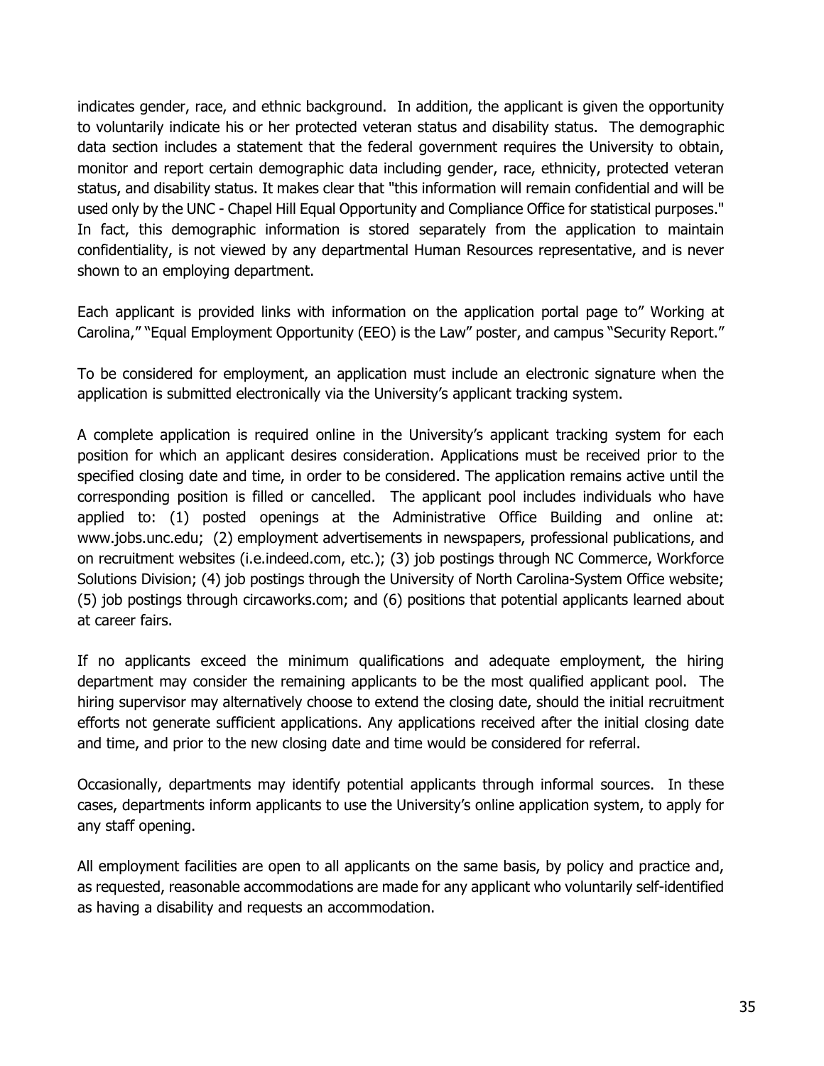indicates gender, race, and ethnic background. In addition, the applicant is given the opportunity to voluntarily indicate his or her protected veteran status and disability status. The demographic data section includes a statement that the federal government requires the University to obtain, monitor and report certain demographic data including gender, race, ethnicity, protected veteran status, and disability status. It makes clear that "this information will remain confidential and will be used only by the UNC - Chapel Hill Equal Opportunity and Compliance Office for statistical purposes." In fact, this demographic information is stored separately from the application to maintain confidentiality, is not viewed by any departmental Human Resources representative, and is never shown to an employing department.

Each applicant is provided links with information on the application portal page to" Working at Carolina," "Equal Employment Opportunity (EEO) is the Law" poster, and campus "Security Report."

To be considered for employment, an application must include an electronic signature when the application is submitted electronically via the University's applicant tracking system.

A complete application is required online in the University's applicant tracking system for each position for which an applicant desires consideration. Applications must be received prior to the specified closing date and time, in order to be considered. The application remains active until the corresponding position is filled or cancelled. The applicant pool includes individuals who have applied to: (1) posted openings at the Administrative Office Building and online at: www.jobs.unc.edu; (2) employment advertisements in newspapers, professional publications, and on recruitment websites (i.e.indeed.com, etc.); (3) job postings through NC Commerce, Workforce Solutions Division; (4) job postings through the University of North Carolina-System Office website; (5) job postings through circaworks.com; and (6) positions that potential applicants learned about at career fairs.

If no applicants exceed the minimum qualifications and adequate employment, the hiring department may consider the remaining applicants to be the most qualified applicant pool. The hiring supervisor may alternatively choose to extend the closing date, should the initial recruitment efforts not generate sufficient applications. Any applications received after the initial closing date and time, and prior to the new closing date and time would be considered for referral.

Occasionally, departments may identify potential applicants through informal sources. In these cases, departments inform applicants to use the University's online application system, to apply for any staff opening.

All employment facilities are open to all applicants on the same basis, by policy and practice and, as requested, reasonable accommodations are made for any applicant who voluntarily self-identified as having a disability and requests an accommodation.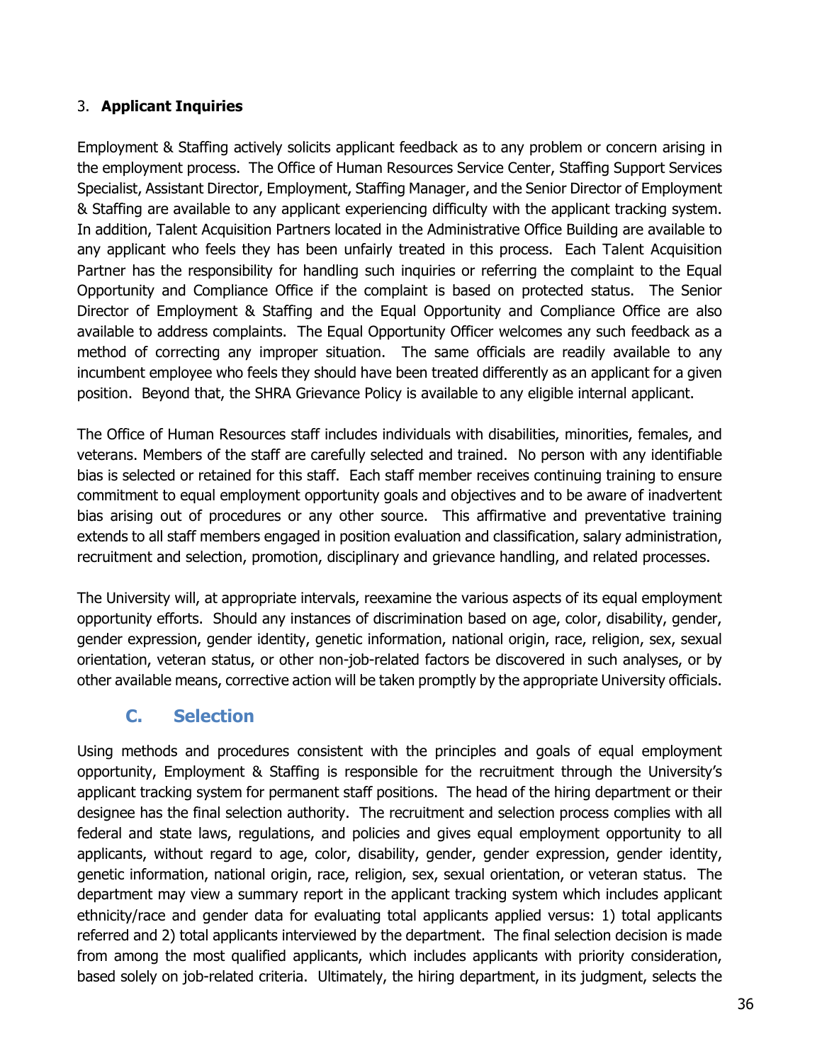3. **Applicant Inquiries**

Employment & Staffing actively solicits applicant feedback as to any problem or concern arising in the employment process. The Office of Human Resources Service Center, Staffing Support Services Specialist, Assistant Director, Employment, Staffing Manager, and the Senior Director of Employment & Staffing are available to any applicant experiencing difficulty with the applicant tracking system. In addition, Talent Acquisition Partners located in the Administrative Office Building are available to any applicant who feels they has been unfairly treated in this process. Each Talent Acquisition Partner has the responsibility for handling such inquiries or referring the complaint to the Equal Opportunity and Compliance Office if the complaint is based on protected status. The Senior Director of Employment & Staffing and the Equal Opportunity and Compliance Office are also available to address complaints. The Equal Opportunity Officer welcomes any such feedback as a method of correcting any improper situation. The same officials are readily available to any incumbent employee who feels they should have been treated differently as an applicant for a given position. Beyond that, the SHRA Grievance Policy is available to any eligible internal applicant.

The Office of Human Resources staff includes individuals with disabilities, minorities, females, and veterans. Members of the staff are carefully selected and trained. No person with any identifiable bias is selected or retained for this staff. Each staff member receives continuing training to ensure commitment to equal employment opportunity goals and objectives and to be aware of inadvertent bias arising out of procedures or any other source. This affirmative and preventative training extends to all staff members engaged in position evaluation and classification, salary administration, recruitment and selection, promotion, disciplinary and grievance handling, and related processes.

The University will, at appropriate intervals, reexamine the various aspects of its equal employment opportunity efforts. Should any instances of discrimination based on age, color, disability, gender, gender expression, gender identity, genetic information, national origin, race, religion, sex, sexual orientation, veteran status, or other non-job-related factors be discovered in such analyses, or by other available means, corrective action will be taken promptly by the appropriate University officials.

## C. Selection

Using methods and procedures consistent with the principles and goals of equal employment opportunity, Employment & Staffing is responsible for the recruitment through the University's applicant tracking system for permanent staff positions. The head of the hiring department or their designee has the final selection authority. The recruitment and selection process complies with all federal and state laws, regulations, and policies and gives equal employment opportunity to all applicants, without regard to age, color, disability, gender, gender expression, gender identity, genetic information, national origin, race, religion, sex, sexual orientation, or veteran status. The department may view a summary report in the applicant tracking system which includes applicant ethnicity/race and gender data for evaluating total applicants applied versus: 1) total applicants referred and 2) total applicants interviewed by the department. The final selection decision is made from among the most qualified applicants, which includes applicants with priority consideration, based solely on job-related criteria. Ultimately, the hiring department, in its judgment, selects the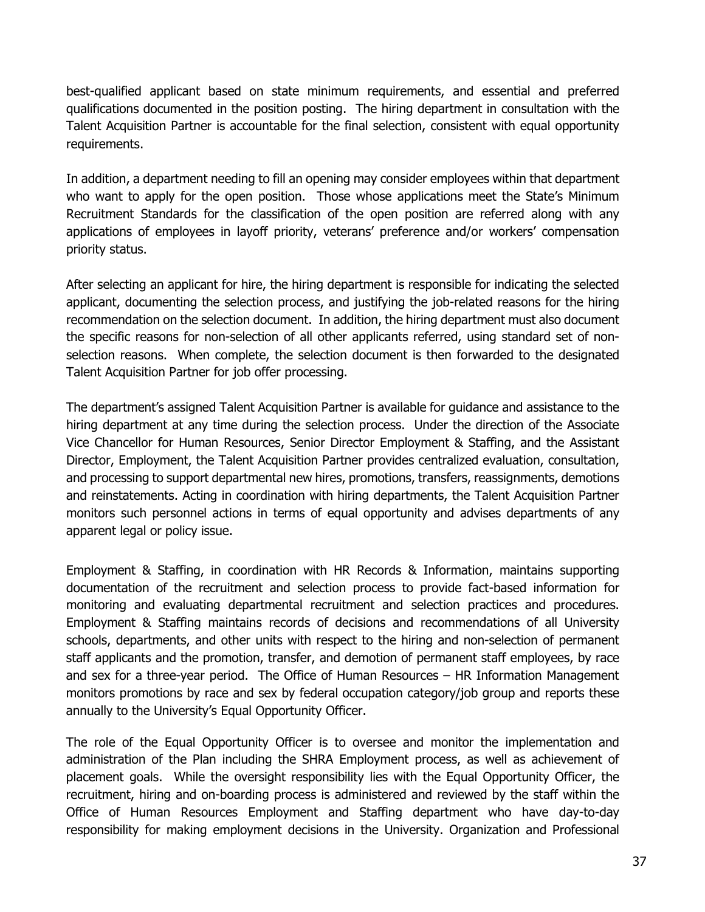best-qualified applicant based on state minimum requirements, and essential and preferred qualifications documented in the position posting. The hiring department in consultation with the Talent Acquisition Partner is accountable for the final selection, consistent with equal opportunity requirements.

In addition, a department needing to fill an opening may consider employees within that department who want to apply for the open position. Those whose applications meet the State's Minimum Recruitment Standards for the classification of the open position are referred along with any applications of employees in layoff priority, veterans' preference and/or workers' compensation priority status.

After selecting an applicant for hire, the hiring department is responsible for indicating the selected applicant, documenting the selection process, and justifying the job-related reasons for the hiring recommendation on the selection document. In addition, the hiring department must also document the specific reasons for non-selection of all other applicants referred, using standard set of non-selection reasons. When complete, the selection document is then forwarded to the designated Talent Acquisition Partner for job offer processing.

The department's assigned Talent Acquisition Partner is available for guidance and assistance to the hiring department at any time during the selection process. Under the direction of the Associate Vice Chancellor for Human Resources, Senior Director Employment & Staffing, and the Assistant Director, Employment, the Talent Acquisition Partner provides centralized evaluation, consultation, and processing to support departmental new hires, promotions, transfers, reassignments, demotions and reinstatements. Acting in coordination with hiring departments, the Talent Acquisition Partner monitors such personnel actions in terms of equal opportunity and advises departments of any apparent legal or policy issue.

Employment & Staffing, in coordination with HR Records & Information, maintains supporting documentation of the recruitment and selection process to provide fact-based information for monitoring and evaluating departmental recruitment and selection practices and procedures. Employment & Staffing maintains records of decisions and recommendations of all University schools, departments, and other units with respect to the hiring and non-selection of permanent staff applicants and the promotion, transfer, and demotion of permanent staff employees, by race and sex for a three-year period. The Office of Human Resources – HR Information Management monitors promotions by race and sex by federal occupation category/job group and reports these annually to the University's Equal Opportunity Officer.

The role of the Equal Opportunity Officer is to oversee and monitor the implementation and administration of the Plan including the SHRA Employment process, as well as achievement of placement goals. While the oversight responsibility lies with the Equal Opportunity Officer, the recruitment, hiring and on-boarding process is administered and reviewed by the staff within the Office of Human Resources Employment and Staffing department who have day-to-day responsibility for making employment decisions in the University. Organization and Professional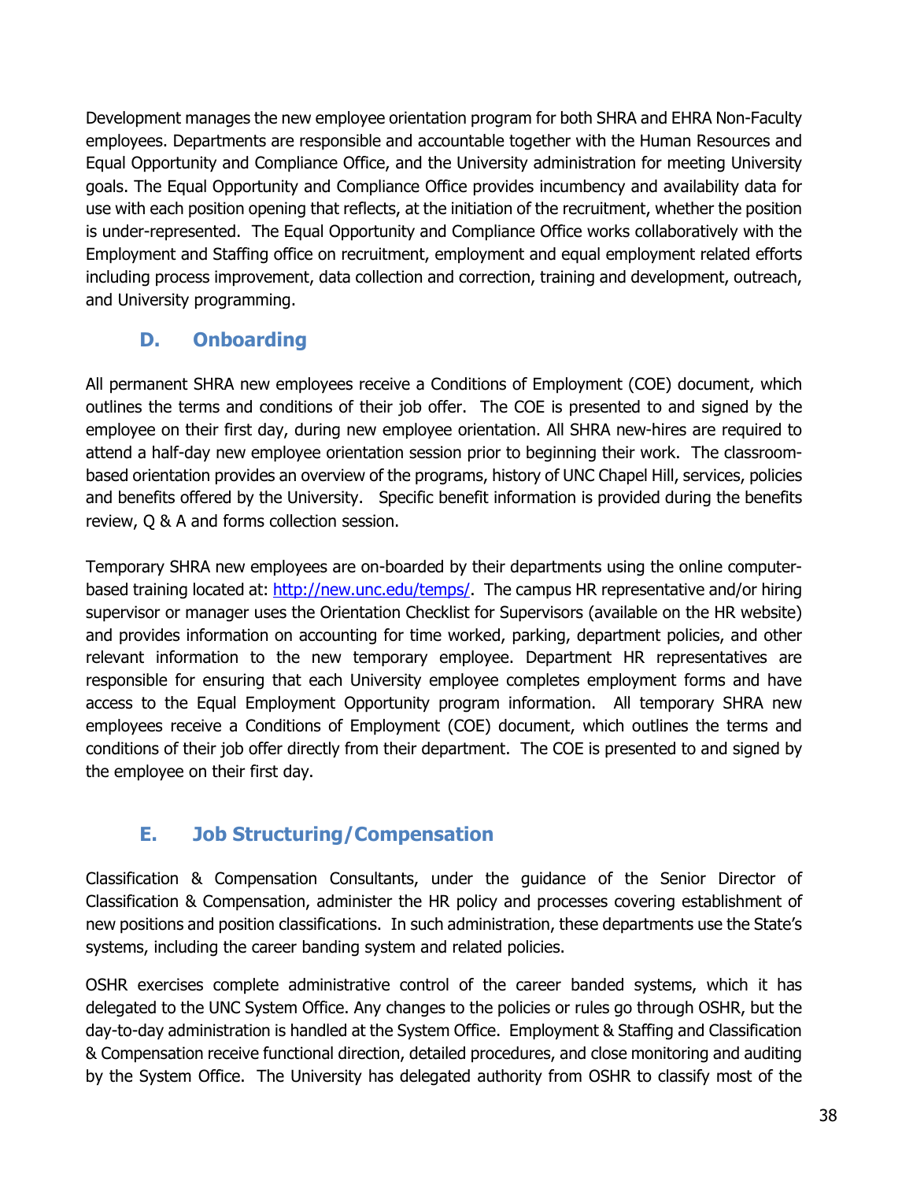Development manages the new employee orientation program for both SHRA and EHRA Non-Faculty employees. Departments are responsible and accountable together with the Human Resources and Equal Opportunity and Compliance Office, and the University administration for meeting University goals. The Equal Opportunity and Compliance Office provides incumbency and availability data for use with each position opening that reflects, at the initiation of the recruitment, whether the position is under-represented. The Equal Opportunity and Compliance Office works collaboratively with the Employment and Staffing office on recruitment, employment and equal employment related efforts including process improvement, data collection and correction, training and development, outreach, and University programming.

### D. Onboarding

All permanent SHRA new employees receive a Conditions of Employment (COE) document, which outlines the terms and conditions of their job offer. The COE is presented to and signed by the employee on their first day, during new employee orientation. All SHRA new-hires are required to attend a half-day new employee orientation session prior to beginning their work. The classroom-based orientation provides an overview of the programs, history of UNC Chapel Hill, services, policies and benefits offered by the University. Specific benefit information is provided during the benefits review, Q & A and forms collection session.

Temporary SHRA new employees are on-boarded by their departments using the online computer-based training located at: [http://new.unc.edu/temps/](http://new.unc.edu/temps/). The campus HR representative and/or hiring supervisor or manager uses the Orientation Checklist for Supervisors (available on the HR website) and provides information on accounting for time worked, parking, department policies, and other relevant information to the new temporary employee. Department HR representatives are responsible for ensuring that each University employee completes employment forms and have access to the Equal Employment Opportunity program information. All temporary SHRA new employees receive a Conditions of Employment (COE) document, which outlines the terms and conditions of their job offer directly from their department. The COE is presented to and signed by the employee on their first day.

### E. Job Structuring/Compensation

Classification & Compensation Consultants, under the guidance of the Senior Director of Classification & Compensation, administer the HR policy and processes covering establishment of new positions and position classifications. In such administration, these departments use the State's systems, including the career banding system and related policies.

OSHR exercises complete administrative control of the career banded systems, which it has delegated to the UNC System Office. Any changes to the policies or rules go through OSHR, but the day-to-day administration is handled at the System Office. Employment & Staffing and Classification & Compensation receive functional direction, detailed procedures, and close monitoring and auditing by the System Office. The University has delegated authority from OSHR to classify most of the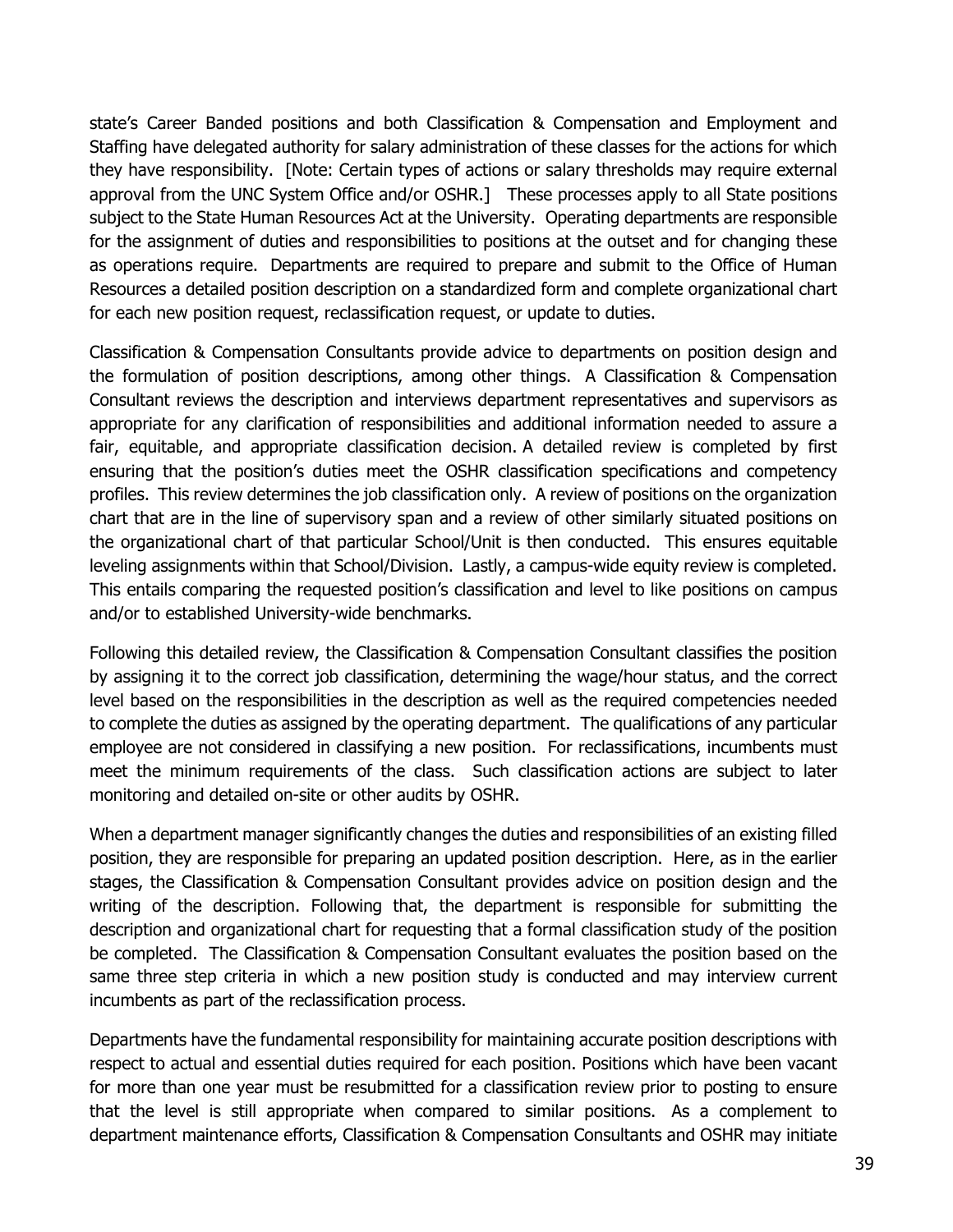state's Career Banded positions and both Classification & Compensation and Employment and Staffing have delegated authority for salary administration of these classes for the actions for which they have responsibility. [Note: Certain types of actions or salary thresholds may require external approval from the UNC System Office and/or OSHR.] These processes apply to all State positions subject to the State Human Resources Act at the University. Operating departments are responsible for the assignment of duties and responsibilities to positions at the outset and for changing these as operations require. Departments are required to prepare and submit to the Office of Human Resources a detailed position description on a standardized form and complete organizational chart for each new position request, reclassification request, or update to duties.

Classification & Compensation Consultants provide advice to departments on position design and the formulation of position descriptions, among other things. A Classification & Compensation Consultant reviews the description and interviews department representatives and supervisors as appropriate for any clarification of responsibilities and additional information needed to assure a fair, equitable, and appropriate classification decision. A detailed review is completed by first ensuring that the position's duties meet the OSHR classification specifications and competency profiles. This review determines the job classification only. A review of positions on the organization chart that are in the line of supervisory span and a review of other similarly situated positions on the organizational chart of that particular School/Unit is then conducted. This ensures equitable leveling assignments within that School/Division. Lastly, a campus-wide equity review is completed. This entails comparing the requested position's classification and level to like positions on campus and/or to established University-wide benchmarks.

Following this detailed review, the Classification & Compensation Consultant classifies the position by assigning it to the correct job classification, determining the wage/hour status, and the correct level based on the responsibilities in the description as well as the required competencies needed to complete the duties as assigned by the operating department. The qualifications of any particular employee are not considered in classifying a new position. For reclassifications, incumbents must meet the minimum requirements of the class. Such classification actions are subject to later monitoring and detailed on-site or other audits by OSHR.

When a department manager significantly changes the duties and responsibilities of an existing filled position, they are responsible for preparing an updated position description. Here, as in the earlier stages, the Classification & Compensation Consultant provides advice on position design and the writing of the description. Following that, the department is responsible for submitting the description and organizational chart for requesting that a formal classification study of the position be completed. The Classification & Compensation Consultant evaluates the position based on the same three step criteria in which a new position study is conducted and may interview current incumbents as part of the reclassification process.

Departments have the fundamental responsibility for maintaining accurate position descriptions with respect to actual and essential duties required for each position. Positions which have been vacant for more than one year must be resubmitted for a classification review prior to posting to ensure that the level is still appropriate when compared to similar positions. As a complement to department maintenance efforts, Classification & Compensation Consultants and OSHR may initiate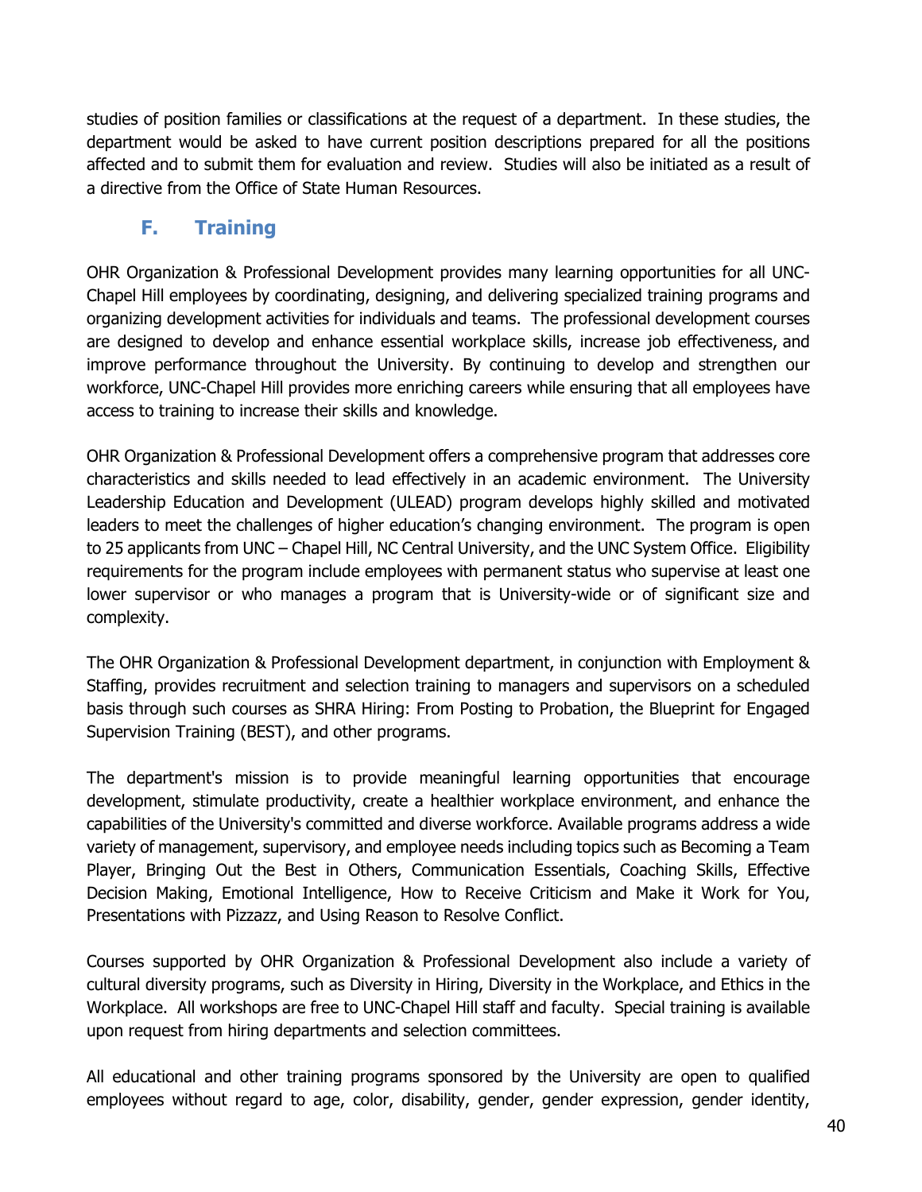studies of position families or classifications at the request of a department. In these studies, the department would be asked to have current position descriptions prepared for all the positions affected and to submit them for evaluation and review. Studies will also be initiated as a result of a directive from the Office of State Human Resources.

## F. Training

OHR Organization & Professional Development provides many learning opportunities for all UNC-Chapel Hill employees by coordinating, designing, and delivering specialized training programs and organizing development activities for individuals and teams. The professional development courses are designed to develop and enhance essential workplace skills, increase job effectiveness, and improve performance throughout the University. By continuing to develop and strengthen our workforce, UNC-Chapel Hill provides more enriching careers while ensuring that all employees have access to training to increase their skills and knowledge.

OHR Organization & Professional Development offers a comprehensive program that addresses core characteristics and skills needed to lead effectively in an academic environment. The University Leadership Education and Development (ULEAD) program develops highly skilled and motivated leaders to meet the challenges of higher education's changing environment. The program is open to 25 applicants from UNC – Chapel Hill, NC Central University, and the UNC System Office. Eligibility requirements for the program include employees with permanent status who supervise at least one lower supervisor or who manages a program that is University-wide or of significant size and complexity.

The OHR Organization & Professional Development department, in conjunction with Employment & Staffing, provides recruitment and selection training to managers and supervisors on a scheduled basis through such courses as SHRA Hiring: From Posting to Probation, the Blueprint for Engaged Supervision Training (BEST), and other programs.

The department's mission is to provide meaningful learning opportunities that encourage development, stimulate productivity, create a healthier workplace environment, and enhance the capabilities of the University's committed and diverse workforce. Available programs address a wide variety of management, supervisory, and employee needs including topics such as Becoming a Team Player, Bringing Out the Best in Others, Communication Essentials, Coaching Skills, Effective Decision Making, Emotional Intelligence, How to Receive Criticism and Make it Work for You, Presentations with Pizzazz, and Using Reason to Resolve Conflict.

Courses supported by OHR Organization & Professional Development also include a variety of cultural diversity programs, such as Diversity in Hiring, Diversity in the Workplace, and Ethics in the Workplace. All workshops are free to UNC-Chapel Hill staff and faculty. Special training is available upon request from hiring departments and selection committees.

All educational and other training programs sponsored by the University are open to qualified employees without regard to age, color, disability, gender, gender expression, gender identity,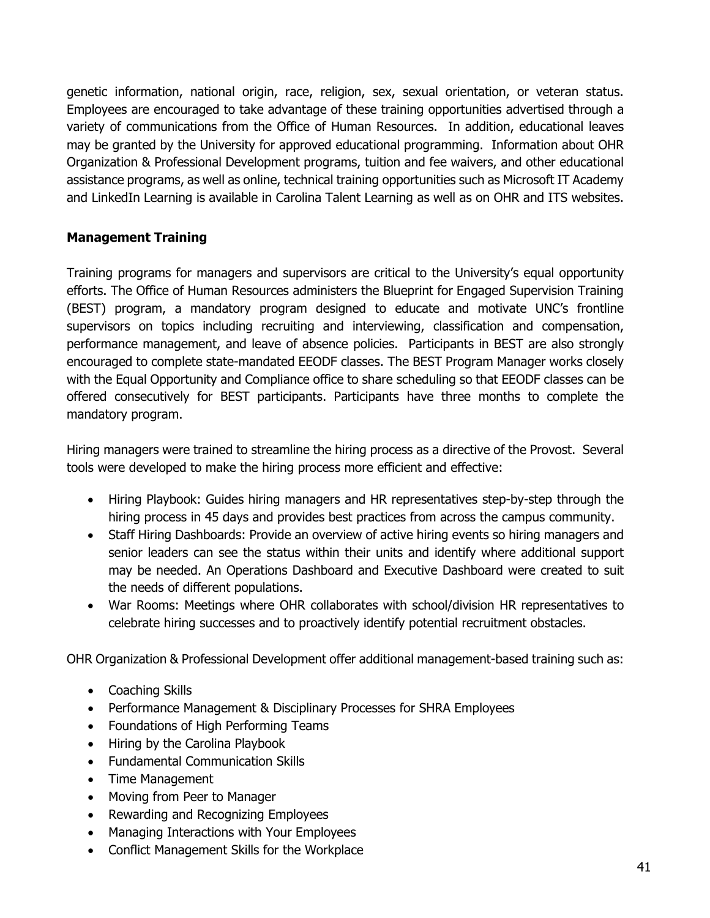genetic information, national origin, race, religion, sex, sexual orientation, or veteran status. Employees are encouraged to take advantage of these training opportunities advertised through a variety of communications from the Office of Human Resources. In addition, educational leaves may be granted by the University for approved educational programming. Information about OHR Organization & Professional Development programs, tuition and fee waivers, and other educational assistance programs, as well as online, technical training opportunities such as Microsoft IT Academy and LinkedIn Learning is available in Carolina Talent Learning as well as on OHR and ITS websites.

**Management Training**

Training programs for managers and supervisors are critical to the University's equal opportunity efforts. The Office of Human Resources administers the Blueprint for Engaged Supervision Training (BEST) program, a mandatory program designed to educate and motivate UNC's frontline supervisors on topics including recruiting and interviewing, classification and compensation, performance management, and leave of absence policies. Participants in BEST are also strongly encouraged to complete state-mandated EEODF classes. The BEST Program Manager works closely with the Equal Opportunity and Compliance office to share scheduling so that EEODF classes can be offered consecutively for BEST participants. Participants have three months to complete the mandatory program.

Hiring managers were trained to streamline the hiring process as a directive of the Provost. Several tools were developed to make the hiring process more efficient and effective:

- Hiring Playbook: Guides hiring managers and HR representatives step-by-step through the hiring process in 45 days and provides best practices from across the campus community.
- Staff Hiring Dashboards: Provide an overview of active hiring events so hiring managers and senior leaders can see the status within their units and identify where additional support may be needed. An Operations Dashboard and Executive Dashboard were created to suit the needs of different populations.
- War Rooms: Meetings where OHR collaborates with school/division HR representatives to celebrate hiring successes and to proactively identify potential recruitment obstacles.

OHR Organization & Professional Development offer additional management-based training such as:

- Coaching Skills
- Performance Management & Disciplinary Processes for SHRA Employees
- Foundations of High Performing Teams
- Hiring by the Carolina Playbook
- Fundamental Communication Skills
- Time Management
- Moving from Peer to Manager
- Rewarding and Recognizing Employees
- Managing Interactions with Your Employees
- Conflict Management Skills for the Workplace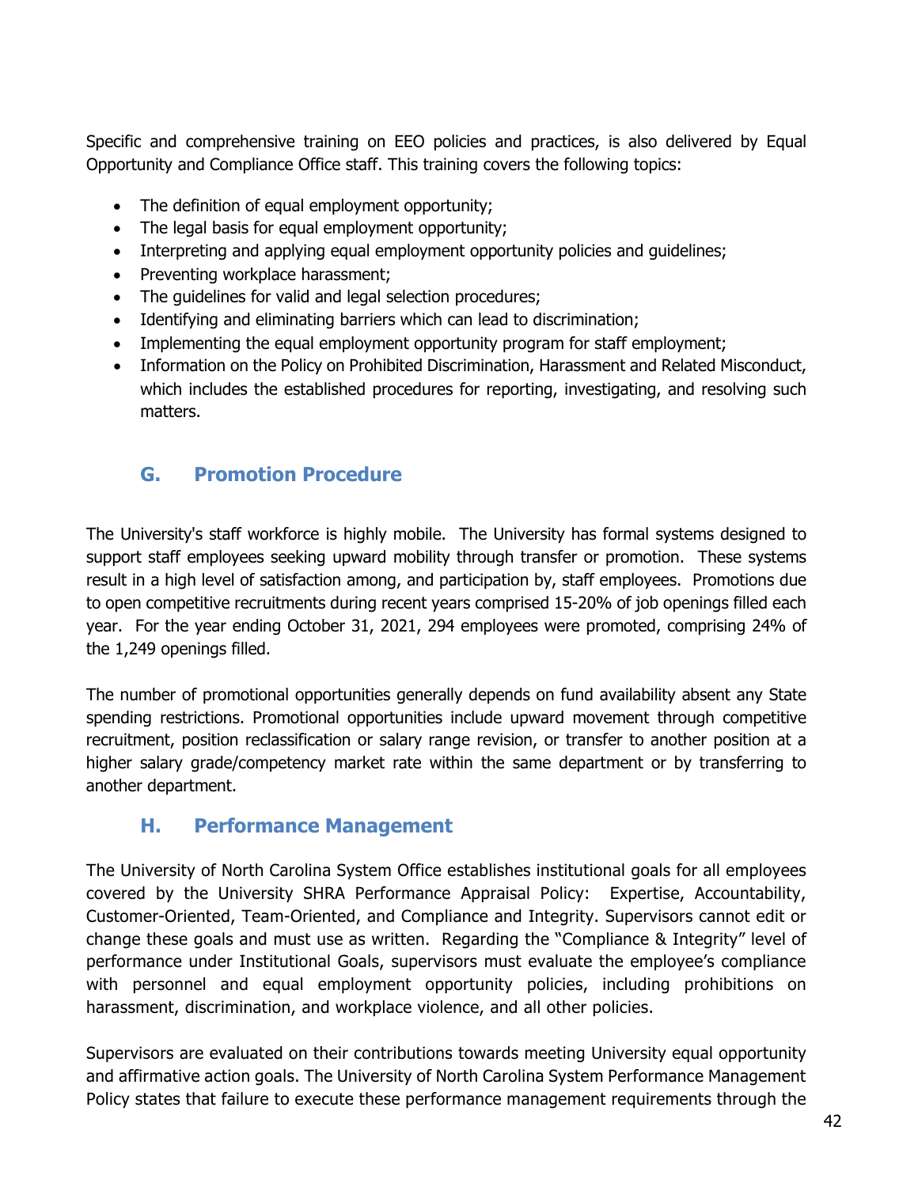Specific and comprehensive training on EEO policies and practices, is also delivered by Equal Opportunity and Compliance Office staff. This training covers the following topics:

- The definition of equal employment opportunity;
- The legal basis for equal employment opportunity;
- Interpreting and applying equal employment opportunity policies and guidelines;
- Preventing workplace harassment;
- The guidelines for valid and legal selection procedures;
- Identifying and eliminating barriers which can lead to discrimination;
- Implementing the equal employment opportunity program for staff employment;
- Information on the Policy on Prohibited Discrimination, Harassment and Related Misconduct, which includes the established procedures for reporting, investigating, and resolving such matters.

## G. Promotion Procedure

The University's staff workforce is highly mobile. The University has formal systems designed to support staff employees seeking upward mobility through transfer or promotion. These systems result in a high level of satisfaction among, and participation by, staff employees. Promotions due to open competitive recruitments during recent years comprised 15-20% of job openings filled each year. For the year ending October 31, 2021, 294 employees were promoted, comprising 24% of the 1,249 openings filled.

The number of promotional opportunities generally depends on fund availability absent any State spending restrictions. Promotional opportunities include upward movement through competitive recruitment, position reclassification or salary range revision, or transfer to another position at a higher salary grade/competency market rate within the same department or by transferring to another department.

## H. Performance Management

The University of North Carolina System Office establishes institutional goals for all employees covered by the University SHRA Performance Appraisal Policy: Expertise, Accountability, Customer-Oriented, Team-Oriented, and Compliance and Integrity. Supervisors cannot edit or change these goals and must use as written. Regarding the "Compliance & Integrity" level of performance under Institutional Goals, supervisors must evaluate the employee's compliance with personnel and equal employment opportunity policies, including prohibitions on harassment, discrimination, and workplace violence, and all other policies.

Supervisors are evaluated on their contributions towards meeting University equal opportunity and affirmative action goals. The University of North Carolina System Performance Management Policy states that failure to execute these performance management requirements through the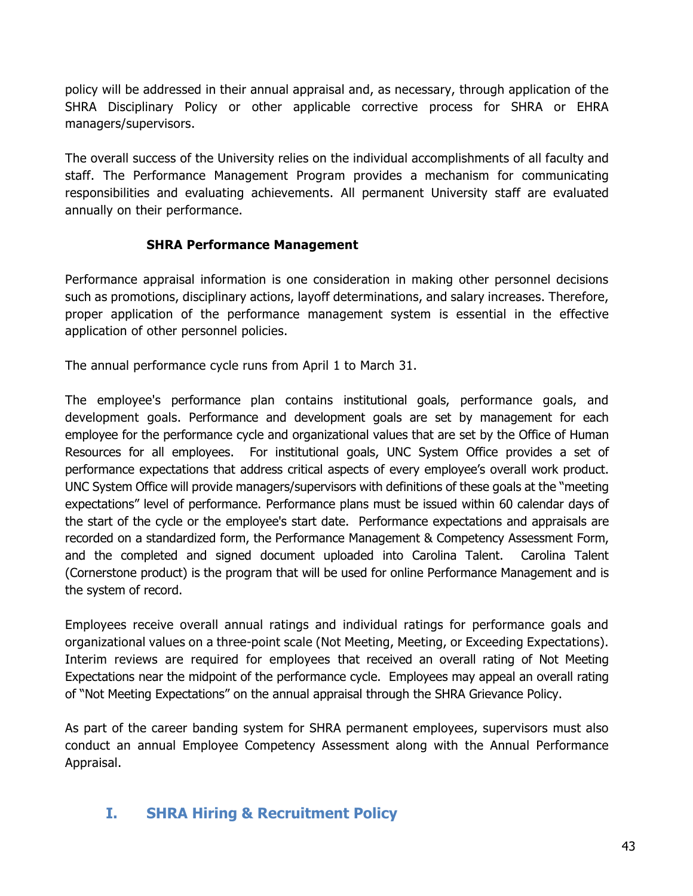policy will be addressed in their annual appraisal and, as necessary, through application of the SHRA Disciplinary Policy or other applicable corrective process for SHRA or EHRA managers/supervisors.

The overall success of the University relies on the individual accomplishments of all faculty and staff. The Performance Management Program provides a mechanism for communicating responsibilities and evaluating achievements. All permanent University staff are evaluated annually on their performance.

**SHRA Performance Management**

Performance appraisal information is one consideration in making other personnel decisions such as promotions, disciplinary actions, layoff determinations, and salary increases. Therefore, proper application of the performance management system is essential in the effective application of other personnel policies.

The annual performance cycle runs from April 1 to March 31.

The employee's performance plan contains institutional goals, performance goals, and development goals. Performance and development goals are set by management for each employee for the performance cycle and organizational values that are set by the Office of Human Resources for all employees. For institutional goals, UNC System Office provides a set of performance expectations that address critical aspects of every employee's overall work product. UNC System Office will provide managers/supervisors with definitions of these goals at the "meeting expectations" level of performance. Performance plans must be issued within 60 calendar days of the start of the cycle or the employee's start date. Performance expectations and appraisals are recorded on a standardized form, the Performance Management & Competency Assessment Form, and the completed and signed document uploaded into Carolina Talent. Carolina Talent (Cornerstone product) is the program that will be used for online Performance Management and is the system of record.

Employees receive overall annual ratings and individual ratings for performance goals and organizational values on a three-point scale (Not Meeting, Meeting, or Exceeding Expectations). Interim reviews are required for employees that received an overall rating of Not Meeting Expectations near the midpoint of the performance cycle. Employees may appeal an overall rating of "Not Meeting Expectations" on the annual appraisal through the SHRA Grievance Policy.

As part of the career banding system for SHRA permanent employees, supervisors must also conduct an annual Employee Competency Assessment along with the Annual Performance Appraisal.

## I. SHRA Hiring & Recruitment Policy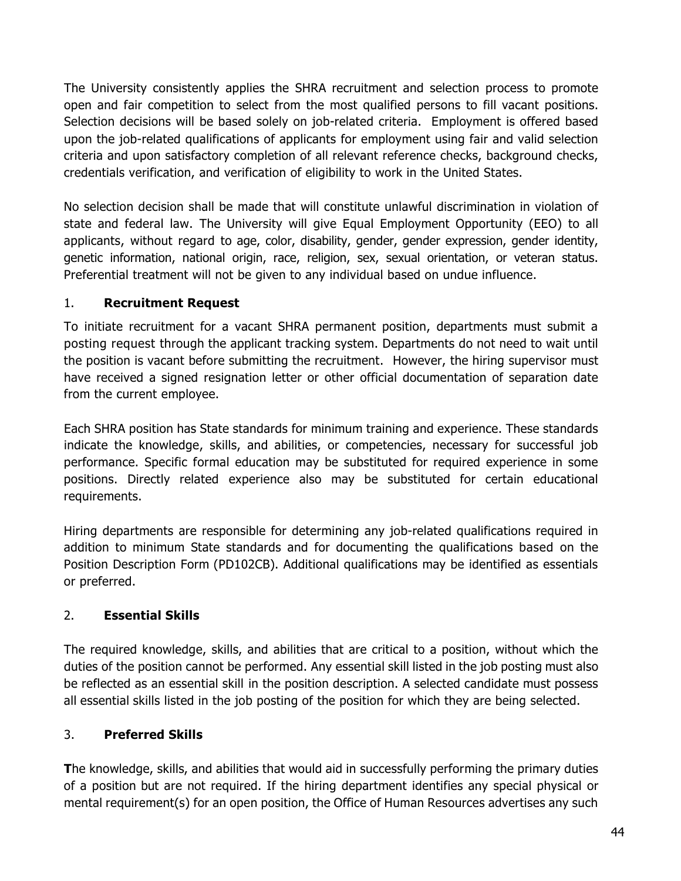The University consistently applies the SHRA recruitment and selection process to promote open and fair competition to select from the most qualified persons to fill vacant positions. Selection decisions will be based solely on job-related criteria. Employment is offered based upon the job-related qualifications of applicants for employment using fair and valid selection criteria and upon satisfactory completion of all relevant reference checks, background checks, credentials verification, and verification of eligibility to work in the United States.

No selection decision shall be made that will constitute unlawful discrimination in violation of state and federal law. The University will give Equal Employment Opportunity (EEO) to all applicants, without regard to age, color, disability, gender, gender expression, gender identity, genetic information, national origin, race, religion, sex, sexual orientation, or veteran status. Preferential treatment will not be given to any individual based on undue influence.

### 1. **Recruitment Request**

To initiate recruitment for a vacant SHRA permanent position, departments must submit a posting request through the applicant tracking system. Departments do not need to wait until the position is vacant before submitting the recruitment. However, the hiring supervisor must have received a signed resignation letter or other official documentation of separation date from the current employee.

Each SHRA position has State standards for minimum training and experience. These standards indicate the knowledge, skills, and abilities, or competencies, necessary for successful job performance. Specific formal education may be substituted for required experience in some positions. Directly related experience also may be substituted for certain educational requirements.

Hiring departments are responsible for determining any job-related qualifications required in addition to minimum State standards and for documenting the qualifications based on the Position Description Form (PD102CB). Additional qualifications may be identified as essentials or preferred.

### 2. **Essential Skills**

The required knowledge, skills, and abilities that are critical to a position, without which the duties of the position cannot be performed. Any essential skill listed in the job posting must also be reflected as an essential skill in the position description. A selected candidate must possess all essential skills listed in the job posting of the position for which they are being selected.

### 3. **Preferred Skills**

**T**he knowledge, skills, and abilities that would aid in successfully performing the primary duties of a position but are not required. If the hiring department identifies any special physical or mental requirement(s) for an open position, the Office of Human Resources advertises any such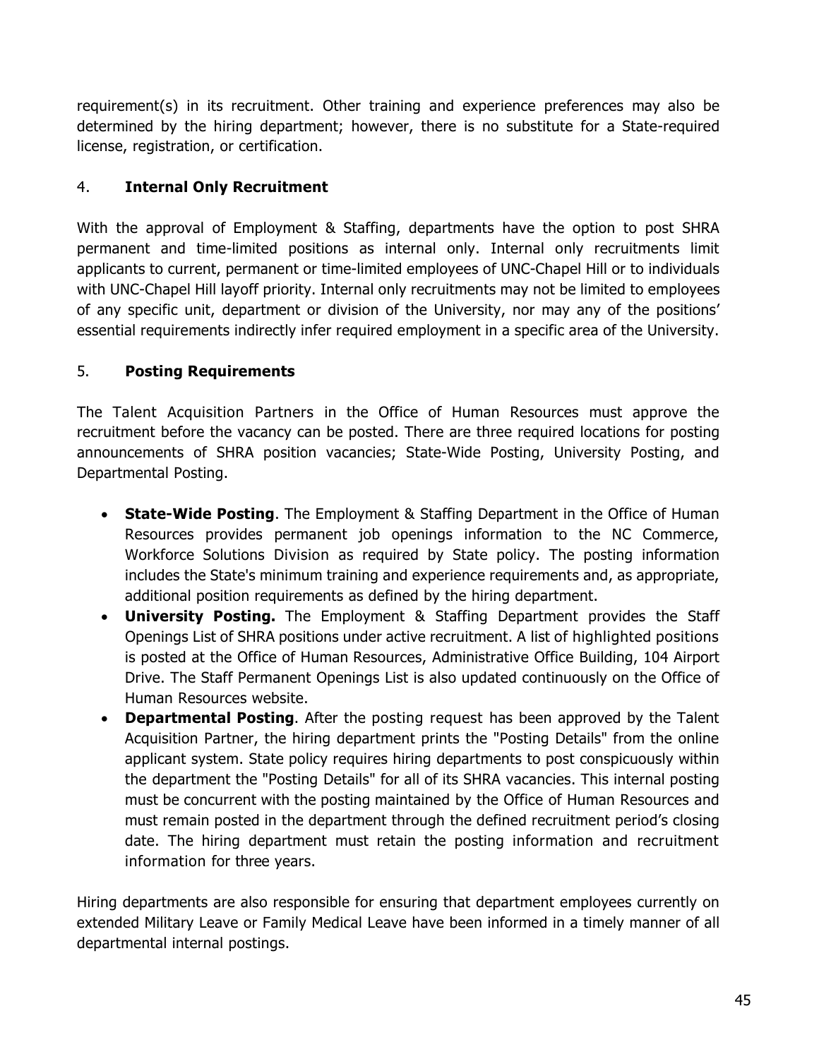requirement(s) in its recruitment. Other training and experience preferences may also be determined by the hiring department; however, there is no substitute for a State-required license, registration, or certification.

### 4. **Internal Only Recruitment**

With the approval of Employment & Staffing, departments have the option to post SHRA permanent and time-limited positions as internal only. Internal only recruitments limit applicants to current, permanent or time-limited employees of UNC-Chapel Hill or to individuals with UNC-Chapel Hill layoff priority. Internal only recruitments may not be limited to employees of any specific unit, department or division of the University, nor may any of the positions' essential requirements indirectly infer required employment in a specific area of the University.

### 5. **Posting Requirements**

The Talent Acquisition Partners in the Office of Human Resources must approve the recruitment before the vacancy can be posted. There are three required locations for posting announcements of SHRA position vacancies; State-Wide Posting, University Posting, and Departmental Posting.

- **State-Wide Posting**. The Employment & Staffing Department in the Office of Human Resources provides permanent job openings information to the NC Commerce, Workforce Solutions Division as required by State policy. The posting information includes the State's minimum training and experience requirements and, as appropriate, additional position requirements as defined by the hiring department.
- **University Posting.** The Employment & Staffing Department provides the Staff Openings List of SHRA positions under active recruitment. A list of highlighted positions is posted at the Office of Human Resources, Administrative Office Building, 104 Airport Drive. The Staff Permanent Openings List is also updated continuously on the Office of Human Resources website.
- **Departmental Posting**. After the posting request has been approved by the Talent Acquisition Partner, the hiring department prints the "Posting Details" from the online applicant system. State policy requires hiring departments to post conspicuously within the department the "Posting Details" for all of its SHRA vacancies. This internal posting must be concurrent with the posting maintained by the Office of Human Resources and must remain posted in the department through the defined recruitment period's closing date. The hiring department must retain the posting information and recruitment information for three years.

Hiring departments are also responsible for ensuring that department employees currently on extended Military Leave or Family Medical Leave have been informed in a timely manner of all departmental internal postings.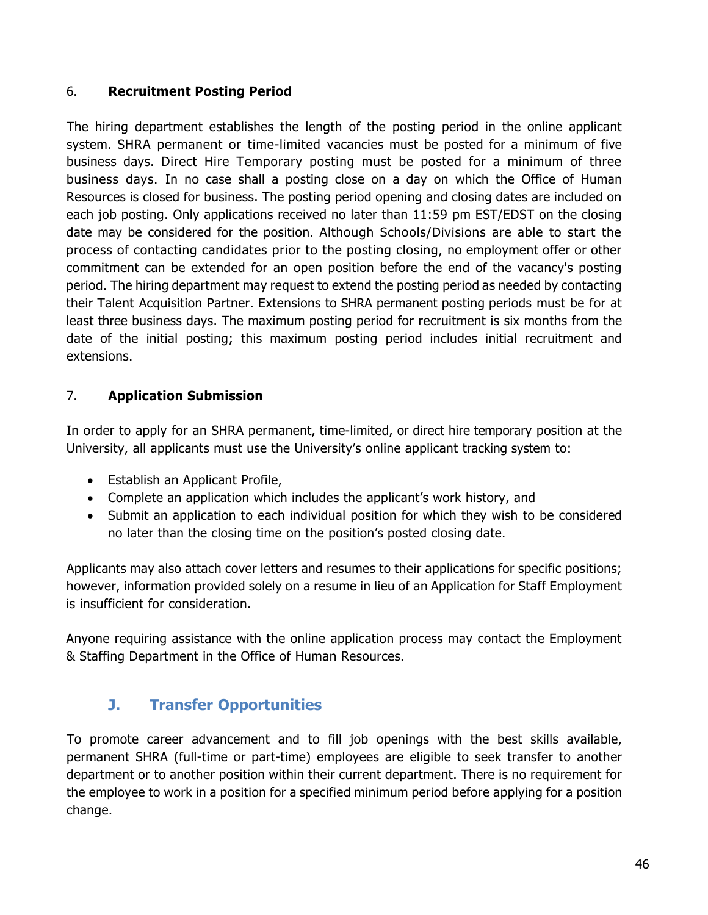### 6. **Recruitment Posting Period**

The hiring department establishes the length of the posting period in the online applicant system. SHRA permanent or time-limited vacancies must be posted for a minimum of five business days. Direct Hire Temporary posting must be posted for a minimum of three business days. In no case shall a posting close on a day on which the Office of Human Resources is closed for business. The posting period opening and closing dates are included on each job posting. Only applications received no later than 11:59 pm EST/EDST on the closing date may be considered for the position. Although Schools/Divisions are able to start the process of contacting candidates prior to the posting closing, no employment offer or other commitment can be extended for an open position before the end of the vacancy's posting period. The hiring department may request to extend the posting period as needed by contacting their Talent Acquisition Partner. Extensions to SHRA permanent posting periods must be for at least three business days. The maximum posting period for recruitment is six months from the date of the initial posting; this maximum posting period includes initial recruitment and extensions.

### 7. **Application Submission**

In order to apply for an SHRA permanent, time-limited, or direct hire temporary position at the University, all applicants must use the University's online applicant tracking system to:

- Establish an Applicant Profile,
- Complete an application which includes the applicant's work history, and
- Submit an application to each individual position for which they wish to be considered no later than the closing time on the position's posted closing date.

Applicants may also attach cover letters and resumes to their applications for specific positions; however, information provided solely on a resume in lieu of an Application for Staff Employment is insufficient for consideration.

Anyone requiring assistance with the online application process may contact the Employment & Staffing Department in the Office of Human Resources.

## J. Transfer Opportunities

To promote career advancement and to fill job openings with the best skills available, permanent SHRA (full-time or part-time) employees are eligible to seek transfer to another department or to another position within their current department. There is no requirement for the employee to work in a position for a specified minimum period before applying for a position change.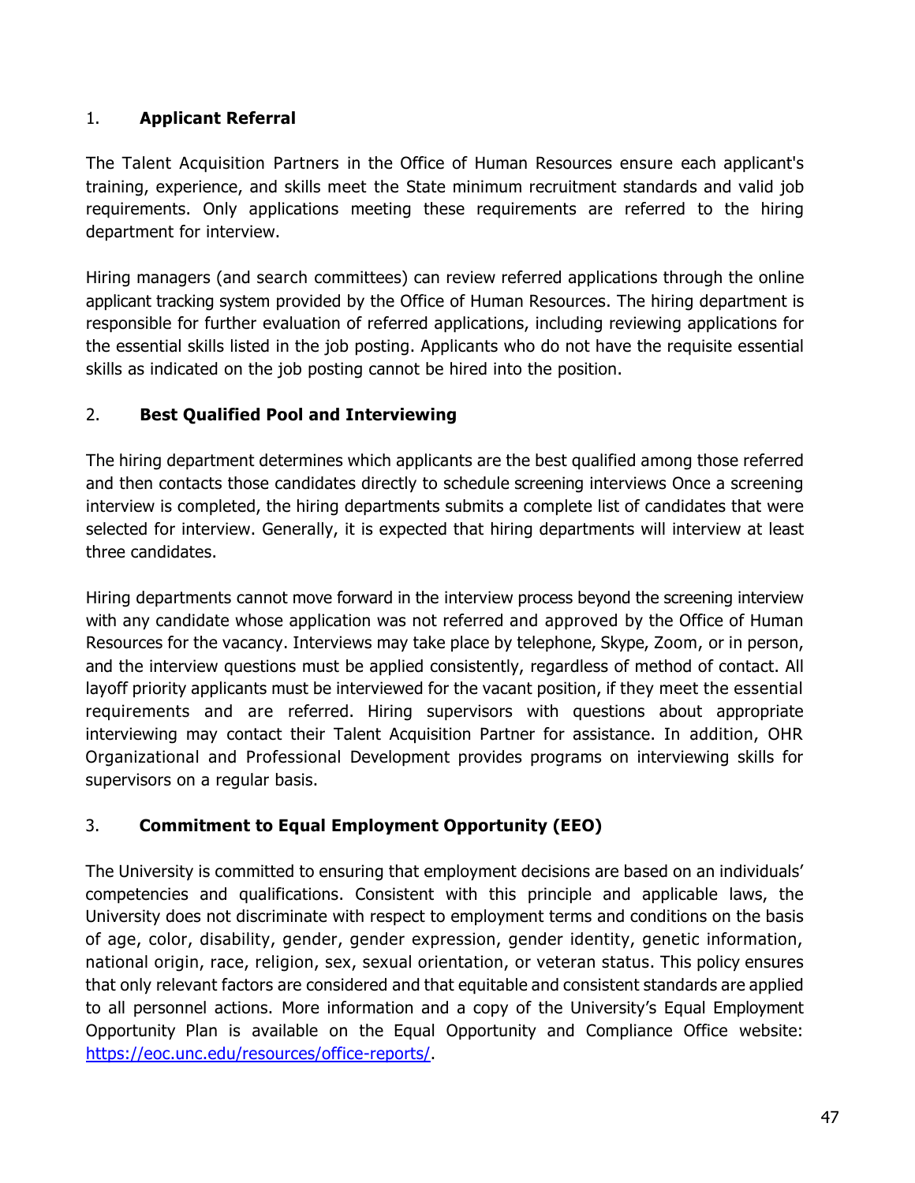### 1. Applicant Referral

The Talent Acquisition Partners in the Office of Human Resources ensure each applicant's training, experience, and skills meet the State minimum recruitment standards and valid job requirements. Only applications meeting these requirements are referred to the hiring department for interview.

Hiring managers (and search committees) can review referred applications through the online applicant tracking system provided by the Office of Human Resources. The hiring department is responsible for further evaluation of referred applications, including reviewing applications for the essential skills listed in the job posting. Applicants who do not have the requisite essential skills as indicated on the job posting cannot be hired into the position.

### 2. Best Qualified Pool and Interviewing

The hiring department determines which applicants are the best qualified among those referred and then contacts those candidates directly to schedule screening interviews Once a screening interview is completed, the hiring departments submits a complete list of candidates that were selected for interview. Generally, it is expected that hiring departments will interview at least three candidates.

Hiring departments cannot move forward in the interview process beyond the screening interview with any candidate whose application was not referred and approved by the Office of Human Resources for the vacancy. Interviews may take place by telephone, Skype, Zoom, or in person, and the interview questions must be applied consistently, regardless of method of contact. All layoff priority applicants must be interviewed for the vacant position, if they meet the essential requirements and are referred. Hiring supervisors with questions about appropriate interviewing may contact their Talent Acquisition Partner for assistance. In addition, OHR Organizational and Professional Development provides programs on interviewing skills for supervisors on a regular basis.

### 3. Commitment to Equal Employment Opportunity (EEO)

The University is committed to ensuring that employment decisions are based on an individuals' competencies and qualifications. Consistent with this principle and applicable laws, the University does not discriminate with respect to employment terms and conditions on the basis of age, color, disability, gender, gender expression, gender identity, genetic information, national origin, race, religion, sex, sexual orientation, or veteran status. This policy ensures that only relevant factors are considered and that equitable and consistent standards are applied to all personnel actions. More information and a copy of the University's Equal Employment Opportunity Plan is available on the Equal Opportunity and Compliance Office website: [https://eoc.unc.edu/resources/office-reports/](https://eoc.unc.edu/resources/office-reports/).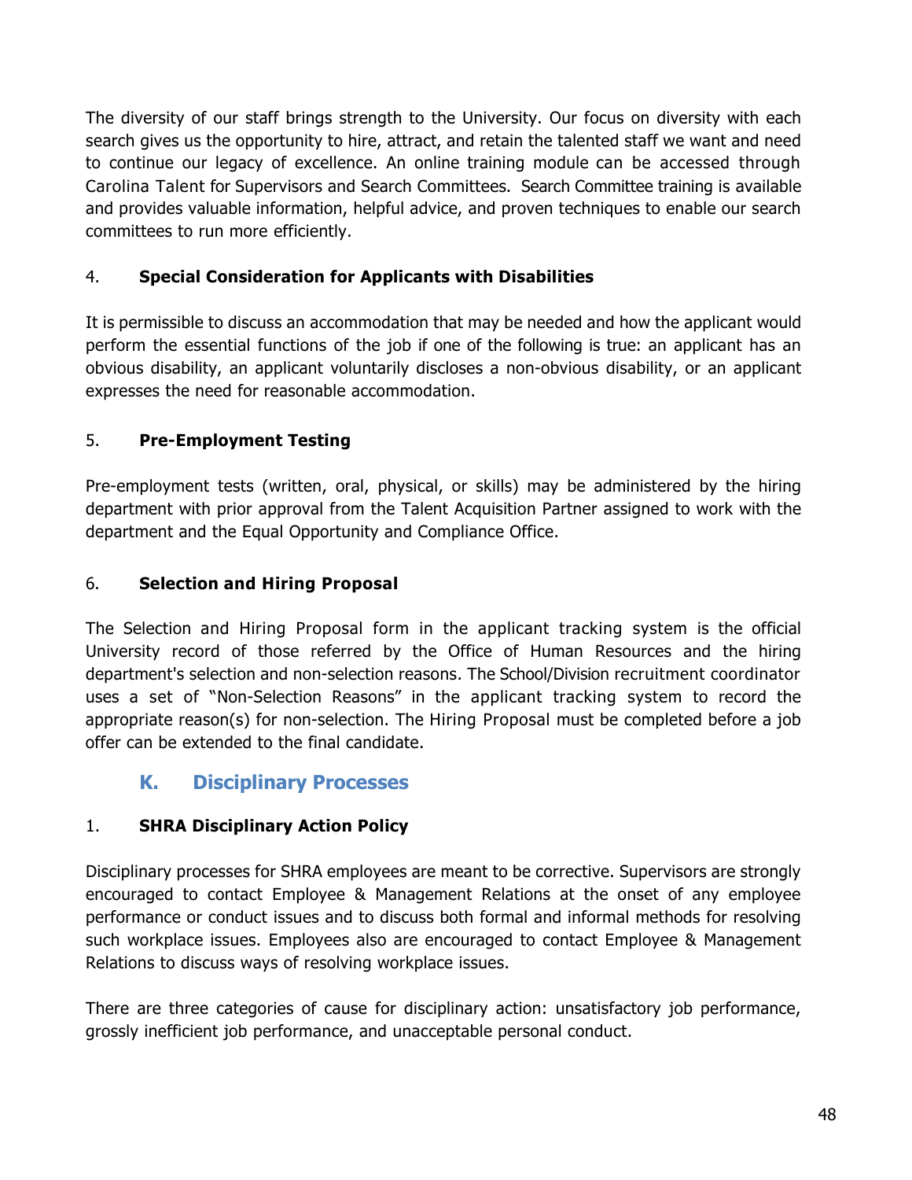The diversity of our staff brings strength to the University. Our focus on diversity with each search gives us the opportunity to hire, attract, and retain the talented staff we want and need to continue our legacy of excellence. An online training module can be accessed through Carolina Talent for Supervisors and Search Committees. Search Committee training is available and provides valuable information, helpful advice, and proven techniques to enable our search committees to run more efficiently.

#### 4. Special Consideration for Applicants with Disabilities

It is permissible to discuss an accommodation that may be needed and how the applicant would perform the essential functions of the job if one of the following is true: an applicant has an obvious disability, an applicant voluntarily discloses a non-obvious disability, or an applicant expresses the need for reasonable accommodation.

#### 5. Pre-Employment Testing

Pre-employment tests (written, oral, physical, or skills) may be administered by the hiring department with prior approval from the Talent Acquisition Partner assigned to work with the department and the Equal Opportunity and Compliance Office.

#### 6. Selection and Hiring Proposal

The Selection and Hiring Proposal form in the applicant tracking system is the official University record of those referred by the Office of Human Resources and the hiring department's selection and non-selection reasons. The School/Division recruitment coordinator uses a set of "Non-Selection Reasons" in the applicant tracking system to record the appropriate reason(s) for non-selection. The Hiring Proposal must be completed before a job offer can be extended to the final candidate.

### K. Disciplinary Processes

#### 1. SHRA Disciplinary Action Policy

Disciplinary processes for SHRA employees are meant to be corrective. Supervisors are strongly encouraged to contact Employee & Management Relations at the onset of any employee performance or conduct issues and to discuss both formal and informal methods for resolving such workplace issues. Employees also are encouraged to contact Employee & Management Relations to discuss ways of resolving workplace issues.

There are three categories of cause for disciplinary action: unsatisfactory job performance, grossly inefficient job performance, and unacceptable personal conduct.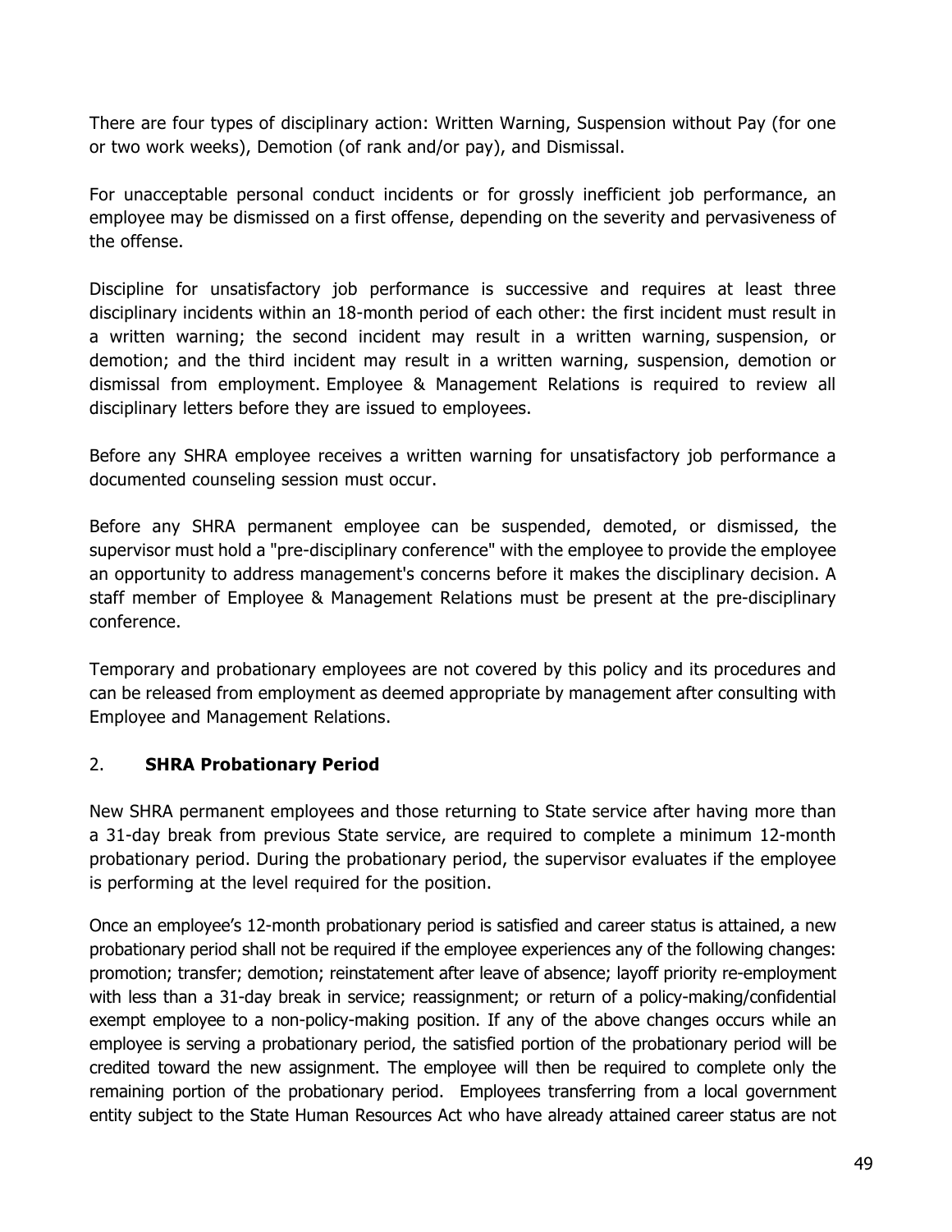There are four types of disciplinary action: Written Warning, Suspension without Pay (for one or two work weeks), Demotion (of rank and/or pay), and Dismissal.

For unacceptable personal conduct incidents or for grossly inefficient job performance, an employee may be dismissed on a first offense, depending on the severity and pervasiveness of the offense.

Discipline for unsatisfactory job performance is successive and requires at least three disciplinary incidents within an 18-month period of each other: the first incident must result in a written warning; the second incident may result in a written warning, suspension, or demotion; and the third incident may result in a written warning, suspension, demotion or dismissal from employment. Employee & Management Relations is required to review all disciplinary letters before they are issued to employees.

Before any SHRA employee receives a written warning for unsatisfactory job performance a documented counseling session must occur.

Before any SHRA permanent employee can be suspended, demoted, or dismissed, the supervisor must hold a "pre-disciplinary conference" with the employee to provide the employee an opportunity to address management's concerns before it makes the disciplinary decision. A staff member of Employee & Management Relations must be present at the pre-disciplinary conference.

Temporary and probationary employees are not covered by this policy and its procedures and can be released from employment as deemed appropriate by management after consulting with Employee and Management Relations.

## 2. **SHRA Probationary Period**

New SHRA permanent employees and those returning to State service after having more than a 31-day break from previous State service, are required to complete a minimum 12-month probationary period. During the probationary period, the supervisor evaluates if the employee is performing at the level required for the position.

Once an employee's 12-month probationary period is satisfied and career status is attained, a new probationary period shall not be required if the employee experiences any of the following changes: promotion; transfer; demotion; reinstatement after leave of absence; layoff priority re-employment with less than a 31-day break in service; reassignment; or return of a policy-making/confidential exempt employee to a non-policy-making position. If any of the above changes occurs while an employee is serving a probationary period, the satisfied portion of the probationary period will be credited toward the new assignment. The employee will then be required to complete only the remaining portion of the probationary period. Employees transferring from a local government entity subject to the State Human Resources Act who have already attained career status are not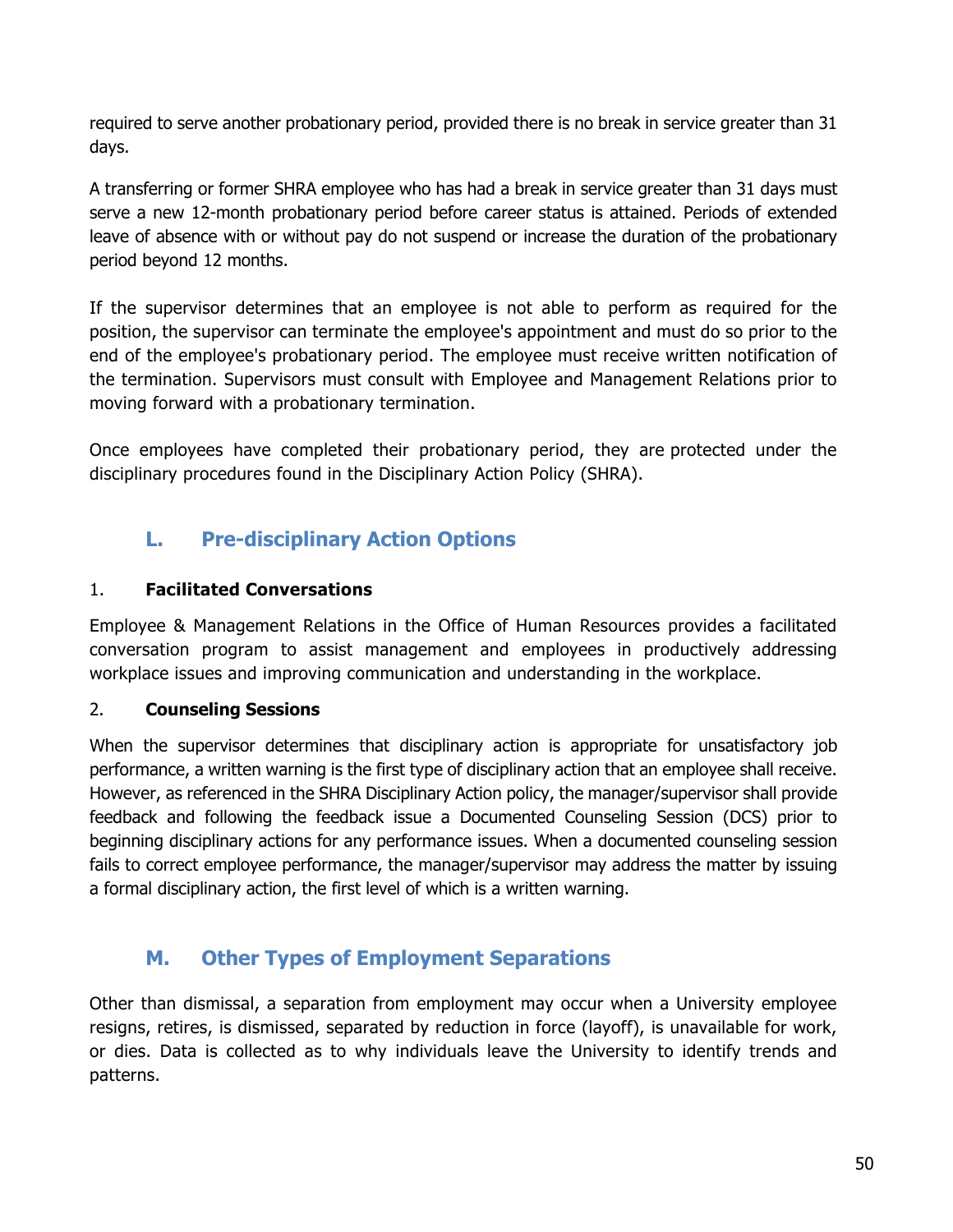required to serve another probationary period, provided there is no break in service greater than 31 days.

A transferring or former SHRA employee who has had a break in service greater than 31 days must serve a new 12-month probationary period before career status is attained. Periods of extended leave of absence with or without pay do not suspend or increase the duration of the probationary period beyond 12 months.

If the supervisor determines that an employee is not able to perform as required for the position, the supervisor can terminate the employee's appointment and must do so prior to the end of the employee's probationary period. The employee must receive written notification of the termination. Supervisors must consult with Employee and Management Relations prior to moving forward with a probationary termination.

Once employees have completed their probationary period, they are protected under the disciplinary procedures found in the Disciplinary Action Policy (SHRA).

## L. Pre-disciplinary Action Options

### 1. Facilitated Conversations

Employee & Management Relations in the Office of Human Resources provides a facilitated conversation program to assist management and employees in productively addressing workplace issues and improving communication and understanding in the workplace.

### 2. Counseling Sessions

When the supervisor determines that disciplinary action is appropriate for unsatisfactory job performance, a written warning is the first type of disciplinary action that an employee shall receive. However, as referenced in the SHRA Disciplinary Action policy, the manager/supervisor shall provide feedback and following the feedback issue a Documented Counseling Session (DCS) prior to beginning disciplinary actions for any performance issues. When a documented counseling session fails to correct employee performance, the manager/supervisor may address the matter by issuing a formal disciplinary action, the first level of which is a written warning.

## M. Other Types of Employment Separations

Other than dismissal, a separation from employment may occur when a University employee resigns, retires, is dismissed, separated by reduction in force (layoff), is unavailable for work, or dies. Data is collected as to why individuals leave the University to identify trends and patterns.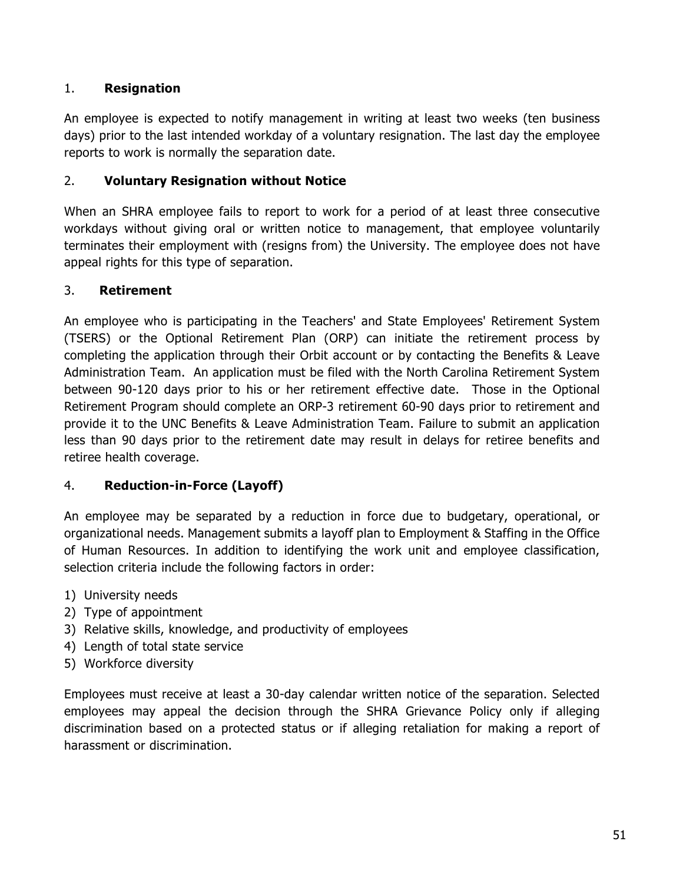### 1. **Resignation**

An employee is expected to notify management in writing at least two weeks (ten business days) prior to the last intended workday of a voluntary resignation. The last day the employee reports to work is normally the separation date.

### 2. **Voluntary Resignation without Notice**

When an SHRA employee fails to report to work for a period of at least three consecutive workdays without giving oral or written notice to management, that employee voluntarily terminates their employment with (resigns from) the University. The employee does not have appeal rights for this type of separation.

### 3. **Retirement**

An employee who is participating in the Teachers' and State Employees' Retirement System (TSERS) or the Optional Retirement Plan (ORP) can initiate the retirement process by completing the application through their Orbit account or by contacting the Benefits & Leave Administration Team. An application must be filed with the North Carolina Retirement System between 90-120 days prior to his or her retirement effective date. Those in the Optional Retirement Program should complete an ORP-3 retirement 60-90 days prior to retirement and provide it to the UNC Benefits & Leave Administration Team. Failure to submit an application less than 90 days prior to the retirement date may result in delays for retiree benefits and retiree health coverage.

### 4. **Reduction-in-Force (Layoff)**

An employee may be separated by a reduction in force due to budgetary, operational, or organizational needs. Management submits a layoff plan to Employment & Staffing in the Office of Human Resources. In addition to identifying the work unit and employee classification, selection criteria include the following factors in order:

1) University needs
2) Type of appointment
3) Relative skills, knowledge, and productivity of employees
4) Length of total state service
5) Workforce diversity

Employees must receive at least a 30-day calendar written notice of the separation. Selected employees may appeal the decision through the SHRA Grievance Policy only if alleging discrimination based on a protected status or if alleging retaliation for making a report of harassment or discrimination.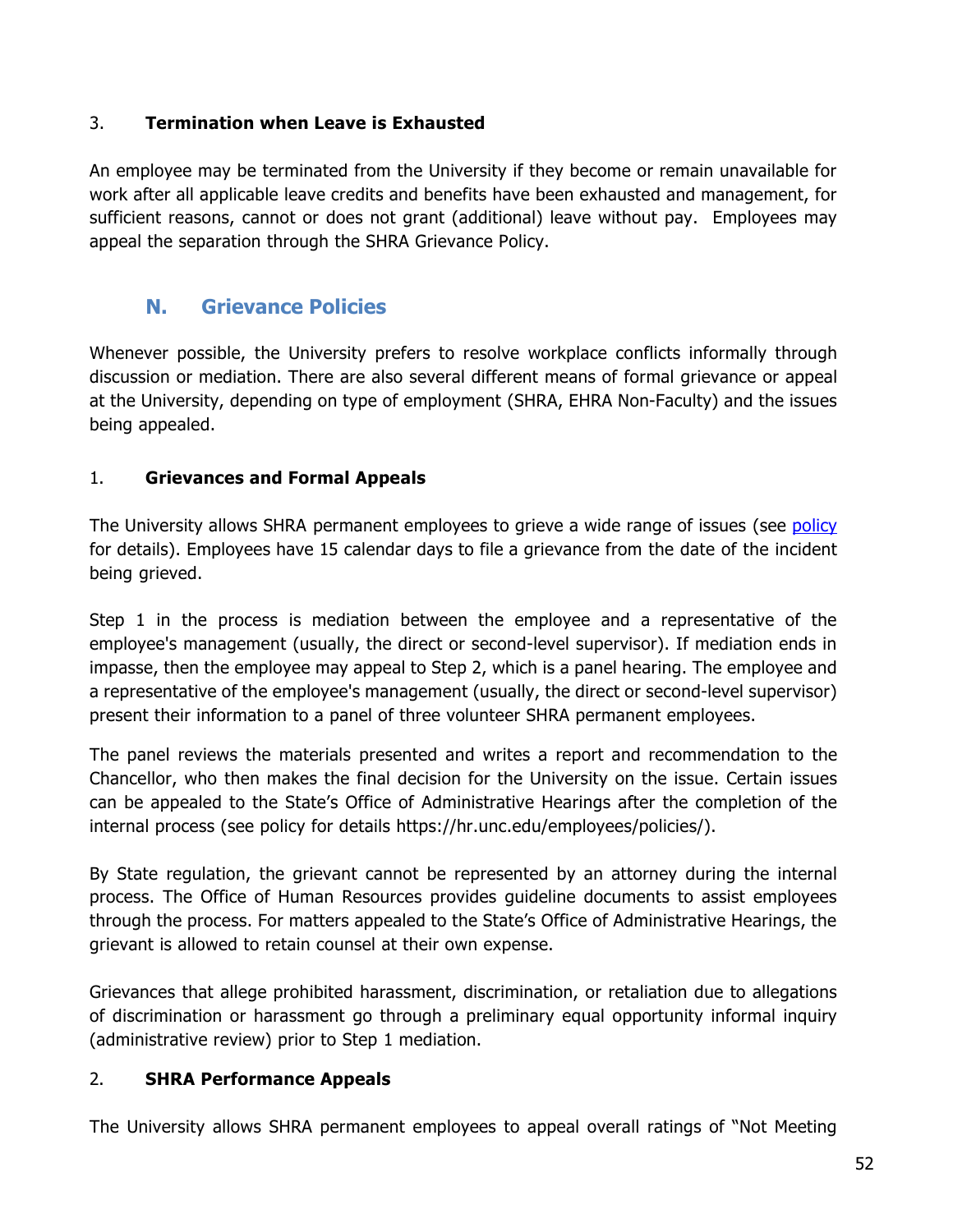### 3. Termination when Leave is Exhausted

An employee may be terminated from the University if they become or remain unavailable for work after all applicable leave credits and benefits have been exhausted and management, for sufficient reasons, cannot or does not grant (additional) leave without pay. Employees may appeal the separation through the SHRA Grievance Policy.

## N. Grievance Policies

Whenever possible, the University prefers to resolve workplace conflicts informally through discussion or mediation. There are also several different means of formal grievance or appeal at the University, depending on type of employment (SHRA, EHRA Non-Faculty) and the issues being appealed.

### 1. Grievances and Formal Appeals

The University allows SHRA permanent employees to grieve a wide range of issues (see policy for details). Employees have 15 calendar days to file a grievance from the date of the incident being grieved.

Step 1 in the process is mediation between the employee and a representative of the employee's management (usually, the direct or second-level supervisor). If mediation ends in impasse, then the employee may appeal to Step 2, which is a panel hearing. The employee and a representative of the employee's management (usually, the direct or second-level supervisor) present their information to a panel of three volunteer SHRA permanent employees.

The panel reviews the materials presented and writes a report and recommendation to the Chancellor, who then makes the final decision for the University on the issue. Certain issues can be appealed to the State's Office of Administrative Hearings after the completion of the internal process (see policy for details https://hr.unc.edu/employees/policies/).

By State regulation, the grievant cannot be represented by an attorney during the internal process. The Office of Human Resources provides guideline documents to assist employees through the process. For matters appealed to the State's Office of Administrative Hearings, the grievant is allowed to retain counsel at their own expense.

Grievances that allege prohibited harassment, discrimination, or retaliation due to allegations of discrimination or harassment go through a preliminary equal opportunity informal inquiry (administrative review) prior to Step 1 mediation.

### 2. SHRA Performance Appeals

The University allows SHRA permanent employees to appeal overall ratings of "Not Meeting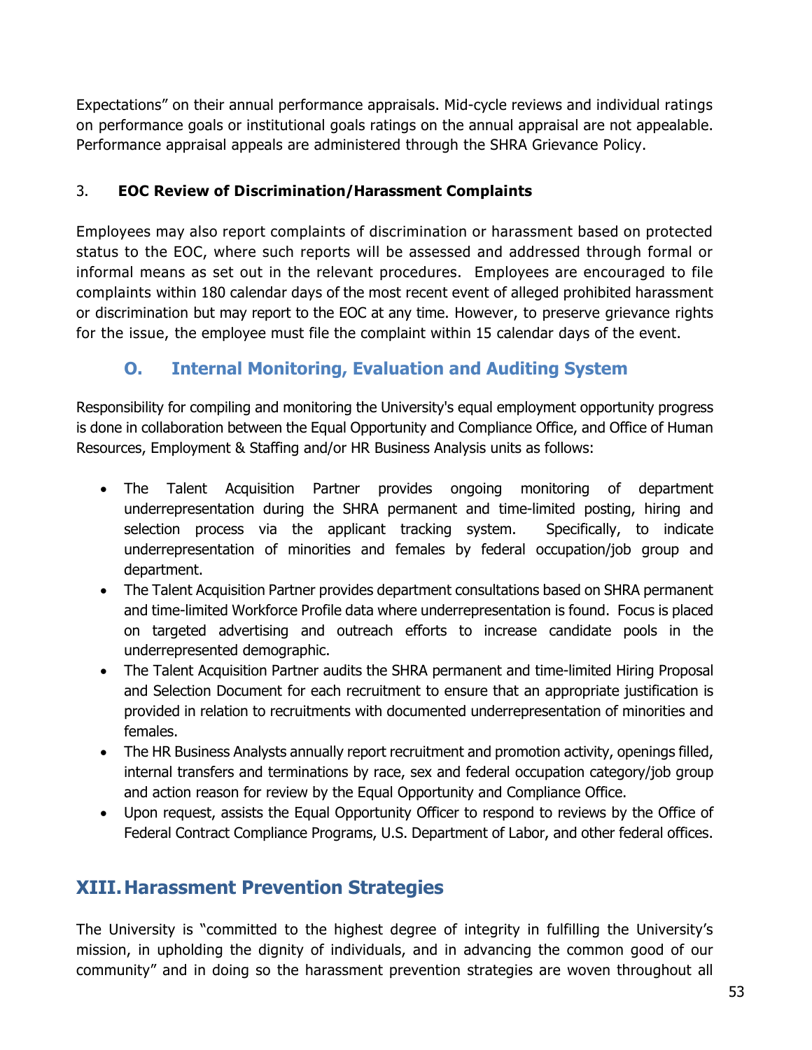Expectations" on their annual performance appraisals. Mid-cycle reviews and individual ratings on performance goals or institutional goals ratings on the annual appraisal are not appealable. Performance appraisal appeals are administered through the SHRA Grievance Policy.

3. **EOC Review of Discrimination/Harassment Complaints**

Employees may also report complaints of discrimination or harassment based on protected status to the EOC, where such reports will be assessed and addressed through formal or informal means as set out in the relevant procedures. Employees are encouraged to file complaints within 180 calendar days of the most recent event of alleged prohibited harassment or discrimination but may report to the EOC at any time. However, to preserve grievance rights for the issue, the employee must file the complaint within 15 calendar days of the event.

### O. Internal Monitoring, Evaluation and Auditing System

Responsibility for compiling and monitoring the University's equal employment opportunity progress is done in collaboration between the Equal Opportunity and Compliance Office, and Office of Human Resources, Employment & Staffing and/or HR Business Analysis units as follows:

- The Talent Acquisition Partner provides ongoing monitoring of department underrepresentation during the SHRA permanent and time-limited posting, hiring and selection process via the applicant tracking system. Specifically, to indicate underrepresentation of minorities and females by federal occupation/job group and department.
- The Talent Acquisition Partner provides department consultations based on SHRA permanent and time-limited Workforce Profile data where underrepresentation is found. Focus is placed on targeted advertising and outreach efforts to increase candidate pools in the underrepresented demographic.
- The Talent Acquisition Partner audits the SHRA permanent and time-limited Hiring Proposal and Selection Document for each recruitment to ensure that an appropriate justification is provided in relation to recruitments with documented underrepresentation of minorities and females.
- The HR Business Analysts annually report recruitment and promotion activity, openings filled, internal transfers and terminations by race, sex and federal occupation category/job group and action reason for review by the Equal Opportunity and Compliance Office.
- Upon request, assists the Equal Opportunity Officer to respond to reviews by the Office of Federal Contract Compliance Programs, U.S. Department of Labor, and other federal offices.

## XIII. Harassment Prevention Strategies

The University is "committed to the highest degree of integrity in fulfilling the University's mission, in upholding the dignity of individuals, and in advancing the common good of our community" and in doing so the harassment prevention strategies are woven throughout all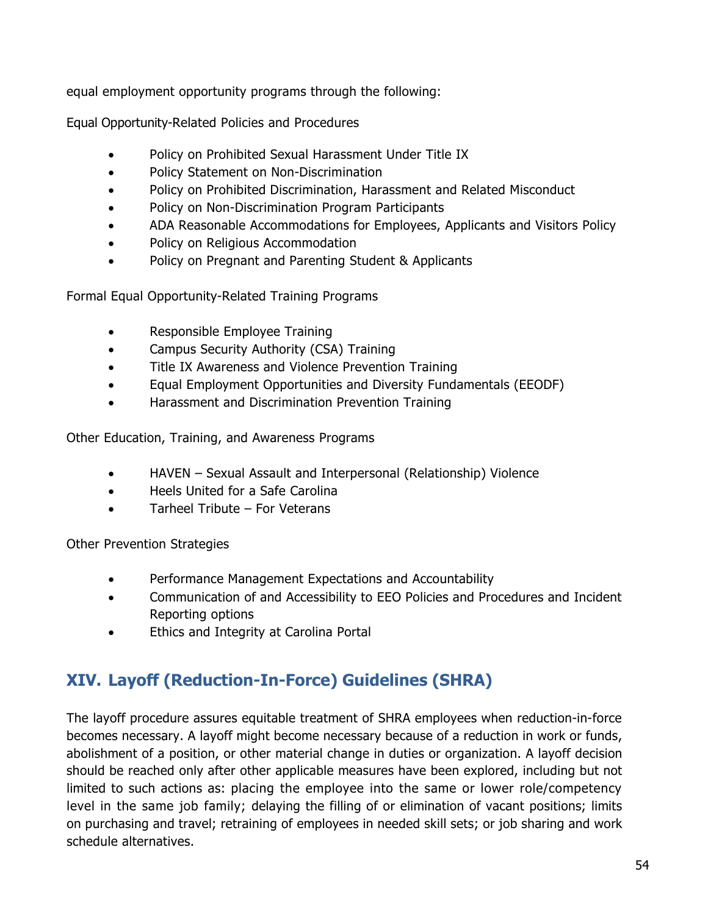equal employment opportunity programs through the following:

Equal Opportunity-Related Policies and Procedures

- Policy on Prohibited Sexual Harassment Under Title IX
- Policy Statement on Non-Discrimination
- Policy on Prohibited Discrimination, Harassment and Related Misconduct
- Policy on Non-Discrimination Program Participants
- ADA Reasonable Accommodations for Employees, Applicants and Visitors Policy
- Policy on Religious Accommodation
- Policy on Pregnant and Parenting Student & Applicants

Formal Equal Opportunity-Related Training Programs

- Responsible Employee Training
- Campus Security Authority (CSA) Training
- Title IX Awareness and Violence Prevention Training
- Equal Employment Opportunities and Diversity Fundamentals (EEODF)
- Harassment and Discrimination Prevention Training

Other Education, Training, and Awareness Programs

- HAVEN – Sexual Assault and Interpersonal (Relationship) Violence
- Heels United for a Safe Carolina
- Tarheel Tribute – For Veterans

Other Prevention Strategies

- Performance Management Expectations and Accountability
- Communication of and Accessibility to EEO Policies and Procedures and Incident Reporting options
- Ethics and Integrity at Carolina Portal

## XIV. Layoff (Reduction-In-Force) Guidelines (SHRA)

The layoff procedure assures equitable treatment of SHRA employees when reduction-in-force becomes necessary. A layoff might become necessary because of a reduction in work or funds, abolishment of a position, or other material change in duties or organization. A layoff decision should be reached only after other applicable measures have been explored, including but not limited to such actions as: placing the employee into the same or lower role/competency level in the same job family; delaying the filling of or elimination of vacant positions; limits on purchasing and travel; retraining of employees in needed skill sets; or job sharing and work schedule alternatives.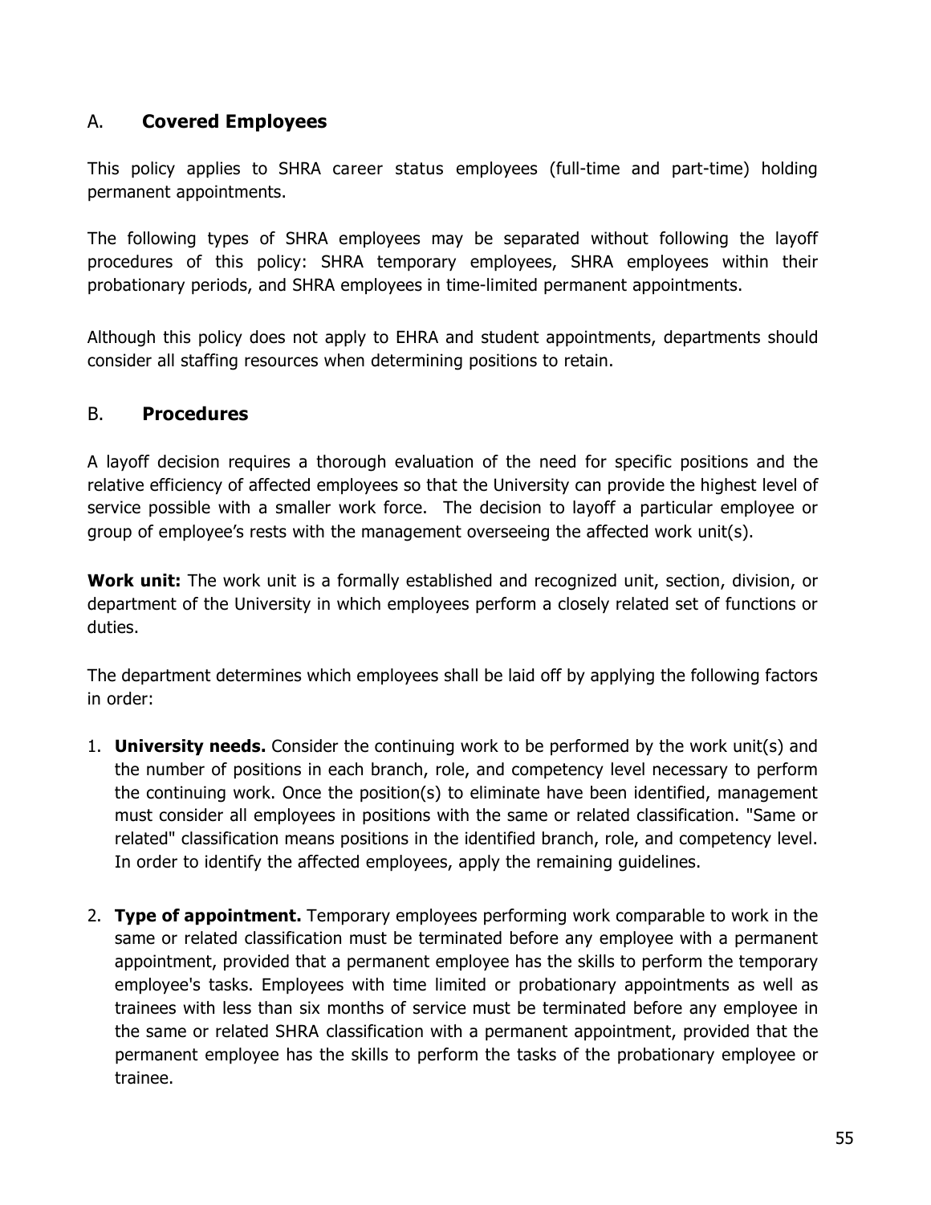## A. Covered Employees

This policy applies to SHRA career status employees (full-time and part-time) holding permanent appointments.

The following types of SHRA employees may be separated without following the layoff procedures of this policy: SHRA temporary employees, SHRA employees within their probationary periods, and SHRA employees in time-limited permanent appointments.

Although this policy does not apply to EHRA and student appointments, departments should consider all staffing resources when determining positions to retain.

## B. Procedures

A layoff decision requires a thorough evaluation of the need for specific positions and the relative efficiency of affected employees so that the University can provide the highest level of service possible with a smaller work force. The decision to layoff a particular employee or group of employee's rests with the management overseeing the affected work unit(s).

**Work unit:** The work unit is a formally established and recognized unit, section, division, or department of the University in which employees perform a closely related set of functions or duties.

The department determines which employees shall be laid off by applying the following factors in order:

1. **University needs.** Consider the continuing work to be performed by the work unit(s) and the number of positions in each branch, role, and competency level necessary to perform the continuing work. Once the position(s) to eliminate have been identified, management must consider all employees in positions with the same or related classification. "Same or related" classification means positions in the identified branch, role, and competency level. In order to identify the affected employees, apply the remaining guidelines.

2. **Type of appointment.** Temporary employees performing work comparable to work in the same or related classification must be terminated before any employee with a permanent appointment, provided that a permanent employee has the skills to perform the temporary employee's tasks. Employees with time limited or probationary appointments as well as trainees with less than six months of service must be terminated before any employee in the same or related SHRA classification with a permanent appointment, provided that the permanent employee has the skills to perform the tasks of the probationary employee or trainee.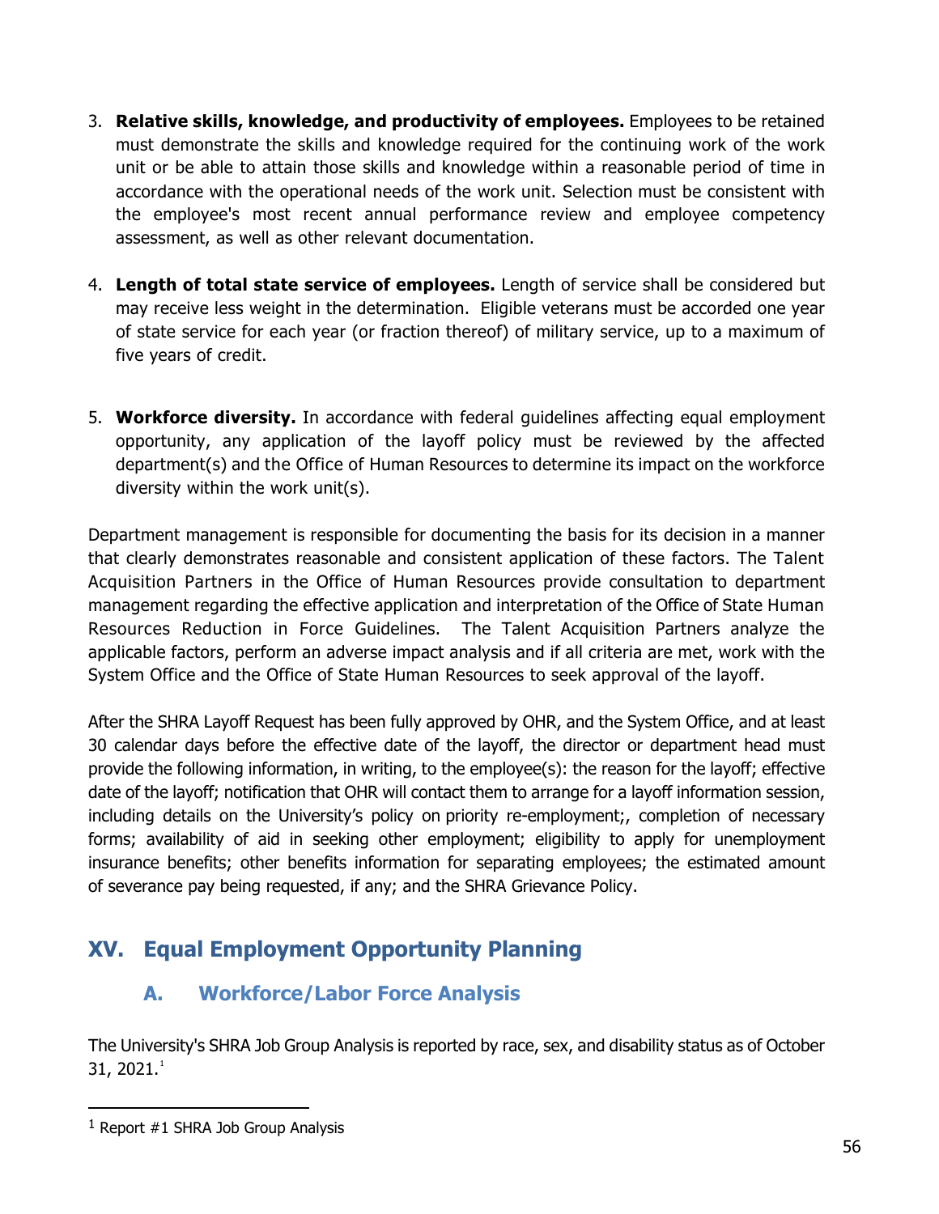3. **Relative skills, knowledge, and productivity of employees.** Employees to be retained must demonstrate the skills and knowledge required for the continuing work of the work unit or be able to attain those skills and knowledge within a reasonable period of time in accordance with the operational needs of the work unit. Selection must be consistent with the employee's most recent annual performance review and employee competency assessment, as well as other relevant documentation.

4. **Length of total state service of employees.** Length of service shall be considered but may receive less weight in the determination. Eligible veterans must be accorded one year of state service for each year (or fraction thereof) of military service, up to a maximum of five years of credit.

5. **Workforce diversity.** In accordance with federal guidelines affecting equal employment opportunity, any application of the layoff policy must be reviewed by the affected department(s) and the Office of Human Resources to determine its impact on the workforce diversity within the work unit(s).

Department management is responsible for documenting the basis for its decision in a manner that clearly demonstrates reasonable and consistent application of these factors. The Talent Acquisition Partners in the Office of Human Resources provide consultation to department management regarding the effective application and interpretation of the Office of State Human Resources Reduction in Force Guidelines. The Talent Acquisition Partners analyze the applicable factors, perform an adverse impact analysis and if all criteria are met, work with the System Office and the Office of State Human Resources to seek approval of the layoff.

After the SHRA Layoff Request has been fully approved by OHR, and the System Office, and at least 30 calendar days before the effective date of the layoff, the director or department head must provide the following information, in writing, to the employee(s): the reason for the layoff; effective date of the layoff; notification that OHR will contact them to arrange for a layoff information session, including details on the University's policy on priority re-employment;, completion of necessary forms; availability of aid in seeking other employment; eligibility to apply for unemployment insurance benefits; other benefits information for separating employees; the estimated amount of severance pay being requested, if any; and the SHRA Grievance Policy.

## XV. Equal Employment Opportunity Planning

### A. Workforce/Labor Force Analysis

The University's SHRA Job Group Analysis is reported by race, sex, and disability status as of October 31, 2021.[1]

[1] Report #1 SHRA Job Group Analysis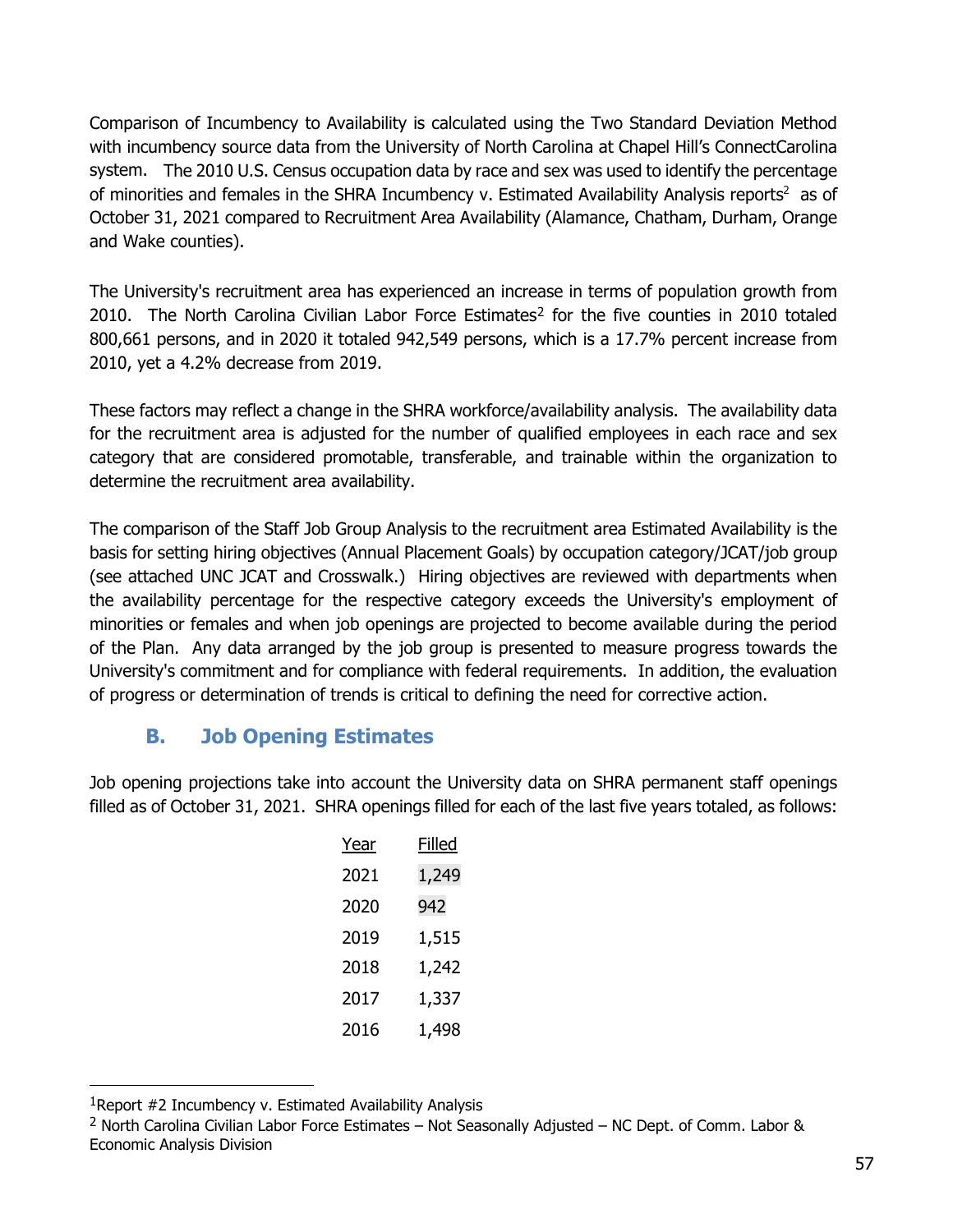Comparison of Incumbency to Availability is calculated using the Two Standard Deviation Method with incumbency source data from the University of North Carolina at Chapel Hill's ConnectCarolina system. The 2010 U.S. Census occupation data by race and sex was used to identify the percentage of minorities and females in the SHRA Incumbency v. Estimated Availability Analysis reports[2] as of October 31, 2021 compared to Recruitment Area Availability (Alamance, Chatham, Durham, Orange and Wake counties).

The University's recruitment area has experienced an increase in terms of population growth from 2010. The North Carolina Civilian Labor Force Estimates[2] for the five counties in 2010 totaled 800,661 persons, and in 2020 it totaled 942,549 persons, which is a 17.7% percent increase from 2010, yet a 4.2% decrease from 2019.

These factors may reflect a change in the SHRA workforce/availability analysis. The availability data for the recruitment area is adjusted for the number of qualified employees in each race and sex category that are considered promotable, transferable, and trainable within the organization to determine the recruitment area availability.

The comparison of the Staff Job Group Analysis to the recruitment area Estimated Availability is the basis for setting hiring objectives (Annual Placement Goals) by occupation category/JCAT/job group (see attached UNC JCAT and Crosswalk.) Hiring objectives are reviewed with departments when the availability percentage for the respective category exceeds the University's employment of minorities or females and when job openings are projected to become available during the period of the Plan. Any data arranged by the job group is presented to measure progress towards the University's commitment and for compliance with federal requirements. In addition, the evaluation of progress or determination of trends is critical to defining the need for corrective action.

## B. Job Opening Estimates

Job opening projections take into account the University data on SHRA permanent staff openings filled as of October 31, 2021. SHRA openings filled for each of the last five years totaled, as follows:

| Year | Filled |
|---|---|
| 2021 | 1,249 |
| 2020 | 942 |
| 2019 | 1,515 |
| 2018 | 1,242 |
| 2017 | 1,337 |
| 2016 | 1,498 |

---

[1]Report #2 Incumbency v. Estimated Availability Analysis

[2] North Carolina Civilian Labor Force Estimates – Not Seasonally Adjusted – NC Dept. of Comm. Labor & Economic Analysis Division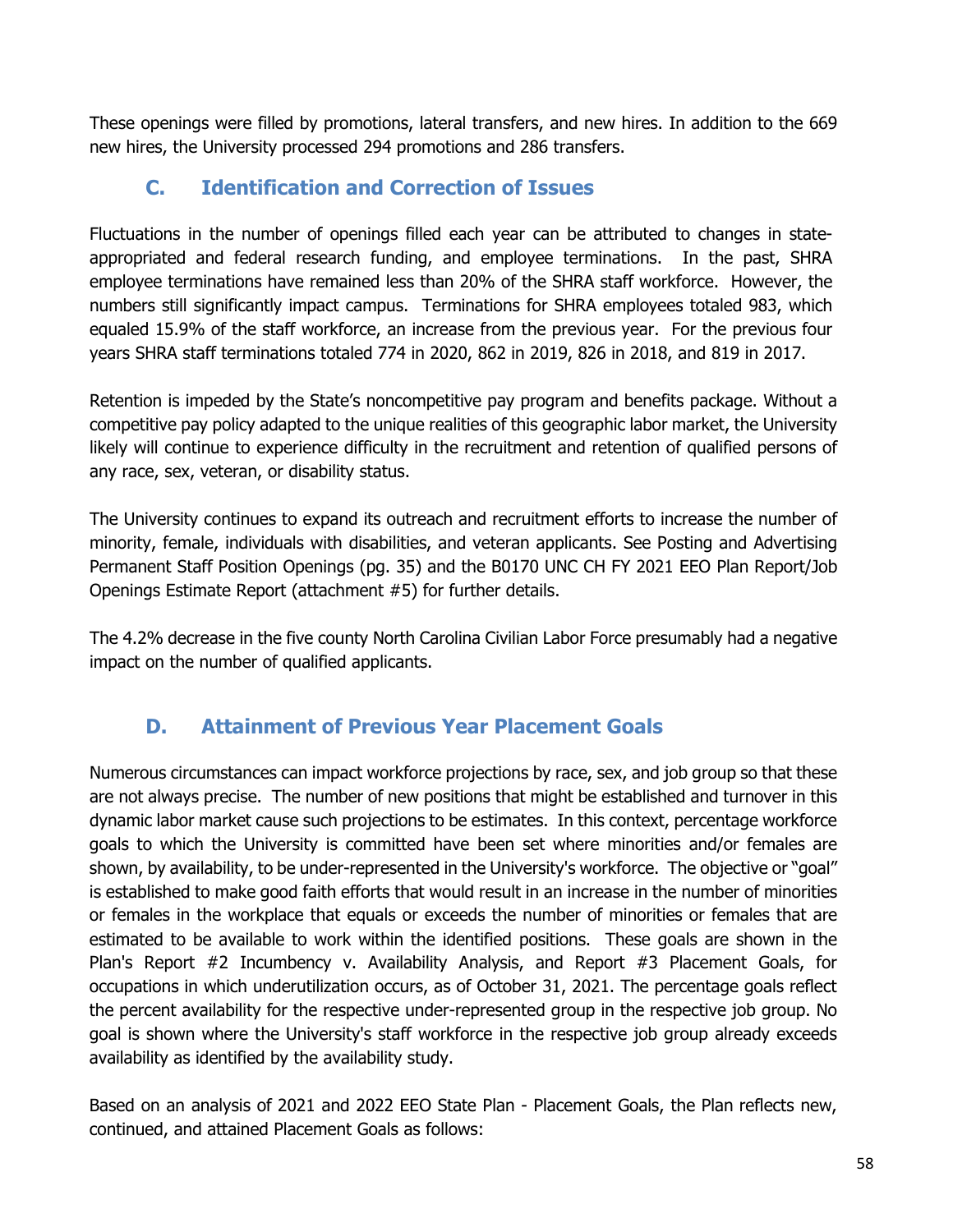These openings were filled by promotions, lateral transfers, and new hires. In addition to the 669 new hires, the University processed 294 promotions and 286 transfers.

## C. Identification and Correction of Issues

Fluctuations in the number of openings filled each year can be attributed to changes in state-appropriated and federal research funding, and employee terminations. In the past, SHRA employee terminations have remained less than 20% of the SHRA staff workforce. However, the numbers still significantly impact campus. Terminations for SHRA employees totaled 983, which equaled 15.9% of the staff workforce, an increase from the previous year. For the previous four years SHRA staff terminations totaled 774 in 2020, 862 in 2019, 826 in 2018, and 819 in 2017.

Retention is impeded by the State's noncompetitive pay program and benefits package. Without a competitive pay policy adapted to the unique realities of this geographic labor market, the University likely will continue to experience difficulty in the recruitment and retention of qualified persons of any race, sex, veteran, or disability status.

The University continues to expand its outreach and recruitment efforts to increase the number of minority, female, individuals with disabilities, and veteran applicants. See Posting and Advertising Permanent Staff Position Openings (pg. 35) and the B0170 UNC CH FY 2021 EEO Plan Report/Job Openings Estimate Report (attachment #5) for further details.

The 4.2% decrease in the five county North Carolina Civilian Labor Force presumably had a negative impact on the number of qualified applicants.

## D. Attainment of Previous Year Placement Goals

Numerous circumstances can impact workforce projections by race, sex, and job group so that these are not always precise. The number of new positions that might be established and turnover in this dynamic labor market cause such projections to be estimates. In this context, percentage workforce goals to which the University is committed have been set where minorities and/or females are shown, by availability, to be under-represented in the University's workforce. The objective or "goal" is established to make good faith efforts that would result in an increase in the number of minorities or females in the workplace that equals or exceeds the number of minorities or females that are estimated to be available to work within the identified positions. These goals are shown in the Plan's Report #2 Incumbency v. Availability Analysis, and Report #3 Placement Goals, for occupations in which underutilization occurs, as of October 31, 2021. The percentage goals reflect the percent availability for the respective under-represented group in the respective job group. No goal is shown where the University's staff workforce in the respective job group already exceeds availability as identified by the availability study.

Based on an analysis of 2021 and 2022 EEO State Plan - Placement Goals, the Plan reflects new, continued, and attained Placement Goals as follows: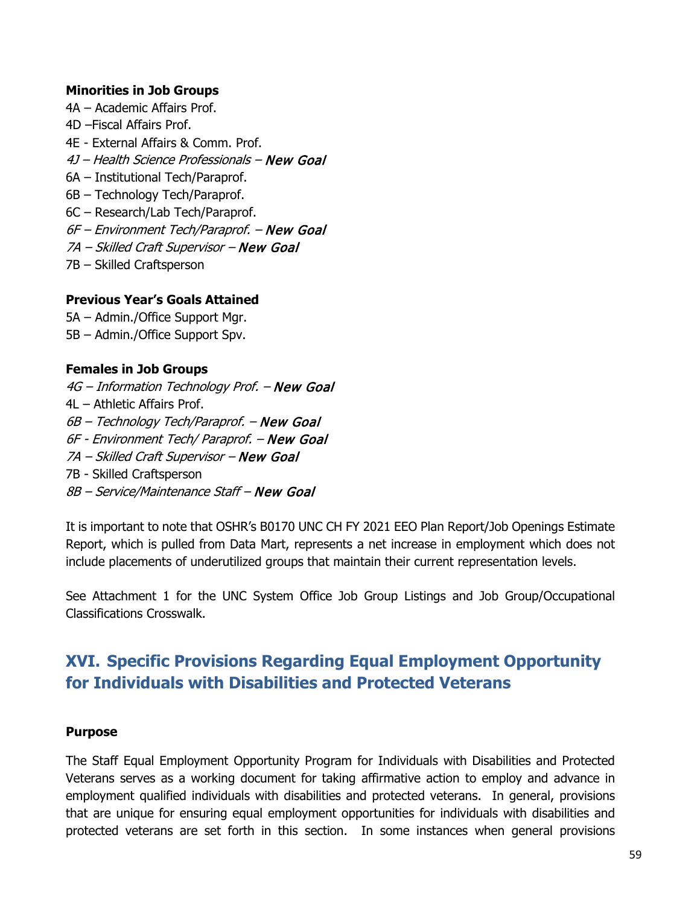**Minorities in Job Groups**

4A – Academic Affairs Prof.
4D –Fiscal Affairs Prof.
4E - External Affairs & Comm. Prof.
*4J – Health Science Professionals –* ***New Goal***
6A – Institutional Tech/Paraprof.
6B – Technology Tech/Paraprof.
6C – Research/Lab Tech/Paraprof.
*6F – Environment Tech/Paraprof. –* ***New Goal***
*7A – Skilled Craft Supervisor –* ***New Goal***
7B – Skilled Craftsperson

**Previous Year's Goals Attained**

5A – Admin./Office Support Mgr.
5B – Admin./Office Support Spv.

**Females in Job Groups**

*4G – Information Technology Prof. –* ***New Goal***
4L – Athletic Affairs Prof.
*6B – Technology Tech/Paraprof. –* ***New Goal***
*6F - Environment Tech/ Paraprof. –* ***New Goal***
*7A – Skilled Craft Supervisor –* ***New Goal***
7B - Skilled Craftsperson
*8B – Service/Maintenance Staff –* ***New Goal***

It is important to note that OSHR's B0170 UNC CH FY 2021 EEO Plan Report/Job Openings Estimate Report, which is pulled from Data Mart, represents a net increase in employment which does not include placements of underutilized groups that maintain their current representation levels.

See Attachment 1 for the UNC System Office Job Group Listings and Job Group/Occupational Classifications Crosswalk.

## XVI. Specific Provisions Regarding Equal Employment Opportunity for Individuals with Disabilities and Protected Veterans

**Purpose**

The Staff Equal Employment Opportunity Program for Individuals with Disabilities and Protected Veterans serves as a working document for taking affirmative action to employ and advance in employment qualified individuals with disabilities and protected veterans. In general, provisions that are unique for ensuring equal employment opportunities for individuals with disabilities and protected veterans are set forth in this section. In some instances when general provisions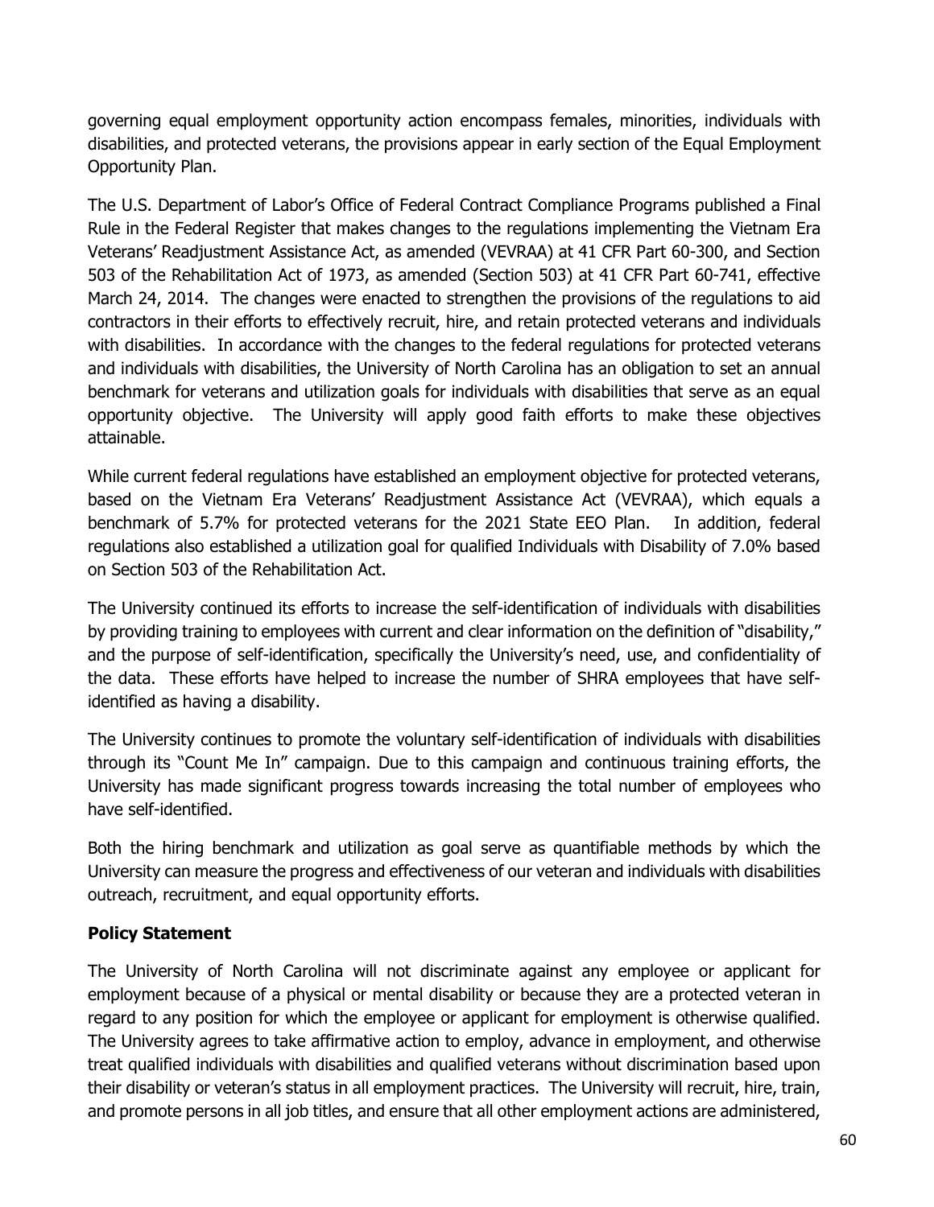governing equal employment opportunity action encompass females, minorities, individuals with disabilities, and protected veterans, the provisions appear in early section of the Equal Employment Opportunity Plan.

The U.S. Department of Labor's Office of Federal Contract Compliance Programs published a Final Rule in the Federal Register that makes changes to the regulations implementing the Vietnam Era Veterans' Readjustment Assistance Act, as amended (VEVRAA) at 41 CFR Part 60-300, and Section 503 of the Rehabilitation Act of 1973, as amended (Section 503) at 41 CFR Part 60-741, effective March 24, 2014. The changes were enacted to strengthen the provisions of the regulations to aid contractors in their efforts to effectively recruit, hire, and retain protected veterans and individuals with disabilities. In accordance with the changes to the federal regulations for protected veterans and individuals with disabilities, the University of North Carolina has an obligation to set an annual benchmark for veterans and utilization goals for individuals with disabilities that serve as an equal opportunity objective. The University will apply good faith efforts to make these objectives attainable.

While current federal regulations have established an employment objective for protected veterans, based on the Vietnam Era Veterans' Readjustment Assistance Act (VEVRAA), which equals a benchmark of 5.7% for protected veterans for the 2021 State EEO Plan. In addition, federal regulations also established a utilization goal for qualified Individuals with Disability of 7.0% based on Section 503 of the Rehabilitation Act.

The University continued its efforts to increase the self-identification of individuals with disabilities by providing training to employees with current and clear information on the definition of "disability," and the purpose of self-identification, specifically the University's need, use, and confidentiality of the data. These efforts have helped to increase the number of SHRA employees that have self-identified as having a disability.

The University continues to promote the voluntary self-identification of individuals with disabilities through its "Count Me In" campaign. Due to this campaign and continuous training efforts, the University has made significant progress towards increasing the total number of employees who have self-identified.

Both the hiring benchmark and utilization as goal serve as quantifiable methods by which the University can measure the progress and effectiveness of our veteran and individuals with disabilities outreach, recruitment, and equal opportunity efforts.

**Policy Statement**

The University of North Carolina will not discriminate against any employee or applicant for employment because of a physical or mental disability or because they are a protected veteran in regard to any position for which the employee or applicant for employment is otherwise qualified. The University agrees to take affirmative action to employ, advance in employment, and otherwise treat qualified individuals with disabilities and qualified veterans without discrimination based upon their disability or veteran's status in all employment practices. The University will recruit, hire, train, and promote persons in all job titles, and ensure that all other employment actions are administered,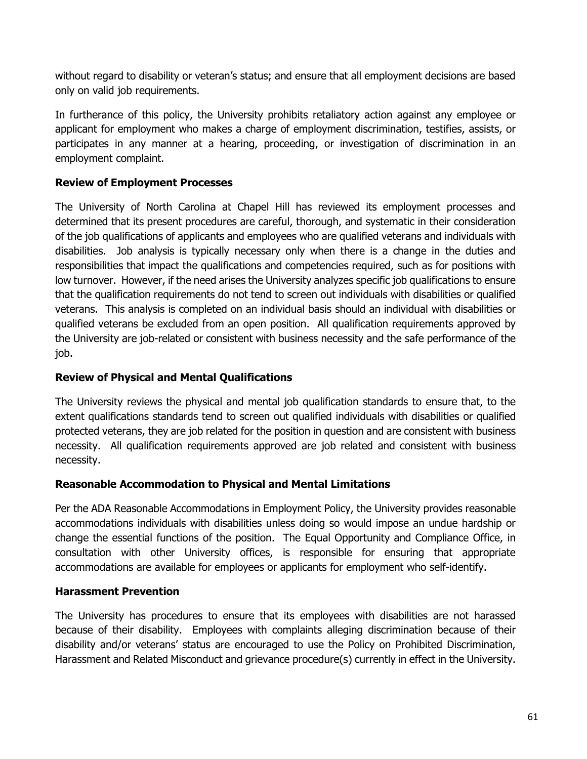without regard to disability or veteran's status; and ensure that all employment decisions are based only on valid job requirements.

In furtherance of this policy, the University prohibits retaliatory action against any employee or applicant for employment who makes a charge of employment discrimination, testifies, assists, or participates in any manner at a hearing, proceeding, or investigation of discrimination in an employment complaint.

**Review of Employment Processes**

The University of North Carolina at Chapel Hill has reviewed its employment processes and determined that its present procedures are careful, thorough, and systematic in their consideration of the job qualifications of applicants and employees who are qualified veterans and individuals with disabilities. Job analysis is typically necessary only when there is a change in the duties and responsibilities that impact the qualifications and competencies required, such as for positions with low turnover. However, if the need arises the University analyzes specific job qualifications to ensure that the qualification requirements do not tend to screen out individuals with disabilities or qualified veterans. This analysis is completed on an individual basis should an individual with disabilities or qualified veterans be excluded from an open position. All qualification requirements approved by the University are job-related or consistent with business necessity and the safe performance of the job.

**Review of Physical and Mental Qualifications**

The University reviews the physical and mental job qualification standards to ensure that, to the extent qualifications standards tend to screen out qualified individuals with disabilities or qualified protected veterans, they are job related for the position in question and are consistent with business necessity. All qualification requirements approved are job related and consistent with business necessity.

**Reasonable Accommodation to Physical and Mental Limitations**

Per the ADA Reasonable Accommodations in Employment Policy, the University provides reasonable accommodations individuals with disabilities unless doing so would impose an undue hardship or change the essential functions of the position. The Equal Opportunity and Compliance Office, in consultation with other University offices, is responsible for ensuring that appropriate accommodations are available for employees or applicants for employment who self-identify.

**Harassment Prevention**

The University has procedures to ensure that its employees with disabilities are not harassed because of their disability. Employees with complaints alleging discrimination because of their disability and/or veterans' status are encouraged to use the Policy on Prohibited Discrimination, Harassment and Related Misconduct and grievance procedure(s) currently in effect in the University.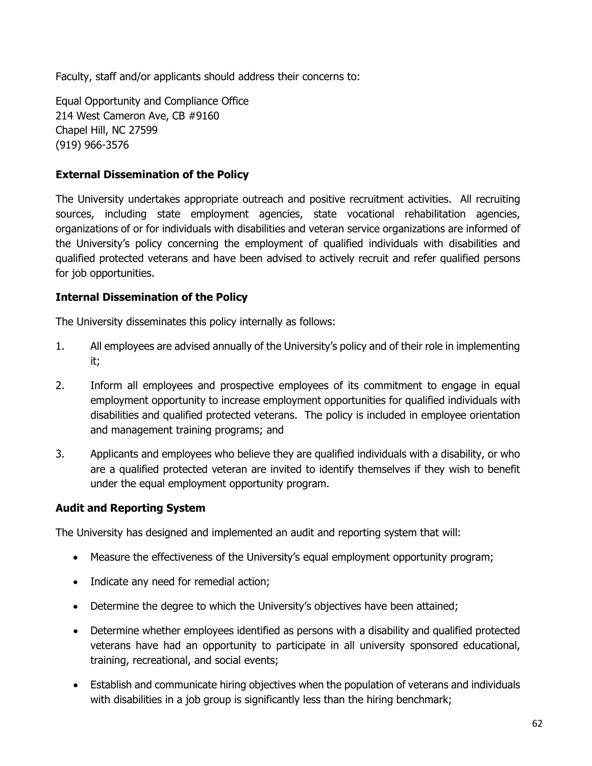Faculty, staff and/or applicants should address their concerns to:

Equal Opportunity and Compliance Office
214 West Cameron Ave, CB #9160
Chapel Hill, NC 27599
(919) 966-3576

### External Dissemination of the Policy

The University undertakes appropriate outreach and positive recruitment activities. All recruiting sources, including state employment agencies, state vocational rehabilitation agencies, organizations of or for individuals with disabilities and veteran service organizations are informed of the University's policy concerning the employment of qualified individuals with disabilities and qualified protected veterans and have been advised to actively recruit and refer qualified persons for job opportunities.

### Internal Dissemination of the Policy

The University disseminates this policy internally as follows:

1. All employees are advised annually of the University's policy and of their role in implementing it;
2. Inform all employees and prospective employees of its commitment to engage in equal employment opportunity to increase employment opportunities for qualified individuals with disabilities and qualified protected veterans. The policy is included in employee orientation and management training programs; and
3. Applicants and employees who believe they are qualified individuals with a disability, or who are a qualified protected veteran are invited to identify themselves if they wish to benefit under the equal employment opportunity program.

### Audit and Reporting System

The University has designed and implemented an audit and reporting system that will:

- Measure the effectiveness of the University's equal employment opportunity program;
- Indicate any need for remedial action;
- Determine the degree to which the University's objectives have been attained;
- Determine whether employees identified as persons with a disability and qualified protected veterans have had an opportunity to participate in all university sponsored educational, training, recreational, and social events;
- Establish and communicate hiring objectives when the population of veterans and individuals with disabilities in a job group is significantly less than the hiring benchmark;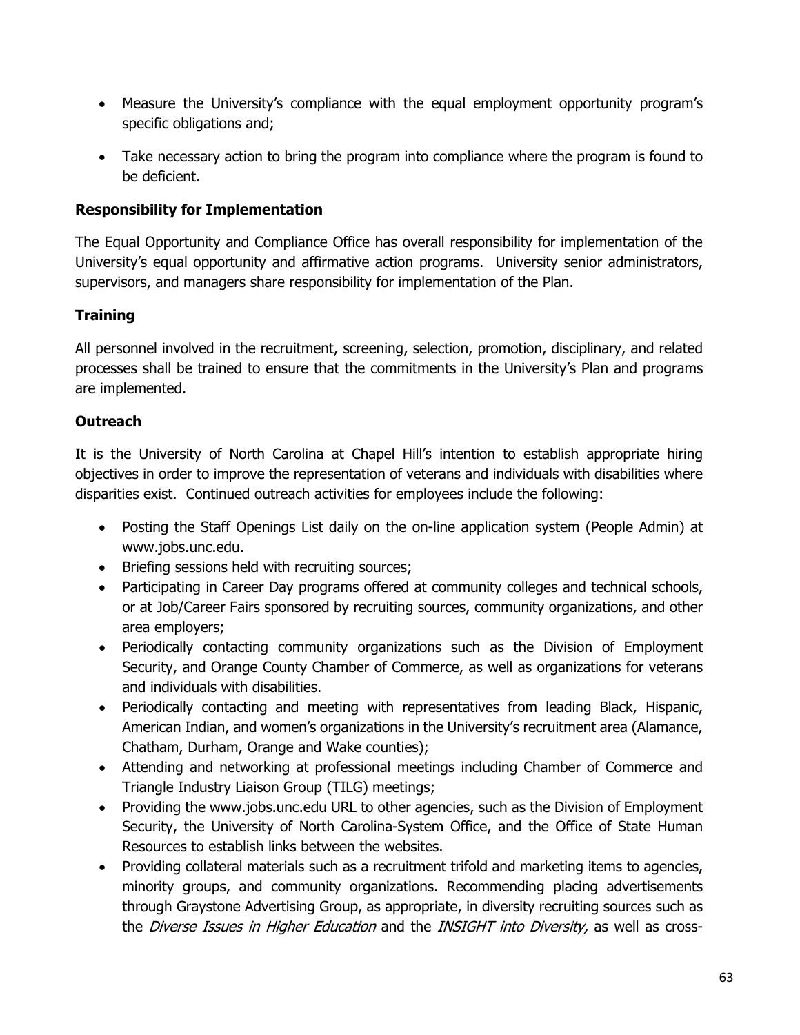- Measure the University's compliance with the equal employment opportunity program's specific obligations and;
- Take necessary action to bring the program into compliance where the program is found to be deficient.

**Responsibility for Implementation**

The Equal Opportunity and Compliance Office has overall responsibility for implementation of the University's equal opportunity and affirmative action programs. University senior administrators, supervisors, and managers share responsibility for implementation of the Plan.

**Training**

All personnel involved in the recruitment, screening, selection, promotion, disciplinary, and related processes shall be trained to ensure that the commitments in the University's Plan and programs are implemented.

**Outreach**

It is the University of North Carolina at Chapel Hill's intention to establish appropriate hiring objectives in order to improve the representation of veterans and individuals with disabilities where disparities exist. Continued outreach activities for employees include the following:

- Posting the Staff Openings List daily on the on-line application system (People Admin) at www.jobs.unc.edu.
- Briefing sessions held with recruiting sources;
- Participating in Career Day programs offered at community colleges and technical schools, or at Job/Career Fairs sponsored by recruiting sources, community organizations, and other area employers;
- Periodically contacting community organizations such as the Division of Employment Security, and Orange County Chamber of Commerce, as well as organizations for veterans and individuals with disabilities.
- Periodically contacting and meeting with representatives from leading Black, Hispanic, American Indian, and women's organizations in the University's recruitment area (Alamance, Chatham, Durham, Orange and Wake counties);
- Attending and networking at professional meetings including Chamber of Commerce and Triangle Industry Liaison Group (TILG) meetings;
- Providing the www.jobs.unc.edu URL to other agencies, such as the Division of Employment Security, the University of North Carolina-System Office, and the Office of State Human Resources to establish links between the websites.
- Providing collateral materials such as a recruitment trifold and marketing items to agencies, minority groups, and community organizations. Recommending placing advertisements through Graystone Advertising Group, as appropriate, in diversity recruiting sources such as the *Diverse Issues in Higher Education* and the *INSIGHT into Diversity,* as well as cross-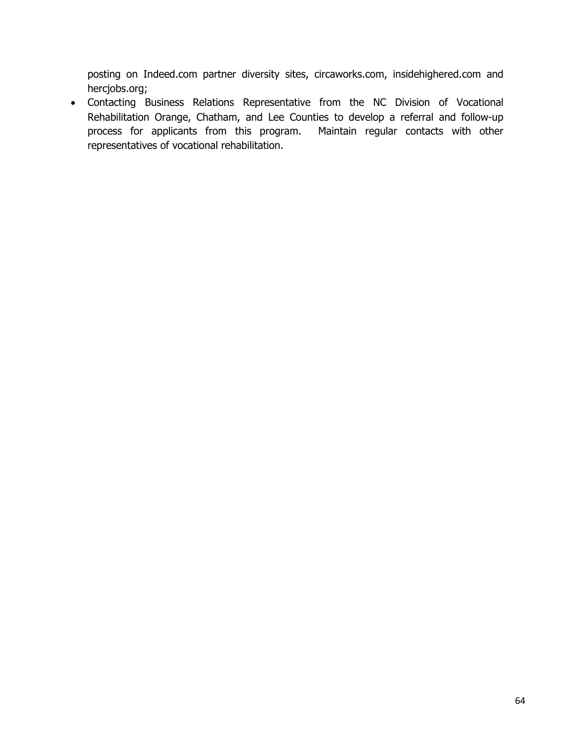posting on Indeed.com partner diversity sites, circaworks.com, insidehighered.com and hercjobs.org;

- Contacting Business Relations Representative from the NC Division of Vocational Rehabilitation Orange, Chatham, and Lee Counties to develop a referral and follow-up process for applicants from this program. Maintain regular contacts with other representatives of vocational rehabilitation.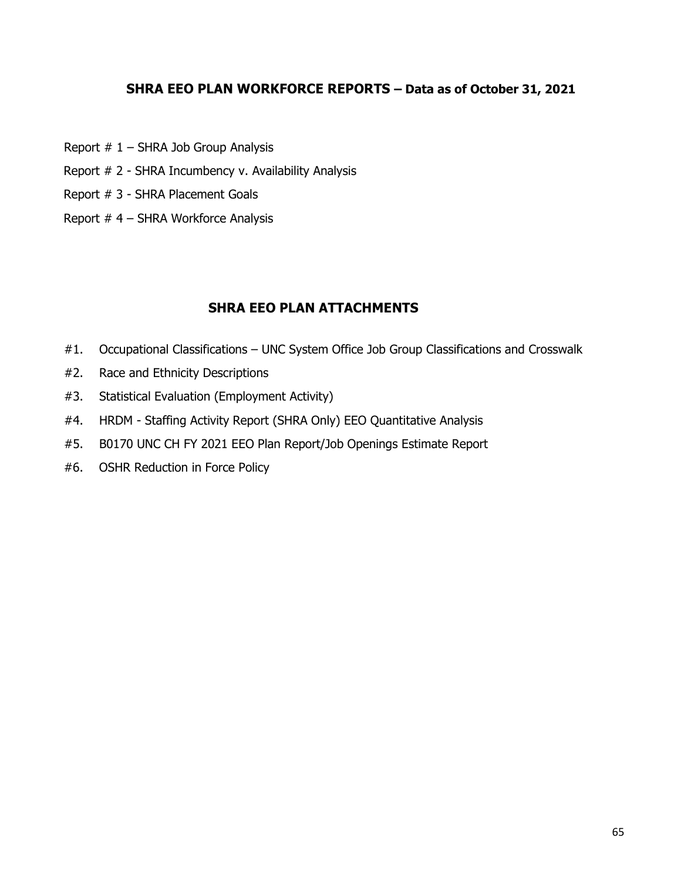## SHRA EEO PLAN WORKFORCE REPORTS – Data as of October 31, 2021

Report # 1 – SHRA Job Group Analysis

Report # 2 - SHRA Incumbency v. Availability Analysis

Report # 3 - SHRA Placement Goals

Report # 4 – SHRA Workforce Analysis

## SHRA EEO PLAN ATTACHMENTS

#1. Occupational Classifications – UNC System Office Job Group Classifications and Crosswalk

#2. Race and Ethnicity Descriptions

#3. Statistical Evaluation (Employment Activity)

#4. HRDM - Staffing Activity Report (SHRA Only) EEO Quantitative Analysis

#5. B0170 UNC CH FY 2021 EEO Plan Report/Job Openings Estimate Report

#6. OSHR Reduction in Force Policy